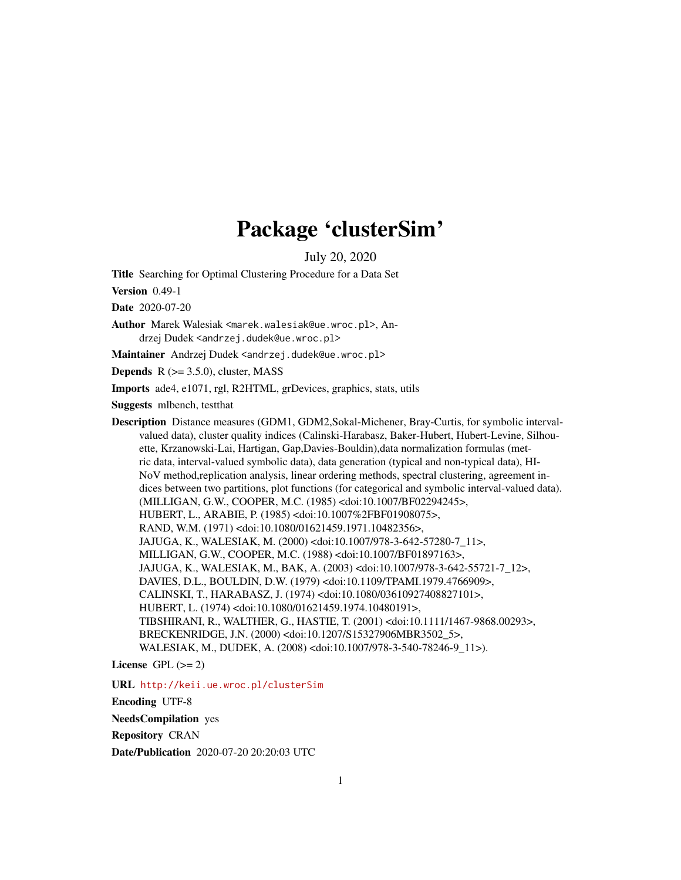# Package 'clusterSim'

July 20, 2020

**Title** Searching for Optimal Clustering Procedure for a Data Set

**Version** 0.49-1

**Date** 2020-07-20

**Author** Marek Walesiak <marek.walesiak@ue.wroc.pl>, Andrzej Dudek <andrzej.dudek@ue.wroc.pl>

**Maintainer** Andrzej Dudek <andrzej.dudek@ue.wroc.pl>

**Depends** R (>= 3.5.0), cluster, MASS

**Imports** ade4, e1071, rgl, R2HTML, grDevices, graphics, stats, utils

**Suggests** mlbench, testthat

**Description** Distance measures (GDM1, GDM2,Sokal-Michener, Bray-Curtis, for symbolic interval-valued data), cluster quality indices (Calinski-Harabasz, Baker-Hubert, Hubert-Levine, Silhouette, Krzanowski-Lai, Hartigan, Gap,Davies-Bouldin),data normalization formulas (metric data, interval-valued symbolic data), data generation (typical and non-typical data), HINoV method,replication analysis, linear ordering methods, spectral clustering, agreement indices between two partitions, plot functions (for categorical and symbolic interval-valued data). (MILLIGAN, G.W., COOPER, M.C. (1985) <doi:10.1007/BF02294245>, HUBERT, L., ARABIE, P. (1985) <doi:10.1007%2FBF01908075>, RAND, W.M. (1971) <doi:10.1080/01621459.1971.10482356>, JAJUGA, K., WALESIAK, M. (2000) <doi:10.1007/978-3-642-57280-7_11>, MILLIGAN, G.W., COOPER, M.C. (1988) <doi:10.1007/BF01897163>, JAJUGA, K., WALESIAK, M., BAK, A. (2003) <doi:10.1007/978-3-642-55721-7_12>, DAVIES, D.L., BOULDIN, D.W. (1979) <doi:10.1109/TPAMI.1979.4766909>, CALINSKI, T., HARABASZ, J. (1974) <doi:10.1080/03610927408827101>, HUBERT, L. (1974) <doi:10.1080/01621459.1974.10480191>, TIBSHIRANI, R., WALTHER, G., HASTIE, T. (2001) <doi:10.1111/1467-9868.00293>, BRECKENRIDGE, J.N. (2000) <doi:10.1207/S15327906MBR3502_5>, WALESIAK, M., DUDEK, A. (2008) <doi:10.1007/978-3-540-78246-9_11>).

**License** GPL (>= 2)

**URL** http://keii.ue.wroc.pl/clusterSim

**Encoding** UTF-8

**NeedsCompilation** yes

**Repository** CRAN

**Date/Publication** 2020-07-20 20:20:03 UTC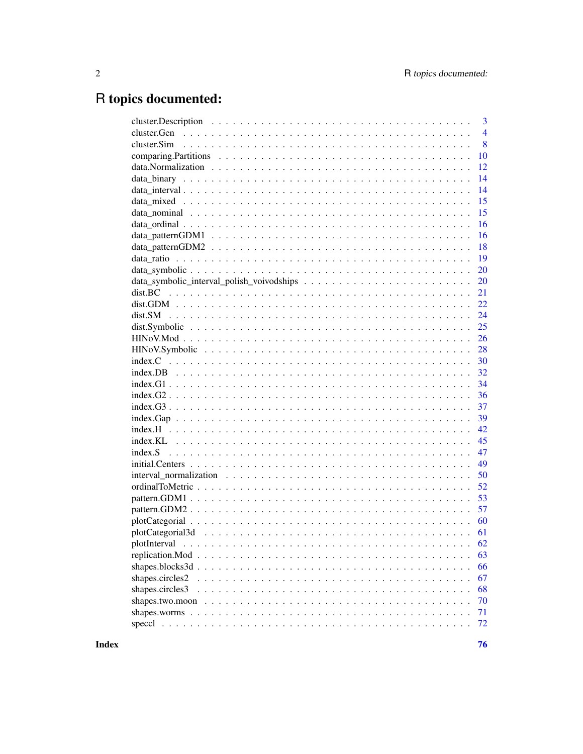# R topics documented:

| | |
|---|---|
| cluster.Description | 3 |
| cluster.Gen | 4 |
| cluster.Sim | 8 |
| comparing.Partitions | 10 |
| data.Normalization | 12 |
| data_binary | 14 |
| data_interval | 14 |
| data_mixed | 15 |
| data_nominal | 15 |
| data_ordinal | 16 |
| data_patternGDM1 | 16 |
| data_patternGDM2 | 18 |
| data_ratio | 19 |
| data_symbolic | 20 |
| data_symbolic_interval_polish_voivodships | 20 |
| dist.BC | 21 |
| dist.GDM | 22 |
| dist.SM | 24 |
| dist.Symbolic | 25 |
| HINoV.Mod | 26 |
| HINoV.Symbolic | 28 |
| index.C | 30 |
| index.DB | 32 |
| index.G1 | 34 |
| index.G2 | 36 |
| index.G3 | 37 |
| index.Gap | 39 |
| index.H | 42 |
| index.KL | 45 |
| index.S | 47 |
| initial.Centers | 49 |
| interval_normalization | 50 |
| ordinalToMetric | 52 |
| pattern.GDM1 | 53 |
| pattern.GDM2 | 57 |
| plotCategorial | 60 |
| plotCategorial3d | 61 |
| plotInterval | 62 |
| replication.Mod | 63 |
| shapes.blocks3d | 66 |
| shapes.circles2 | 67 |
| shapes.circles3 | 68 |
| shapes.two.moon | 70 |
| shapes.worms | 71 |
| speccl | 72 |

**Index** **76**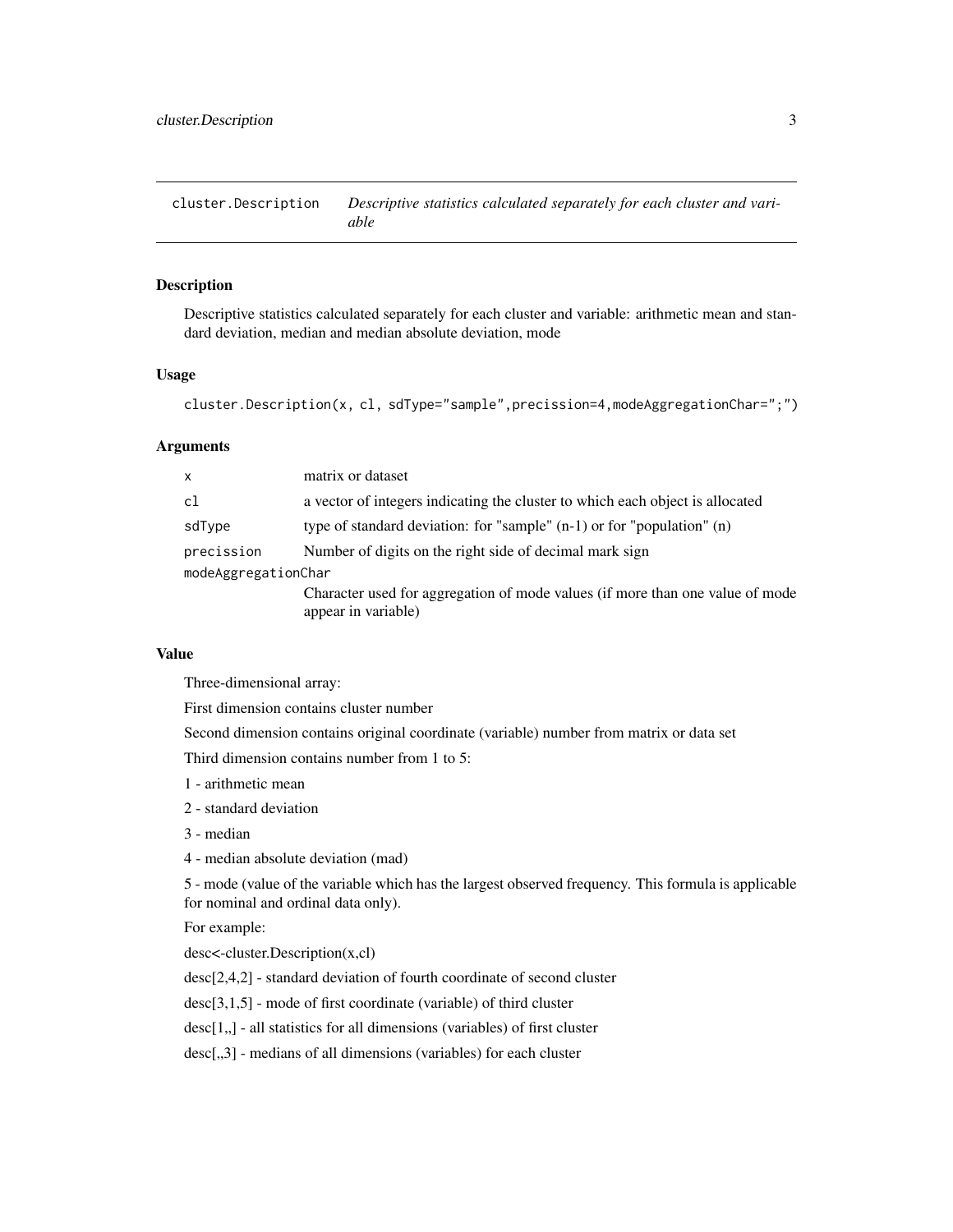## cluster.Description    *Descriptive statistics calculated separately for each cluster and variable*

### Description

Descriptive statistics calculated separately for each cluster and variable: arithmetic mean and standard deviation, median and median absolute deviation, mode

### Usage

```
cluster.Description(x, cl, sdType="sample",precission=4,modeAggregationChar=";")
```

### Arguments

| | |
|---|---|
| `x` | matrix or dataset |
| `cl` | a vector of integers indicating the cluster to which each object is allocated |
| `sdType` | type of standard deviation: for "sample" (n-1) or for "population" (n) |
| `precission` | Number of digits on the right side of decimal mark sign |
| `modeAggregationChar` | Character used for aggregation of mode values (if more than one value of mode appear in variable) |

### Value

Three-dimensional array:

First dimension contains cluster number

Second dimension contains original coordinate (variable) number from matrix or data set

Third dimension contains number from 1 to 5:

1 - arithmetic mean

2 - standard deviation

3 - median

4 - median absolute deviation (mad)

5 - mode (value of the variable which has the largest observed frequency. This formula is applicable for nominal and ordinal data only).

For example:

desc<-cluster.Description(x,cl)

desc[2,4,2] - standard deviation of fourth coordinate of second cluster

desc[3,1,5] - mode of first coordinate (variable) of third cluster

desc[1,,] - all statistics for all dimensions (variables) of first cluster

desc[,,3] - medians of all dimensions (variables) for each cluster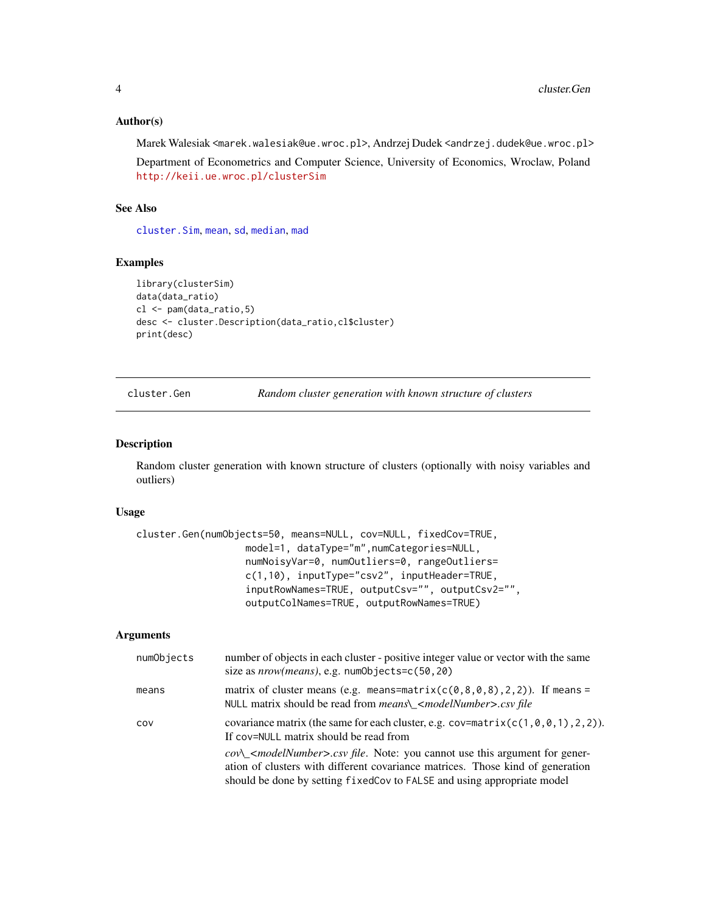### Author(s)

Marek Walesiak <marek.walesiak@ue.wroc.pl>, Andrzej Dudek <andrzej.dudek@ue.wroc.pl>

Department of Econometrics and Computer Science, University of Economics, Wroclaw, Poland http://keii.ue.wroc.pl/clusterSim

### See Also

cluster.Sim, mean, sd, median, mad

### Examples

```
library(clusterSim)
data(data_ratio)
cl <- pam(data_ratio,5)
desc <- cluster.Description(data_ratio,cl$cluster)
print(desc)
```

---

## cluster.Gen — *Random cluster generation with known structure of clusters*

### Description

Random cluster generation with known structure of clusters (optionally with noisy variables and outliers)

### Usage

```
cluster.Gen(numObjects=50, means=NULL, cov=NULL, fixedCov=TRUE,
                  model=1, dataType="m",numCategories=NULL,
                  numNoisyVar=0, numOutliers=0, rangeOutliers=
                  c(1,10), inputType="csv2", inputHeader=TRUE,
                  inputRowNames=TRUE, outputCsv="", outputCsv2="",
                  outputColNames=TRUE, outputRowNames=TRUE)
```

### Arguments

| | |
|---|---|
| numObjects | number of objects in each cluster - positive integer value or vector with the same size as *nrow(means)*, e.g. numObjects=c(50,20) |
| means | matrix of cluster means (e.g. means=matrix(c(0,8,0,8),2,2)). If means = NULL matrix should be read from *means_<modelNumber>.csv file* |
| cov | covariance matrix (the same for each cluster, e.g. cov=matrix(c(1,0,0,1),2,2)). If cov=NULL matrix should be read from *cov_<modelNumber>.csv file*. Note: you cannot use this argument for generation of clusters with different covariance matrices. Those kind of generation should be done by setting fixedCov to FALSE and using appropriate model |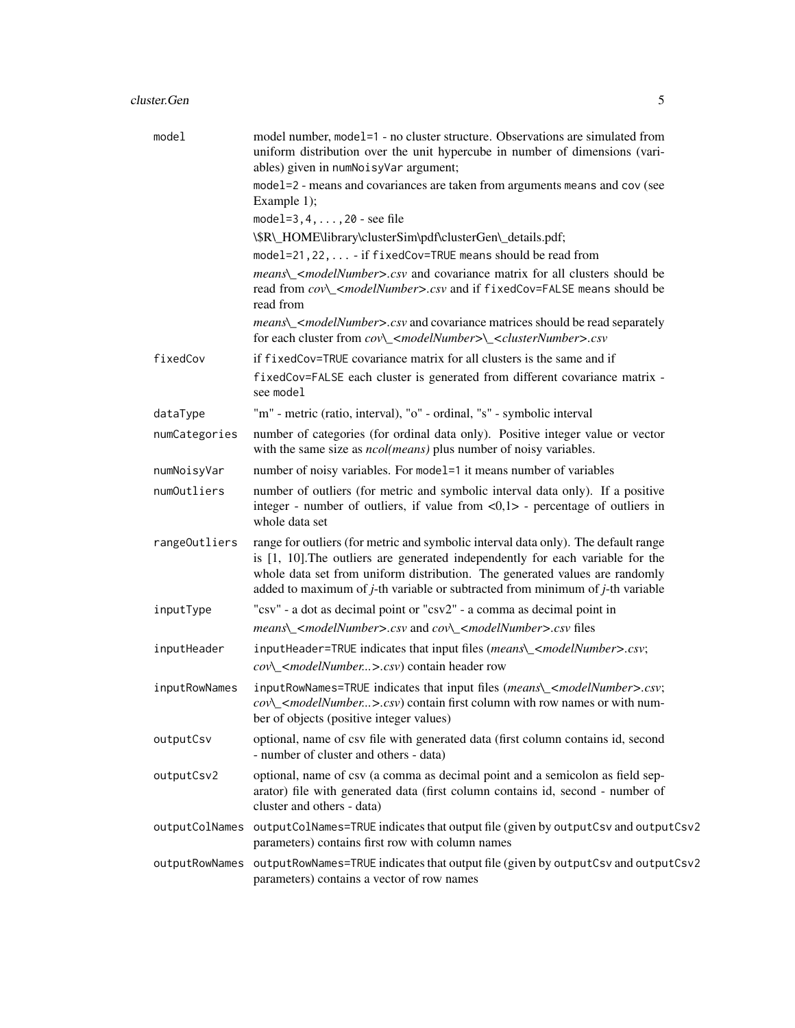| | |
|---|---|
| `model` | model number, `model=1` - no cluster structure. Observations are simulated from uniform distribution over the unit hypercube in number of dimensions (variables) given in `numNoisyVar` argument;<br>`model=2` - means and covariances are taken from arguments `means` and `cov` (see Example 1);<br>`model=3,4,...,20` - see file<br>\$R\_HOME\library\clusterSim\pdf\clusterGen\_details.pdf;<br>`model=21,22,...` - if `fixedCov=TRUE` `means` should be read from<br>*means\_<modelNumber>.csv* and covariance matrix for all clusters should be read from *cov\_<modelNumber>.csv* and if `fixedCov=FALSE` `means` should be read from<br>*means\_<modelNumber>.csv* and covariance matrices should be read separately for each cluster from *cov\_<modelNumber>\_<clusterNumber>.csv* |
| `fixedCov` | if `fixedCov=TRUE` covariance matrix for all clusters is the same and if<br>`fixedCov=FALSE` each cluster is generated from different covariance matrix - see `model` |
| `dataType` | "m" - metric (ratio, interval), "o" - ordinal, "s" - symbolic interval |
| `numCategories` | number of categories (for ordinal data only). Positive integer value or vector with the same size as *ncol(means)* plus number of noisy variables. |
| `numNoisyVar` | number of noisy variables. For `model=1` it means number of variables |
| `numOutliers` | number of outliers (for metric and symbolic interval data only). If a positive integer - number of outliers, if value from <0,1> - percentage of outliers in whole data set |
| `rangeOutliers` | range for outliers (for metric and symbolic interval data only). The default range is [1, 10].The outliers are generated independently for each variable for the whole data set from uniform distribution. The generated values are randomly added to maximum of *j*-th variable or subtracted from minimum of *j*-th variable |
| `inputType` | "csv" - a dot as decimal point or "csv2" - a comma as decimal point in<br>*means\_<modelNumber>.csv* and *cov\_<modelNumber>.csv* files |
| `inputHeader` | `inputHeader=TRUE` indicates that input files (*means\_<modelNumber>.csv*;<br>*cov\_<modelNumber...>.csv*) contain header row |
| `inputRowNames` | `inputRowNames=TRUE` indicates that input files (*means\_<modelNumber>.csv*; *cov\_<modelNumber...>.csv*) contain first column with row names or with number of objects (positive integer values) |
| `outputCsv` | optional, name of csv file with generated data (first column contains id, second - number of cluster and others - data) |
| `outputCsv2` | optional, name of csv (a comma as decimal point and a semicolon as field separator) file with generated data (first column contains id, second - number of cluster and others - data) |
| `outputColNames` | `outputColNames=TRUE` indicates that output file (given by `outputCsv` and `outputCsv2` parameters) contains first row with column names |
| `outputRowNames` | `outputRowNames=TRUE` indicates that output file (given by `outputCsv` and `outputCsv2` parameters) contains a vector of row names |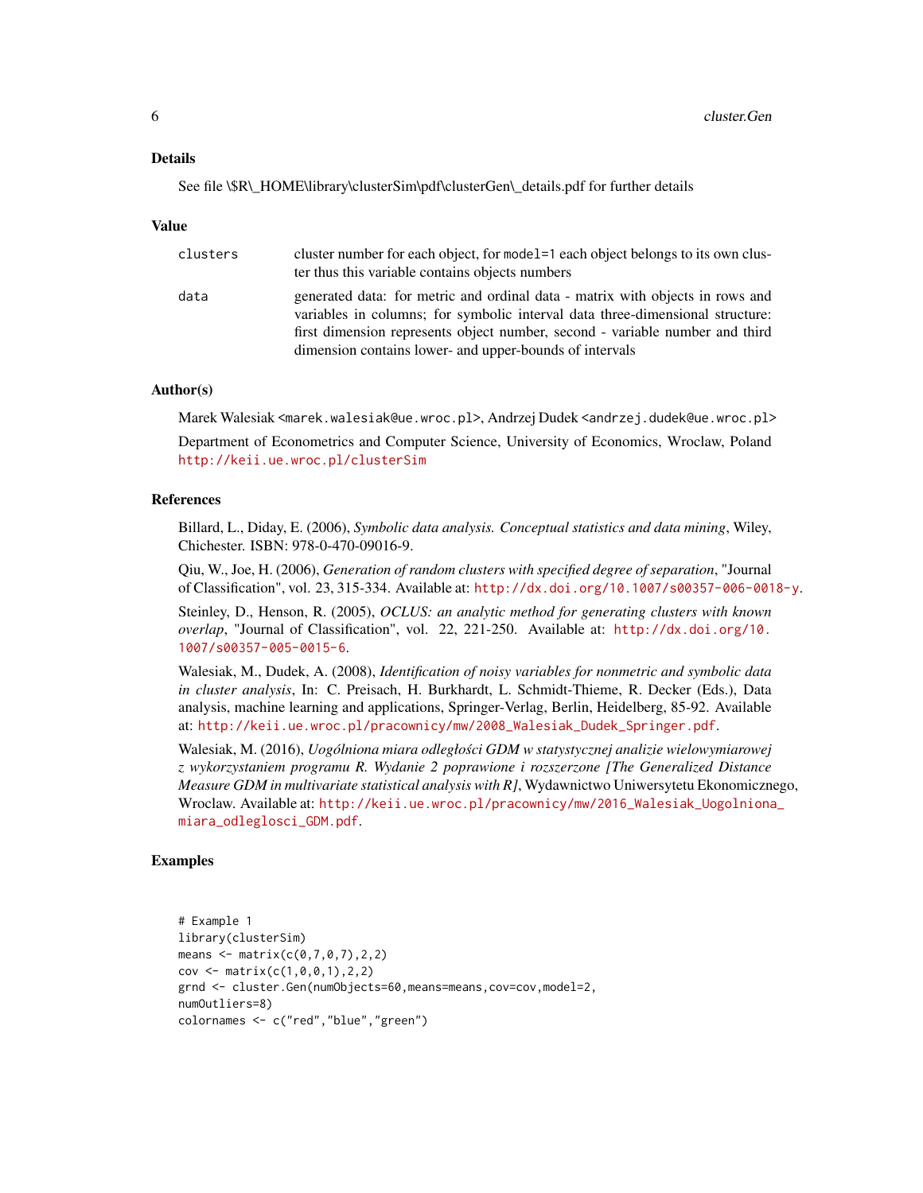## Details

See file \$R\_HOME\library\clusterSim\pdf\clusterGen\_details.pdf for further details

## Value

| | |
|---|---|
| clusters | cluster number for each object, for model=1 each object belongs to its own cluster thus this variable contains objects numbers |
| data | generated data: for metric and ordinal data - matrix with objects in rows and variables in columns; for symbolic interval data three-dimensional structure: first dimension represents object number, second - variable number and third dimension contains lower- and upper-bounds of intervals |

## Author(s)

Marek Walesiak <marek.walesiak@ue.wroc.pl>, Andrzej Dudek <andrzej.dudek@ue.wroc.pl>

Department of Econometrics and Computer Science, University of Economics, Wroclaw, Poland http://keii.ue.wroc.pl/clusterSim

## References

Billard, L., Diday, E. (2006), *Symbolic data analysis. Conceptual statistics and data mining*, Wiley, Chichester. ISBN: 978-0-470-09016-9.

Qiu, W., Joe, H. (2006), *Generation of random clusters with specified degree of separation*, "Journal of Classification", vol. 23, 315-334. Available at: http://dx.doi.org/10.1007/s00357-006-0018-y.

Steinley, D., Henson, R. (2005), *OCLUS: an analytic method for generating clusters with known overlap*, "Journal of Classification", vol. 22, 221-250. Available at: http://dx.doi.org/10.1007/s00357-005-0015-6.

Walesiak, M., Dudek, A. (2008), *Identification of noisy variables for nonmetric and symbolic data in cluster analysis*, In: C. Preisach, H. Burkhardt, L. Schmidt-Thieme, R. Decker (Eds.), Data analysis, machine learning and applications, Springer-Verlag, Berlin, Heidelberg, 85-92. Available at: http://keii.ue.wroc.pl/pracownicy/mw/2008_Walesiak_Dudek_Springer.pdf.

Walesiak, M. (2016), *Uogólniona miara odległości GDM w statystycznej analizie wielowymiarowej z wykorzystaniem programu R. Wydanie 2 poprawione i rozszerzone [The Generalized Distance Measure GDM in multivariate statistical analysis with R]*, Wydawnictwo Uniwersytetu Ekonomicznego, Wroclaw. Available at: http://keii.ue.wroc.pl/pracownicy/mw/2016_Walesiak_Uogolniona_miara_odleglosci_GDM.pdf.

## Examples

```
# Example 1
library(clusterSim)
means <- matrix(c(0,7,0,7),2,2)
cov <- matrix(c(1,0,0,1),2,2)
grnd <- cluster.Gen(numObjects=60,means=means,cov=cov,model=2,
numOutliers=8)
colornames <- c("red","blue","green")
```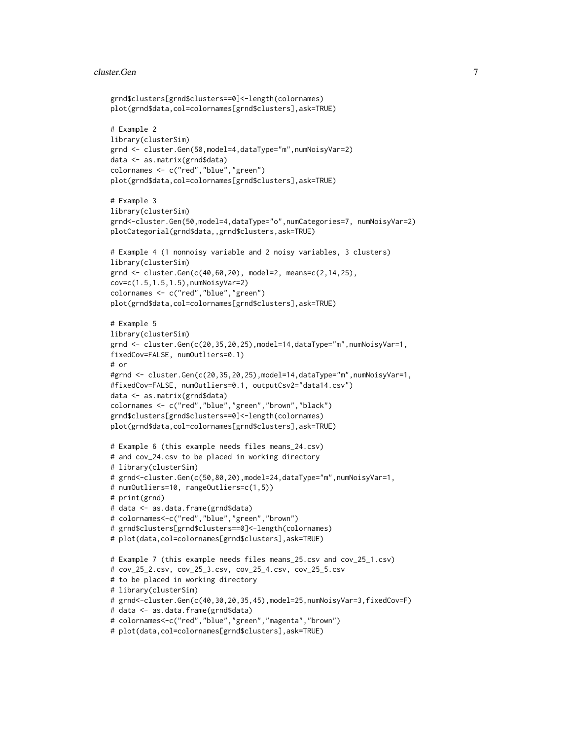```
grnd$clusters[grnd$clusters==0]<-length(colornames)
plot(grnd$data,col=colornames[grnd$clusters],ask=TRUE)

# Example 2
library(clusterSim)
grnd <- cluster.Gen(50,model=4,dataType="m",numNoisyVar=2)
data <- as.matrix(grnd$data)
colornames <- c("red","blue","green")
plot(grnd$data,col=colornames[grnd$clusters],ask=TRUE)

# Example 3
library(clusterSim)
grnd<-cluster.Gen(50,model=4,dataType="o",numCategories=7, numNoisyVar=2)
plotCategorial(grnd$data,,grnd$clusters,ask=TRUE)

# Example 4 (1 nonnoisy variable and 2 noisy variables, 3 clusters)
library(clusterSim)
grnd <- cluster.Gen(c(40,60,20), model=2, means=c(2,14,25),
cov=c(1.5,1.5,1.5),numNoisyVar=2)
colornames <- c("red","blue","green")
plot(grnd$data,col=colornames[grnd$clusters],ask=TRUE)

# Example 5
library(clusterSim)
grnd <- cluster.Gen(c(20,35,20,25),model=14,dataType="m",numNoisyVar=1,
fixedCov=FALSE, numOutliers=0.1)
# or
#grnd <- cluster.Gen(c(20,35,20,25),model=14,dataType="m",numNoisyVar=1,
#fixedCov=FALSE, numOutliers=0.1, outputCsv2="data14.csv")
data <- as.matrix(grnd$data)
colornames <- c("red","blue","green","brown","black")
grnd$clusters[grnd$clusters==0]<-length(colornames)
plot(grnd$data,col=colornames[grnd$clusters],ask=TRUE)

# Example 6 (this example needs files means_24.csv)
# and cov_24.csv to be placed in working directory
# library(clusterSim)
# grnd<-cluster.Gen(c(50,80,20),model=24,dataType="m",numNoisyVar=1,
# numOutliers=10, rangeOutliers=c(1,5))
# print(grnd)
# data <- as.data.frame(grnd$data)
# colornames<-c("red","blue","green","brown")
# grnd$clusters[grnd$clusters==0]<-length(colornames)
# plot(data,col=colornames[grnd$clusters],ask=TRUE)

# Example 7 (this example needs files means_25.csv and cov_25_1.csv)
# cov_25_2.csv, cov_25_3.csv, cov_25_4.csv, cov_25_5.csv
# to be placed in working directory
# library(clusterSim)
# grnd<-cluster.Gen(c(40,30,20,35,45),model=25,numNoisyVar=3,fixedCov=F)
# data <- as.data.frame(grnd$data)
# colornames<-c("red","blue","green","magenta","brown")
# plot(data,col=colornames[grnd$clusters],ask=TRUE)
```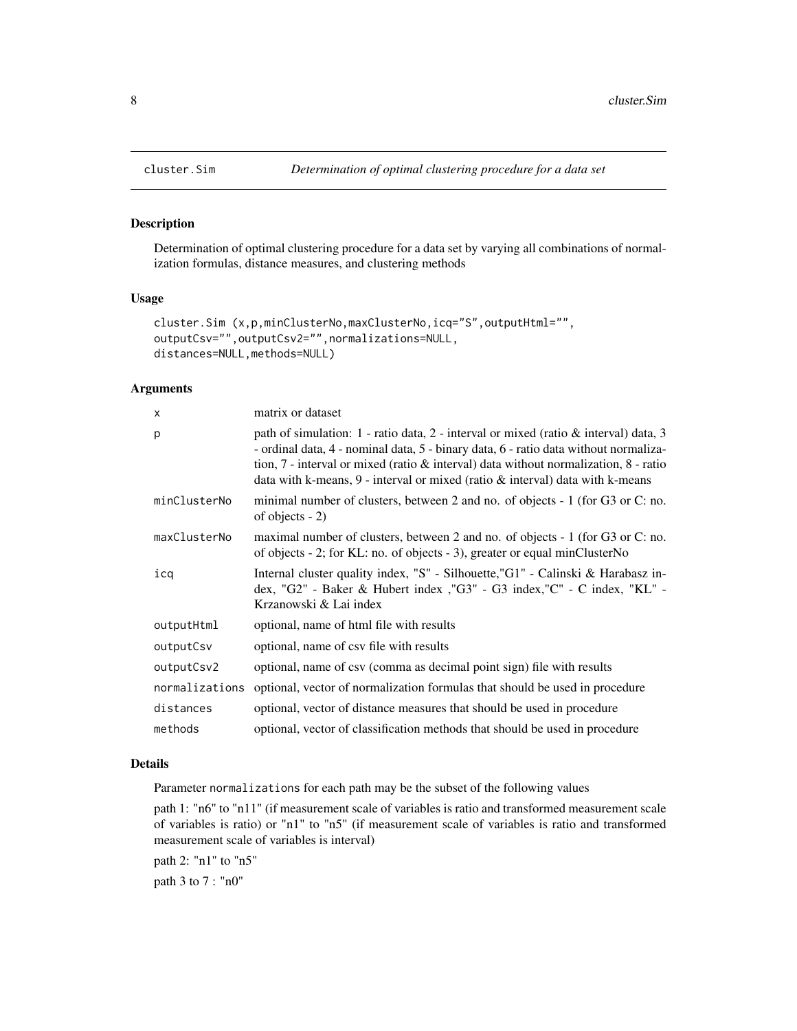cluster.Sim    *Determination of optimal clustering procedure for a data set*

## Description

Determination of optimal clustering procedure for a data set by varying all combinations of normalization formulas, distance measures, and clustering methods

## Usage

```
cluster.Sim (x,p,minClusterNo,maxClusterNo,icq="S",outputHtml="",
outputCsv="",outputCsv2="",normalizations=NULL,
distances=NULL,methods=NULL)
```

## Arguments

| | |
|---|---|
| x | matrix or dataset |
| p | path of simulation: 1 - ratio data, 2 - interval or mixed (ratio & interval) data, 3 - ordinal data, 4 - nominal data, 5 - binary data, 6 - ratio data without normalization, 7 - interval or mixed (ratio & interval) data without normalization, 8 - ratio data with k-means, 9 - interval or mixed (ratio & interval) data with k-means |
| minClusterNo | minimal number of clusters, between 2 and no. of objects - 1 (for G3 or C: no. of objects - 2) |
| maxClusterNo | maximal number of clusters, between 2 and no. of objects - 1 (for G3 or C: no. of objects - 2; for KL: no. of objects - 3), greater or equal minClusterNo |
| icq | Internal cluster quality index, "S" - Silhouette,"G1" - Calinski & Harabasz index, "G2" - Baker & Hubert index ,"G3" - G3 index,"C" - C index, "KL" - Krzanowski & Lai index |
| outputHtml | optional, name of html file with results |
| outputCsv | optional, name of csv file with results |
| outputCsv2 | optional, name of csv (comma as decimal point sign) file with results |
| normalizations | optional, vector of normalization formulas that should be used in procedure |
| distances | optional, vector of distance measures that should be used in procedure |
| methods | optional, vector of classification methods that should be used in procedure |

## Details

Parameter normalizations for each path may be the subset of the following values

path 1: "n6" to "n11" (if measurement scale of variables is ratio and transformed measurement scale of variables is ratio) or "n1" to "n5" (if measurement scale of variables is ratio and transformed measurement scale of variables is interval)

path 2: "n1" to "n5"

path 3 to 7 : "n0"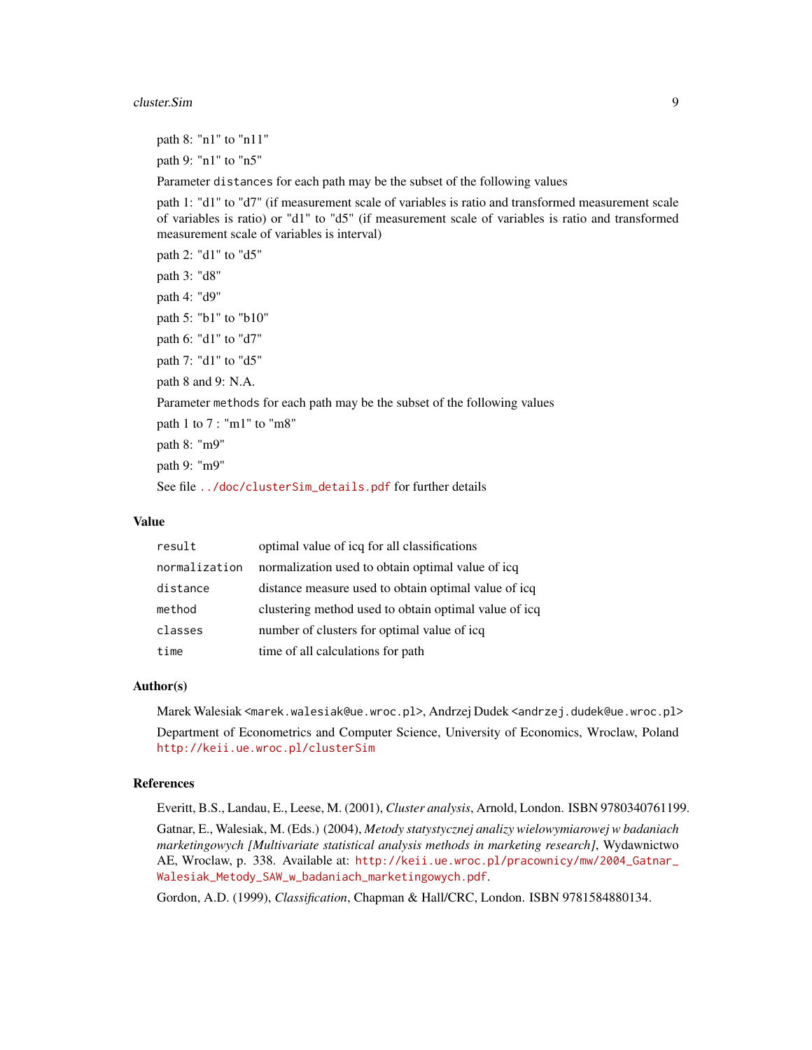path 8: "n1" to "n11"

path 9: "n1" to "n5"

Parameter `distances` for each path may be the subset of the following values

path 1: "d1" to "d7" (if measurement scale of variables is ratio and transformed measurement scale of variables is ratio) or "d1" to "d5" (if measurement scale of variables is ratio and transformed measurement scale of variables is interval)

path 2: "d1" to "d5"

path 3: "d8"

path 4: "d9"

path 5: "b1" to "b10"

path 6: "d1" to "d7"

path 7: "d1" to "d5"

path 8 and 9: N.A.

Parameter `methods` for each path may be the subset of the following values

path 1 to 7 : "m1" to "m8"

path 8: "m9"

path 9: "m9"

See file `../doc/clusterSim_details.pdf` for further details

## Value

| | |
|---|---|
| `result` | optimal value of icq for all classifications |
| `normalization` | normalization used to obtain optimal value of icq |
| `distance` | distance measure used to obtain optimal value of icq |
| `method` | clustering method used to obtain optimal value of icq |
| `classes` | number of clusters for optimal value of icq |
| `time` | time of all calculations for path |

## Author(s)

Marek Walesiak <marek.walesiak@ue.wroc.pl>, Andrzej Dudek <andrzej.dudek@ue.wroc.pl>

Department of Econometrics and Computer Science, University of Economics, Wroclaw, Poland http://keii.ue.wroc.pl/clusterSim

## References

Everitt, B.S., Landau, E., Leese, M. (2001), *Cluster analysis*, Arnold, London. ISBN 9780340761199.

Gatnar, E., Walesiak, M. (Eds.) (2004), *Metody statystycznej analizy wielowymiarowej w badaniach marketingowych [Multivariate statistical analysis methods in marketing research]*, Wydawnictwo AE, Wroclaw, p. 338. Available at: http://keii.ue.wroc.pl/pracownicy/mw/2004_Gatnar_Walesiak_Metody_SAW_w_badaniach_marketingowych.pdf.

Gordon, A.D. (1999), *Classification*, Chapman & Hall/CRC, London. ISBN 9781584880134.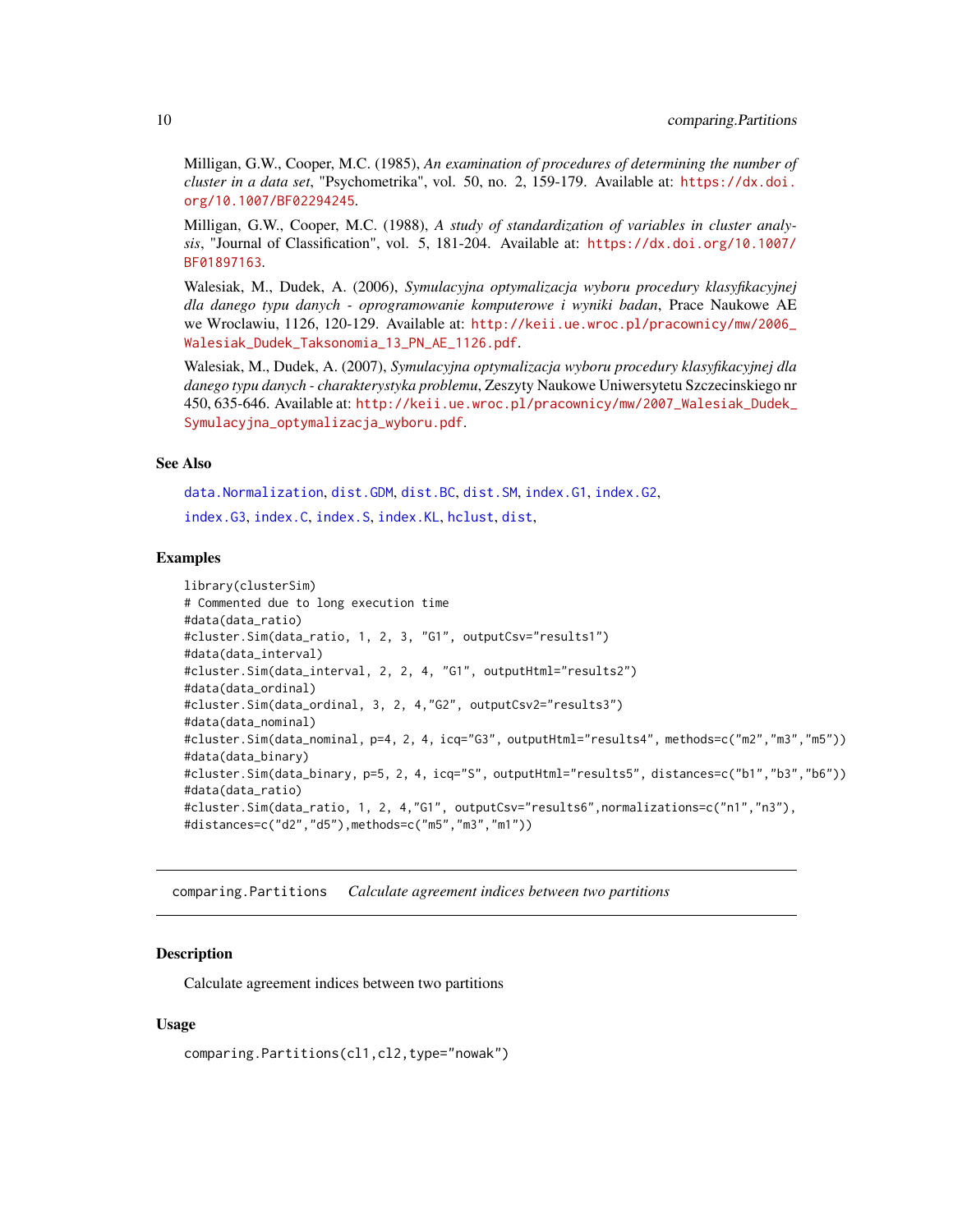Milligan, G.W., Cooper, M.C. (1985), *An examination of procedures of determining the number of cluster in a data set*, "Psychometrika", vol. 50, no. 2, 159-179. Available at: https://dx.doi.org/10.1007/BF02294245.

Milligan, G.W., Cooper, M.C. (1988), *A study of standardization of variables in cluster analysis*, "Journal of Classification", vol. 5, 181-204. Available at: https://dx.doi.org/10.1007/BF01897163.

Walesiak, M., Dudek, A. (2006), *Symulacyjna optymalizacja wyboru procedury klasyfikacyjnej dla danego typu danych - oprogramowanie komputerowe i wyniki badan*, Prace Naukowe AE we Wroclawiu, 1126, 120-129. Available at: http://keii.ue.wroc.pl/pracownicy/mw/2006_Walesiak_Dudek_Taksonomia_13_PN_AE_1126.pdf.

Walesiak, M., Dudek, A. (2007), *Symulacyjna optymalizacja wyboru procedury klasyfikacyjnej dla danego typu danych - charakterystyka problemu*, Zeszyty Naukowe Uniwersytetu Szczecinskiego nr 450, 635-646. Available at: http://keii.ue.wroc.pl/pracownicy/mw/2007_Walesiak_Dudek_Symulacyjna_optymalizacja_wyboru.pdf.

### See Also

data.Normalization, dist.GDM, dist.BC, dist.SM, index.G1, index.G2, index.G3, index.C, index.S, index.KL, hclust, dist,

### Examples

```
library(clusterSim)
# Commented due to long execution time
#data(data_ratio)
#cluster.Sim(data_ratio, 1, 2, 3, "G1", outputCsv="results1")
#data(data_interval)
#cluster.Sim(data_interval, 2, 2, 4, "G1", outputHtml="results2")
#data(data_ordinal)
#cluster.Sim(data_ordinal, 3, 2, 4,"G2", outputCsv2="results3")
#data(data_nominal)
#cluster.Sim(data_nominal, p=4, 2, 4, icq="G3", outputHtml="results4", methods=c("m2","m3","m5"))
#data(data_binary)
#cluster.Sim(data_binary, p=5, 2, 4, icq="S", outputHtml="results5", distances=c("b1","b3","b6"))
#data(data_ratio)
#cluster.Sim(data_ratio, 1, 2, 4,"G1", outputCsv="results6",normalizations=c("n1","n3"),
#distances=c("d2","d5"),methods=c("m5","m3","m1"))
```

---

## comparing.Partitions *Calculate agreement indices between two partitions*

### Description

Calculate agreement indices between two partitions

### Usage

```
comparing.Partitions(cl1,cl2,type="nowak")
```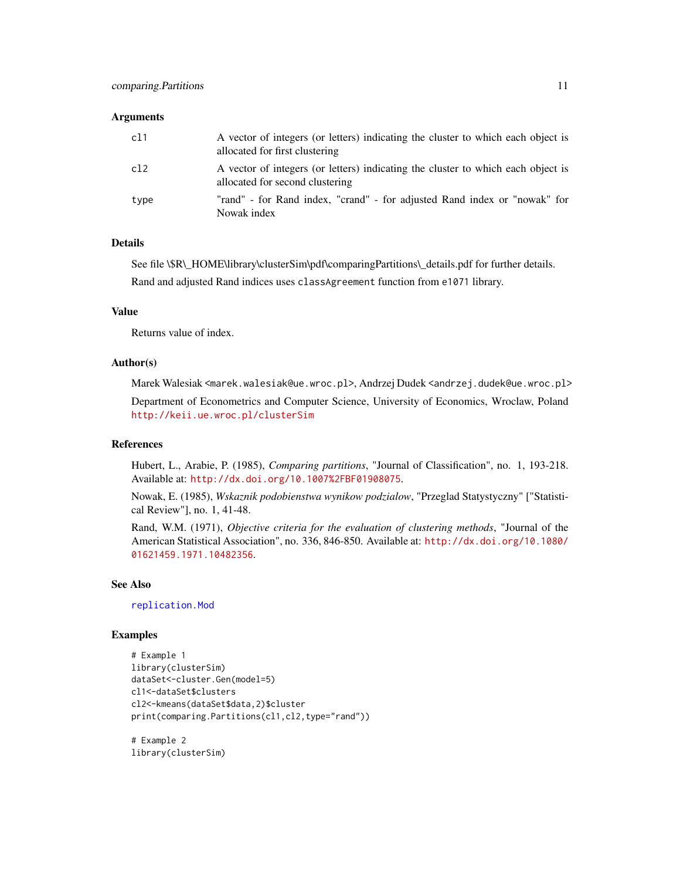### Arguments

| | |
|---|---|
| cl1 | A vector of integers (or letters) indicating the cluster to which each object is allocated for first clustering |
| cl2 | A vector of integers (or letters) indicating the cluster to which each object is allocated for second clustering |
| type | "rand" - for Rand index, "crand" - for adjusted Rand index or "nowak" for Nowak index |

### Details

See file \$R\_HOME\library\clusterSim\pdf\comparingPartitions\_details.pdf for further details.

Rand and adjusted Rand indices uses `classAgreement` function from `e1071` library.

### Value

Returns value of index.

### Author(s)

Marek Walesiak <marek.walesiak@ue.wroc.pl>, Andrzej Dudek <andrzej.dudek@ue.wroc.pl>

Department of Econometrics and Computer Science, University of Economics, Wroclaw, Poland http://keii.ue.wroc.pl/clusterSim

### References

Hubert, L., Arabie, P. (1985), *Comparing partitions*, "Journal of Classification", no. 1, 193-218. Available at: http://dx.doi.org/10.1007%2FBF01908075.

Nowak, E. (1985), *Wskaznik podobienstwa wynikow podzialow*, "Przeglad Statystyczny" ["Statistical Review"], no. 1, 41-48.

Rand, W.M. (1971), *Objective criteria for the evaluation of clustering methods*, "Journal of the American Statistical Association", no. 336, 846-850. Available at: http://dx.doi.org/10.1080/01621459.1971.10482356.

### See Also

replication.Mod

### Examples

```
# Example 1
library(clusterSim)
dataSet<-cluster.Gen(model=5)
cl1<-dataSet$clusters
cl2<-kmeans(dataSet$data,2)$cluster
print(comparing.Partitions(cl1,cl2,type="rand"))

# Example 2
library(clusterSim)
```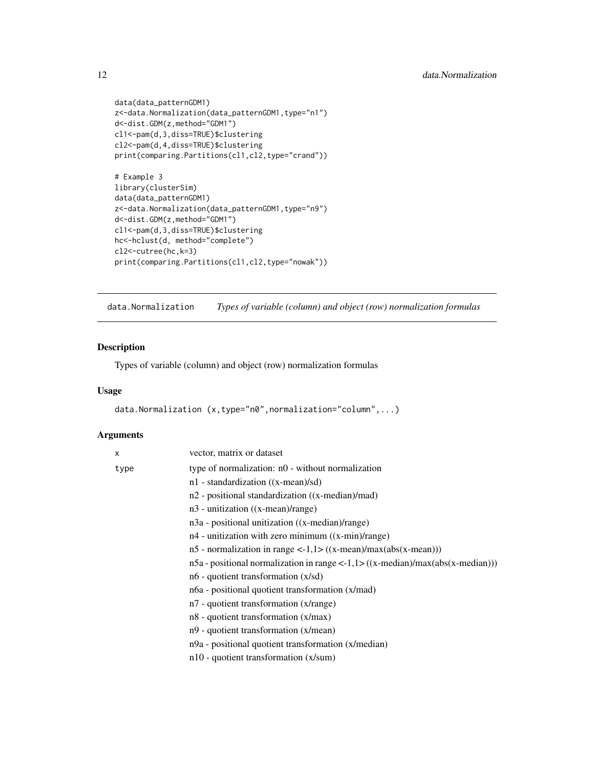```
data(data_patternGDM1)
z<-data.Normalization(data_patternGDM1,type="n1")
d<-dist.GDM(z,method="GDM1")
cl1<-pam(d,3,diss=TRUE)$clustering
cl2<-pam(d,4,diss=TRUE)$clustering
print(comparing.Partitions(cl1,cl2,type="crand"))

# Example 3
library(clusterSim)
data(data_patternGDM1)
z<-data.Normalization(data_patternGDM1,type="n9")
d<-dist.GDM(z,method="GDM1")
cl1<-pam(d,3,diss=TRUE)$clustering
hc<-hclust(d, method="complete")
cl2<-cutree(hc,k=3)
print(comparing.Partitions(cl1,cl2,type="nowak"))
```

## data.Normalization    *Types of variable (column) and object (row) normalization formulas*

### Description

Types of variable (column) and object (row) normalization formulas

### Usage

```
data.Normalization (x,type="n0",normalization="column",...)
```

### Arguments

| | |
|---|---|
| x | vector, matrix or dataset |
| type | type of normalization: n0 - without normalization<br>n1 - standardization ((x-mean)/sd)<br>n2 - positional standardization ((x-median)/mad)<br>n3 - unitization ((x-mean)/range)<br>n3a - positional unitization ((x-median)/range)<br>n4 - unitization with zero minimum ((x-min)/range)<br>n5 - normalization in range <-1,1> ((x-mean)/max(abs(x-mean)))<br>n5a - positional normalization in range <-1,1> ((x-median)/max(abs(x-median)))<br>n6 - quotient transformation (x/sd)<br>n6a - positional quotient transformation (x/mad)<br>n7 - quotient transformation (x/range)<br>n8 - quotient transformation (x/max)<br>n9 - quotient transformation (x/mean)<br>n9a - positional quotient transformation (x/median)<br>n10 - quotient transformation (x/sum) |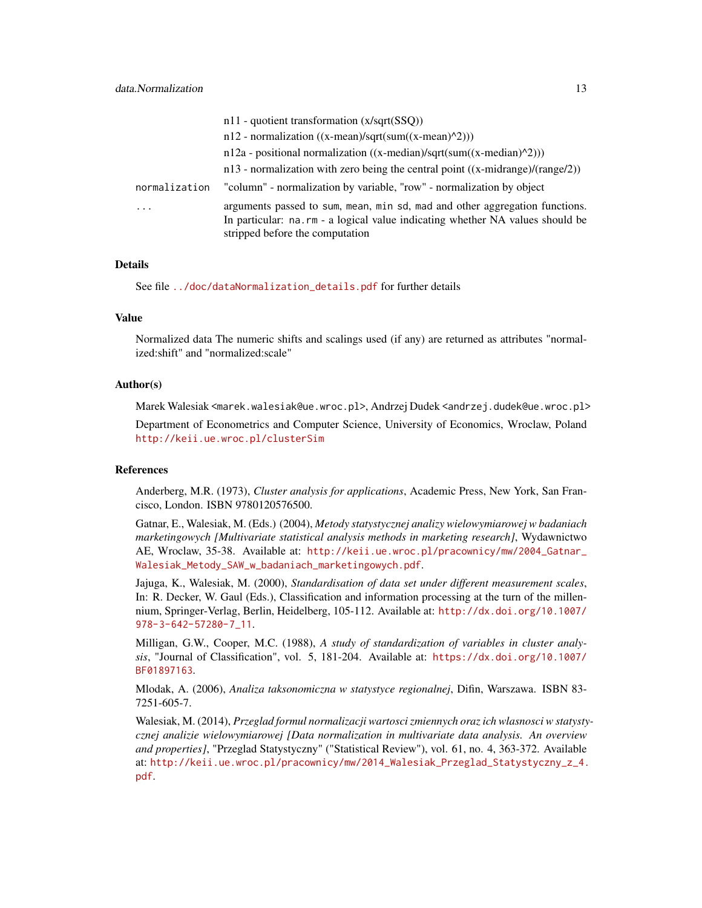n11 - quotient transformation (x/sqrt(SSQ))

n12 - normalization ((x-mean)/sqrt(sum((x-mean)^2)))

n12a - positional normalization ((x-median)/sqrt(sum((x-median)^2)))

n13 - normalization with zero being the central point ((x-midrange)/(range/2))

`normalization` "column" - normalization by variable, "row" - normalization by object

`...` arguments passed to `sum`, `mean`, `min` `sd`, `mad` and other aggregation functions. In particular: `na.rm` - a logical value indicating whether NA values should be stripped before the computation

## Details

See file `../doc/dataNormalization_details.pdf` for further details

## Value

Normalized data The numeric shifts and scalings used (if any) are returned as attributes "normalized:shift" and "normalized:scale"

## Author(s)

Marek Walesiak <marek.walesiak@ue.wroc.pl>, Andrzej Dudek <andrzej.dudek@ue.wroc.pl>

Department of Econometrics and Computer Science, University of Economics, Wroclaw, Poland http://keii.ue.wroc.pl/clusterSim

## References

Anderberg, M.R. (1973), *Cluster analysis for applications*, Academic Press, New York, San Francisco, London. ISBN 9780120576500.

Gatnar, E., Walesiak, M. (Eds.) (2004), *Metody statystycznej analizy wielowymiarowej w badaniach marketingowych [Multivariate statistical analysis methods in marketing research]*, Wydawnictwo AE, Wroclaw, 35-38. Available at: http://keii.ue.wroc.pl/pracownicy/mw/2004_Gatnar_Walesiak_Metody_SAW_w_badaniach_marketingowych.pdf.

Jajuga, K., Walesiak, M. (2000), *Standardisation of data set under different measurement scales*, In: R. Decker, W. Gaul (Eds.), Classification and information processing at the turn of the millennium, Springer-Verlag, Berlin, Heidelberg, 105-112. Available at: http://dx.doi.org/10.1007/978-3-642-57280-7_11.

Milligan, G.W., Cooper, M.C. (1988), *A study of standardization of variables in cluster analysis*, "Journal of Classification", vol. 5, 181-204. Available at: https://dx.doi.org/10.1007/BF01897163.

Mlodak, A. (2006), *Analiza taksonomiczna w statystyce regionalnej*, Difin, Warszawa. ISBN 83-7251-605-7.

Walesiak, M. (2014), *Przeglad formul normalizacji wartosci zmiennych oraz ich wlasnosci w statystycznej analizie wielowymiarowej [Data normalization in multivariate data analysis. An overview and properties]*, "Przeglad Statystyczny" ("Statistical Review"), vol. 61, no. 4, 363-372. Available at: http://keii.ue.wroc.pl/pracownicy/mw/2014_Walesiak_Przeglad_Statystyczny_z_4.pdf.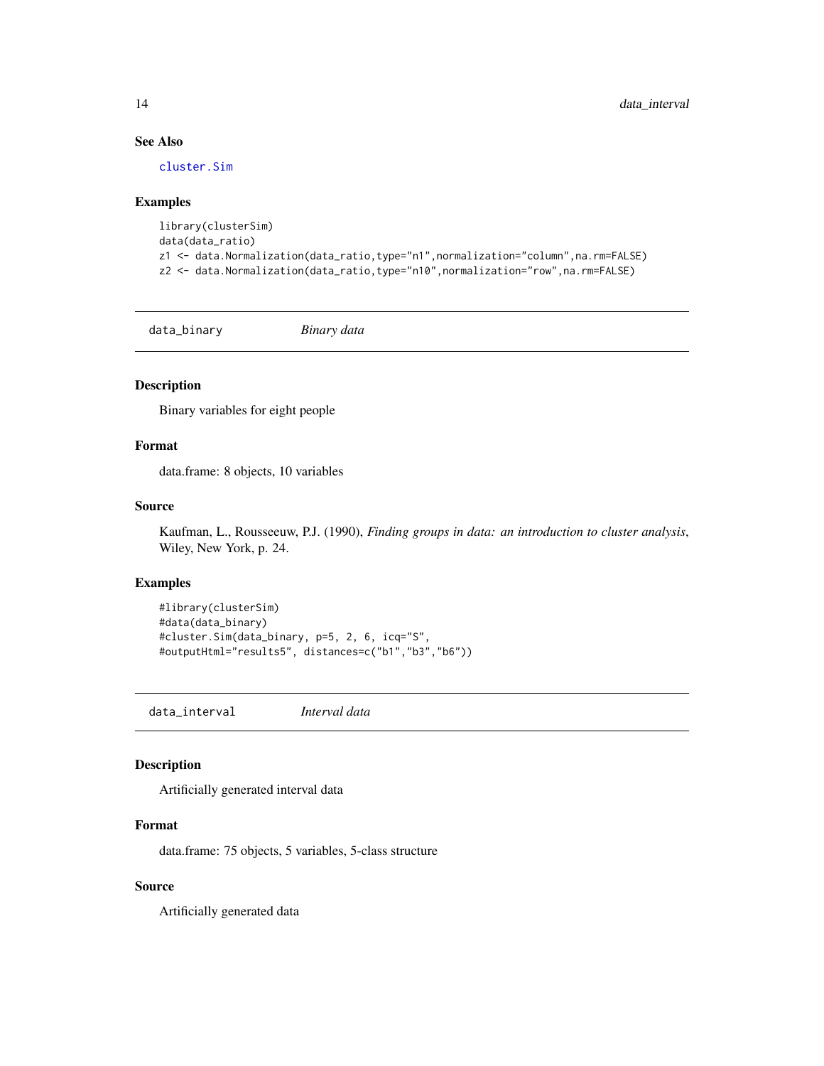### See Also

cluster.Sim

### Examples

```
library(clusterSim)
data(data_ratio)
z1 <- data.Normalization(data_ratio,type="n1",normalization="column",na.rm=FALSE)
z2 <- data.Normalization(data_ratio,type="n10",normalization="row",na.rm=FALSE)
```

## data_binary    *Binary data*

### Description

Binary variables for eight people

### Format

data.frame: 8 objects, 10 variables

### Source

Kaufman, L., Rousseeuw, P.J. (1990), *Finding groups in data: an introduction to cluster analysis*, Wiley, New York, p. 24.

### Examples

```
#library(clusterSim)
#data(data_binary)
#cluster.Sim(data_binary, p=5, 2, 6, icq="S",
#outputHtml="results5", distances=c("b1","b3","b6"))
```

## data_interval    *Interval data*

### Description

Artificially generated interval data

### Format

data.frame: 75 objects, 5 variables, 5-class structure

### Source

Artificially generated data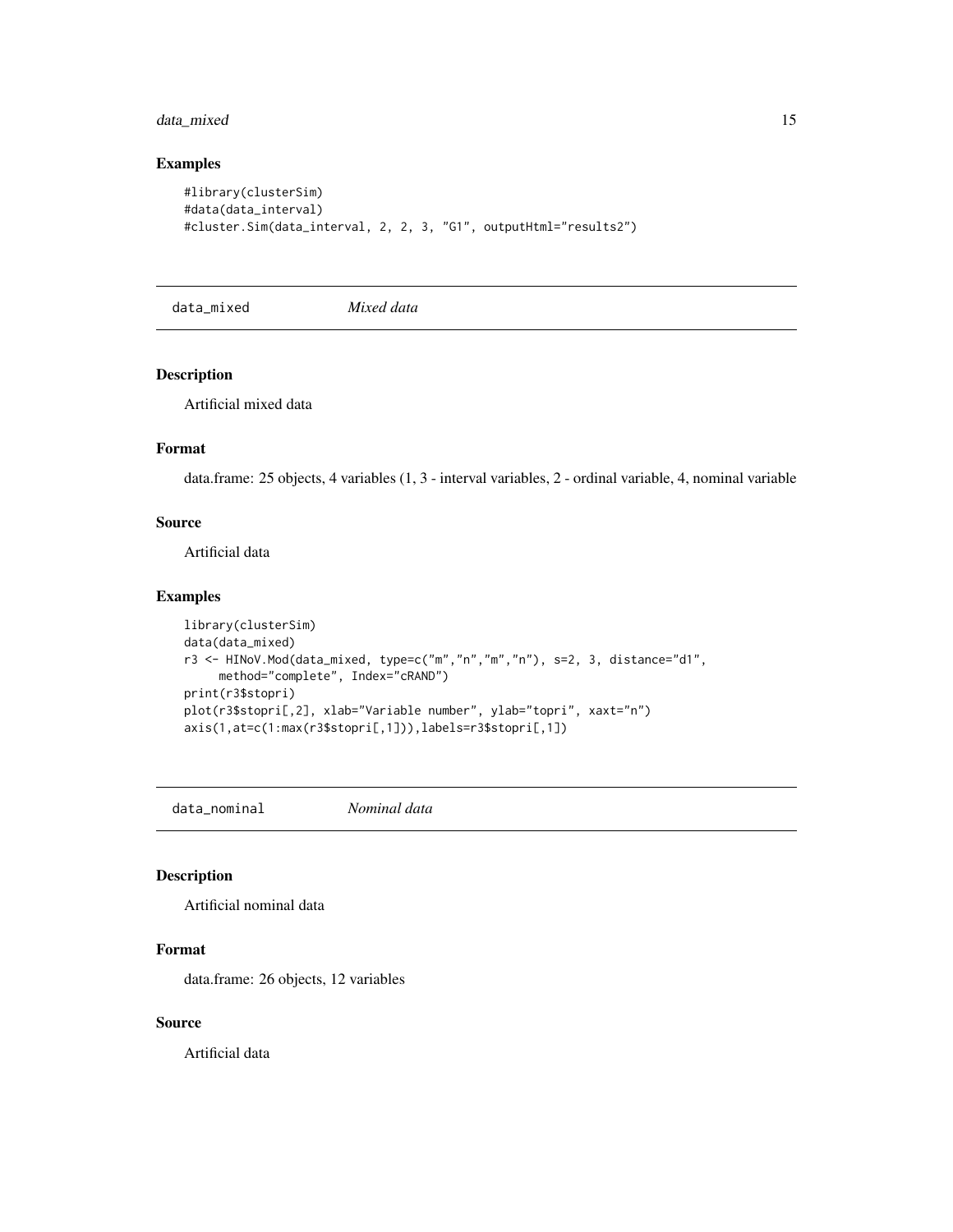### Examples

```
#library(clusterSim)
#data(data_interval)
#cluster.Sim(data_interval, 2, 2, 3, "G1", outputHtml="results2")
```

---

## data_mixed *Mixed data*

### Description

Artificial mixed data

### Format

data.frame: 25 objects, 4 variables (1, 3 - interval variables, 2 - ordinal variable, 4, nominal variable

### Source

Artificial data

### Examples

```
library(clusterSim)
data(data_mixed)
r3 <- HINoV.Mod(data_mixed, type=c("m","n","m","n"), s=2, 3, distance="d1",
     method="complete", Index="cRAND")
print(r3$stopri)
plot(r3$stopri[,2], xlab="Variable number", ylab="topri", xaxt="n")
axis(1,at=c(1:max(r3$stopri[,1])),labels=r3$stopri[,1])
```

---

## data_nominal *Nominal data*

### Description

Artificial nominal data

### Format

data.frame: 26 objects, 12 variables

### Source

Artificial data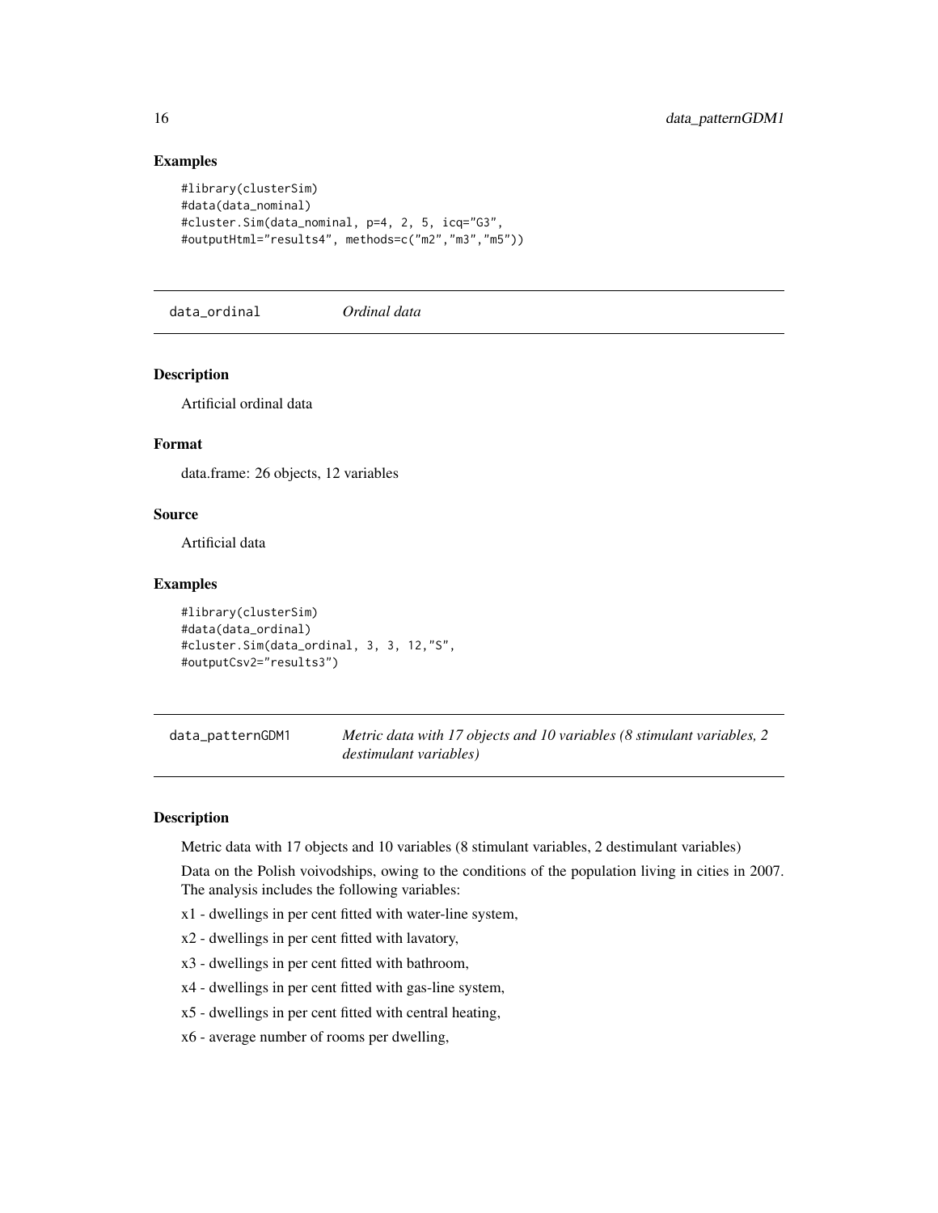### Examples

```
#library(clusterSim)
#data(data_nominal)
#cluster.Sim(data_nominal, p=4, 2, 5, icq="G3",
#outputHtml="results4", methods=c("m2","m3","m5"))
```

---

## data_ordinal    *Ordinal data*

---

### Description

Artificial ordinal data

### Format

data.frame: 26 objects, 12 variables

### Source

Artificial data

### Examples

```
#library(clusterSim)
#data(data_ordinal)
#cluster.Sim(data_ordinal, 3, 3, 12,"S",
#outputCsv2="results3")
```

---

## data_patternGDM1    *Metric data with 17 objects and 10 variables (8 stimulant variables, 2 destimulant variables)*

---

### Description

Metric data with 17 objects and 10 variables (8 stimulant variables, 2 destimulant variables)

Data on the Polish voivodships, owing to the conditions of the population living in cities in 2007. The analysis includes the following variables:

x1 - dwellings in per cent fitted with water-line system,

x2 - dwellings in per cent fitted with lavatory,

x3 - dwellings in per cent fitted with bathroom,

x4 - dwellings in per cent fitted with gas-line system,

x5 - dwellings in per cent fitted with central heating,

x6 - average number of rooms per dwelling,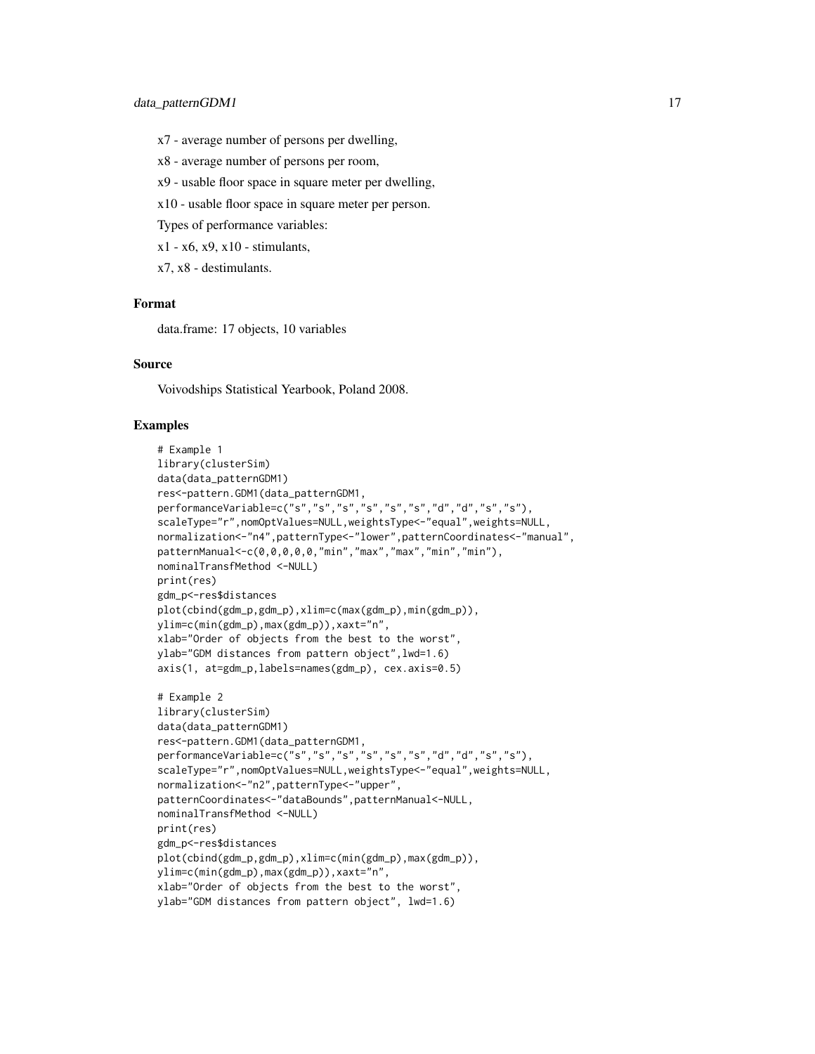x7 - average number of persons per dwelling,

x8 - average number of persons per room,

x9 - usable floor space in square meter per dwelling,

x10 - usable floor space in square meter per person.

Types of performance variables:

x1 - x6, x9, x10 - stimulants,

x7, x8 - destimulants.

### Format

data.frame: 17 objects, 10 variables

### Source

Voivodships Statistical Yearbook, Poland 2008.

### Examples

```
# Example 1
library(clusterSim)
data(data_patternGDM1)
res<-pattern.GDM1(data_patternGDM1,
performanceVariable=c("s","s","s","s","s","s","d","d","s","s"),
scaleType="r",nomOptValues=NULL,weightsType<-"equal",weights=NULL,
normalization<-"n4",patternType<-"lower",patternCoordinates<-"manual",
patternManual<-c(0,0,0,0,0,"min","max","max","min","min"),
nominalTransfMethod <-NULL)
print(res)
gdm_p<-res$distances
plot(cbind(gdm_p,gdm_p),xlim=c(max(gdm_p),min(gdm_p)),
ylim=c(min(gdm_p),max(gdm_p)),xaxt="n",
xlab="Order of objects from the best to the worst",
ylab="GDM distances from pattern object",lwd=1.6)
axis(1, at=gdm_p,labels=names(gdm_p), cex.axis=0.5)

# Example 2
library(clusterSim)
data(data_patternGDM1)
res<-pattern.GDM1(data_patternGDM1,
performanceVariable=c("s","s","s","s","s","s","d","d","s","s"),
scaleType="r",nomOptValues=NULL,weightsType<-"equal",weights=NULL,
normalization<-"n2",patternType<-"upper",
patternCoordinates<-"dataBounds",patternManual<-NULL,
nominalTransfMethod <-NULL)
print(res)
gdm_p<-res$distances
plot(cbind(gdm_p,gdm_p),xlim=c(min(gdm_p),max(gdm_p)),
ylim=c(min(gdm_p),max(gdm_p)),xaxt="n",
xlab="Order of objects from the best to the worst",
ylab="GDM distances from pattern object", lwd=1.6)
```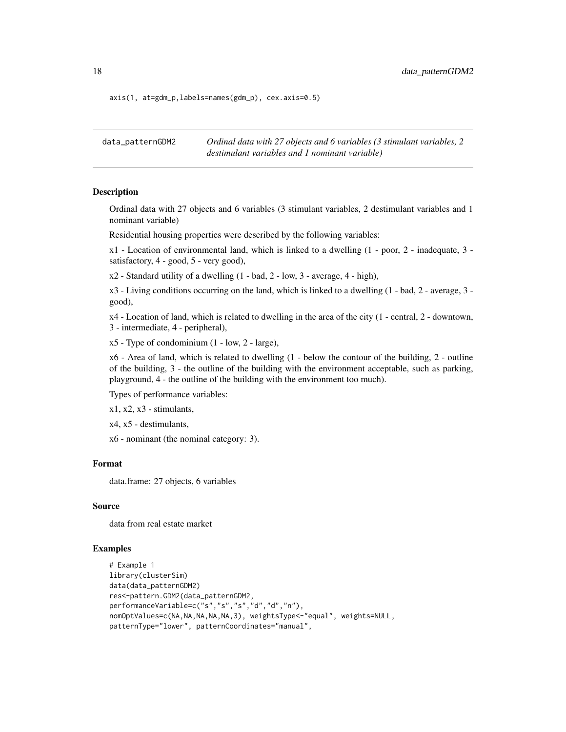```
axis(1, at=gdm_p,labels=names(gdm_p), cex.axis=0.5)
```

---

## data_patternGDM2 — *Ordinal data with 27 objects and 6 variables (3 stimulant variables, 2 destimulant variables and 1 nominant variable)*

---

### Description

Ordinal data with 27 objects and 6 variables (3 stimulant variables, 2 destimulant variables and 1 nominant variable)

Residential housing properties were described by the following variables:

x1 - Location of environmental land, which is linked to a dwelling (1 - poor, 2 - inadequate, 3 - satisfactory, 4 - good, 5 - very good),

x2 - Standard utility of a dwelling (1 - bad, 2 - low, 3 - average, 4 - high),

x3 - Living conditions occurring on the land, which is linked to a dwelling (1 - bad, 2 - average, 3 - good),

x4 - Location of land, which is related to dwelling in the area of the city (1 - central, 2 - downtown, 3 - intermediate, 4 - peripheral),

x5 - Type of condominium (1 - low, 2 - large),

x6 - Area of land, which is related to dwelling (1 - below the contour of the building, 2 - outline of the building, 3 - the outline of the building with the environment acceptable, such as parking, playground, 4 - the outline of the building with the environment too much).

Types of performance variables:

x1, x2, x3 - stimulants,

x4, x5 - destimulants,

x6 - nominant (the nominal category: 3).

### Format

data.frame: 27 objects, 6 variables

### Source

data from real estate market

### Examples

```
# Example 1
library(clusterSim)
data(data_patternGDM2)
res<-pattern.GDM2(data_patternGDM2,
performanceVariable=c("s","s","s","d","d","n"),
nomOptValues=c(NA,NA,NA,NA,NA,3), weightsType<-"equal", weights=NULL,
patternType="lower", patternCoordinates="manual",
```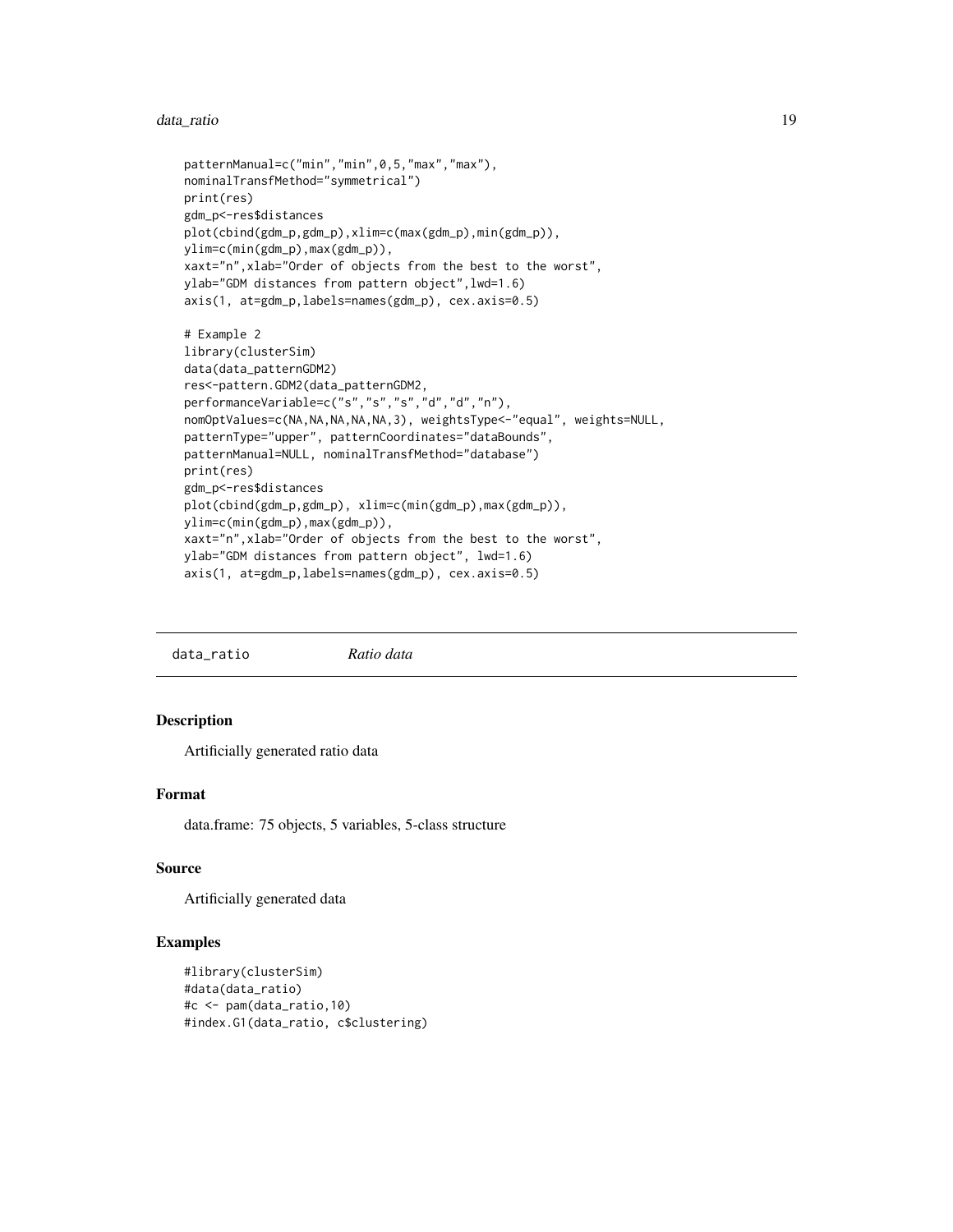```
patternManual=c("min","min",0,5,"max","max"),
nominalTransfMethod="symmetrical")
print(res)
gdm_p<-res$distances
plot(cbind(gdm_p,gdm_p),xlim=c(max(gdm_p),min(gdm_p)),
ylim=c(min(gdm_p),max(gdm_p)),
xaxt="n",xlab="Order of objects from the best to the worst",
ylab="GDM distances from pattern object",lwd=1.6)
axis(1, at=gdm_p,labels=names(gdm_p), cex.axis=0.5)

# Example 2
library(clusterSim)
data(data_patternGDM2)
res<-pattern.GDM2(data_patternGDM2,
performanceVariable=c("s","s","s","d","d","n"),
nomOptValues=c(NA,NA,NA,NA,NA,3), weightsType<-"equal", weights=NULL,
patternType="upper", patternCoordinates="dataBounds",
patternManual=NULL, nominalTransfMethod="database")
print(res)
gdm_p<-res$distances
plot(cbind(gdm_p,gdm_p), xlim=c(min(gdm_p),max(gdm_p)),
ylim=c(min(gdm_p),max(gdm_p)),
xaxt="n",xlab="Order of objects from the best to the worst",
ylab="GDM distances from pattern object", lwd=1.6)
axis(1, at=gdm_p,labels=names(gdm_p), cex.axis=0.5)
```

---

## data_ratio *Ratio data*

---

### Description

Artificially generated ratio data

### Format

data.frame: 75 objects, 5 variables, 5-class structure

### Source

Artificially generated data

### Examples

```
#library(clusterSim)
#data(data_ratio)
#c <- pam(data_ratio,10)
#index.G1(data_ratio, c$clustering)
```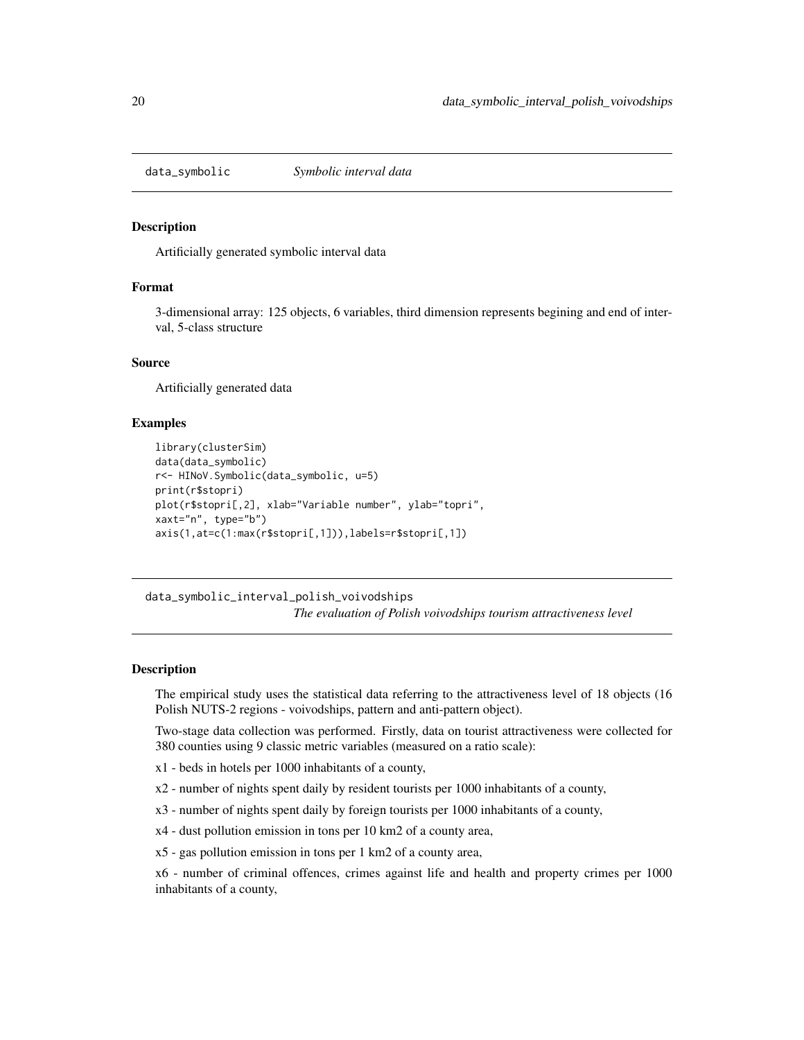## data_symbolic — *Symbolic interval data*

### Description

Artificially generated symbolic interval data

### Format

3-dimensional array: 125 objects, 6 variables, third dimension represents begining and end of interval, 5-class structure

### Source

Artificially generated data

### Examples

```
library(clusterSim)
data(data_symbolic)
r<- HINoV.Symbolic(data_symbolic, u=5)
print(r$stopri)
plot(r$stopri[,2], xlab="Variable number", ylab="topri",
xaxt="n", type="b")
axis(1,at=c(1:max(r$stopri[,1])),labels=r$stopri[,1])
```

## data_symbolic_interval_polish_voivodships — *The evaluation of Polish voivodships tourism attractiveness level*

### Description

The empirical study uses the statistical data referring to the attractiveness level of 18 objects (16 Polish NUTS-2 regions - voivodships, pattern and anti-pattern object).

Two-stage data collection was performed. Firstly, data on tourist attractiveness were collected for 380 counties using 9 classic metric variables (measured on a ratio scale):

x1 - beds in hotels per 1000 inhabitants of a county,

x2 - number of nights spent daily by resident tourists per 1000 inhabitants of a county,

x3 - number of nights spent daily by foreign tourists per 1000 inhabitants of a county,

x4 - dust pollution emission in tons per 10 km2 of a county area,

x5 - gas pollution emission in tons per 1 km2 of a county area,

x6 - number of criminal offences, crimes against life and health and property crimes per 1000 inhabitants of a county,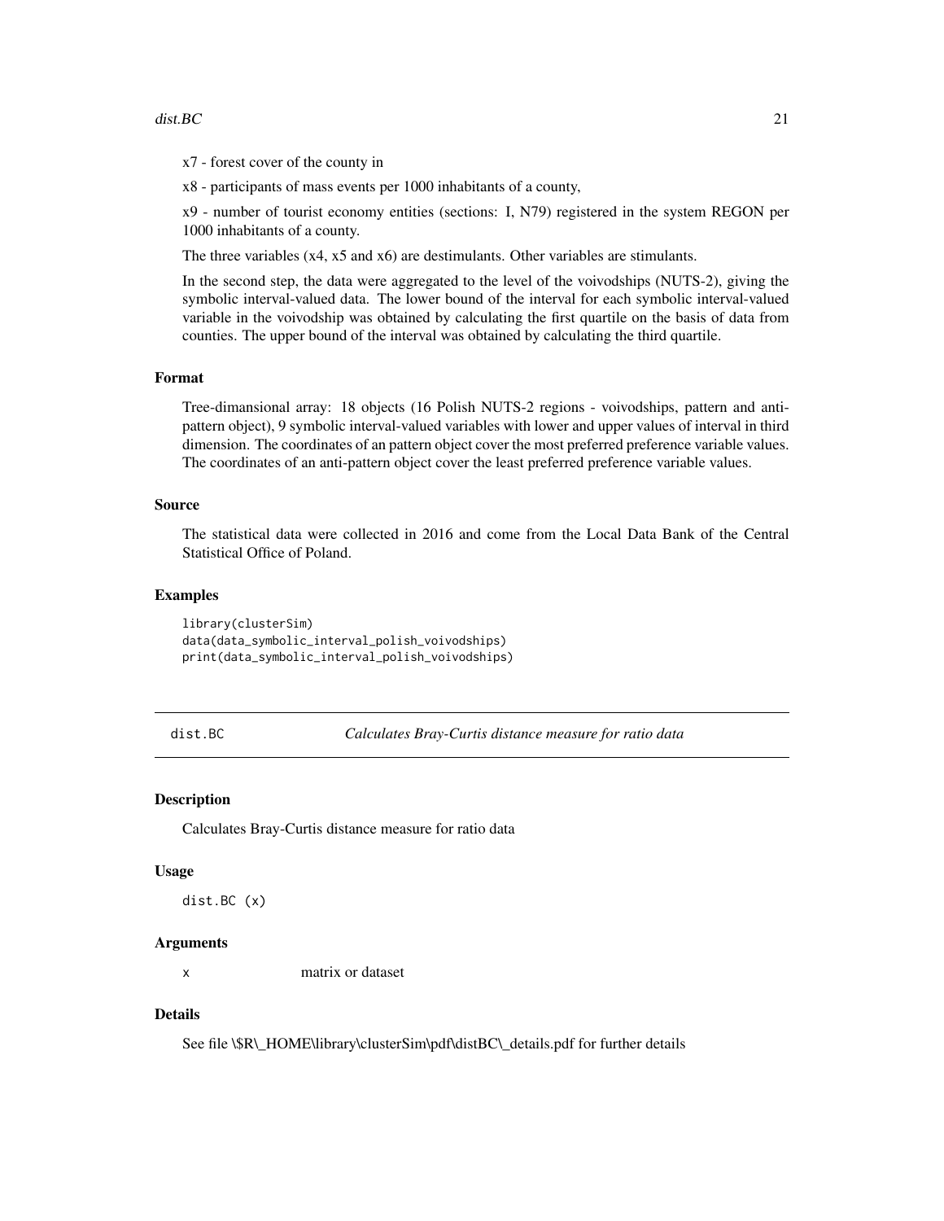x7 - forest cover of the county in

x8 - participants of mass events per 1000 inhabitants of a county,

x9 - number of tourist economy entities (sections: I, N79) registered in the system REGON per 1000 inhabitants of a county.

The three variables (x4, x5 and x6) are destimulants. Other variables are stimulants.

In the second step, the data were aggregated to the level of the voivodships (NUTS-2), giving the symbolic interval-valued data. The lower bound of the interval for each symbolic interval-valued variable in the voivodship was obtained by calculating the first quartile on the basis of data from counties. The upper bound of the interval was obtained by calculating the third quartile.

### Format

Tree-dimansional array: 18 objects (16 Polish NUTS-2 regions - voivodships, pattern and anti-pattern object), 9 symbolic interval-valued variables with lower and upper values of interval in third dimension. The coordinates of an pattern object cover the most preferred preference variable values. The coordinates of an anti-pattern object cover the least preferred preference variable values.

### Source

The statistical data were collected in 2016 and come from the Local Data Bank of the Central Statistical Office of Poland.

### Examples

```
library(clusterSim)
data(data_symbolic_interval_polish_voivodships)
print(data_symbolic_interval_polish_voivodships)
```

---

## dist.BC — *Calculates Bray-Curtis distance measure for ratio data*

### Description

Calculates Bray-Curtis distance measure for ratio data

### Usage

```
dist.BC (x)
```

### Arguments

| | |
|---|---|
| x | matrix or dataset |

### Details

See file \$R\_HOME\library\clusterSim\pdf\distBC\_details.pdf for further details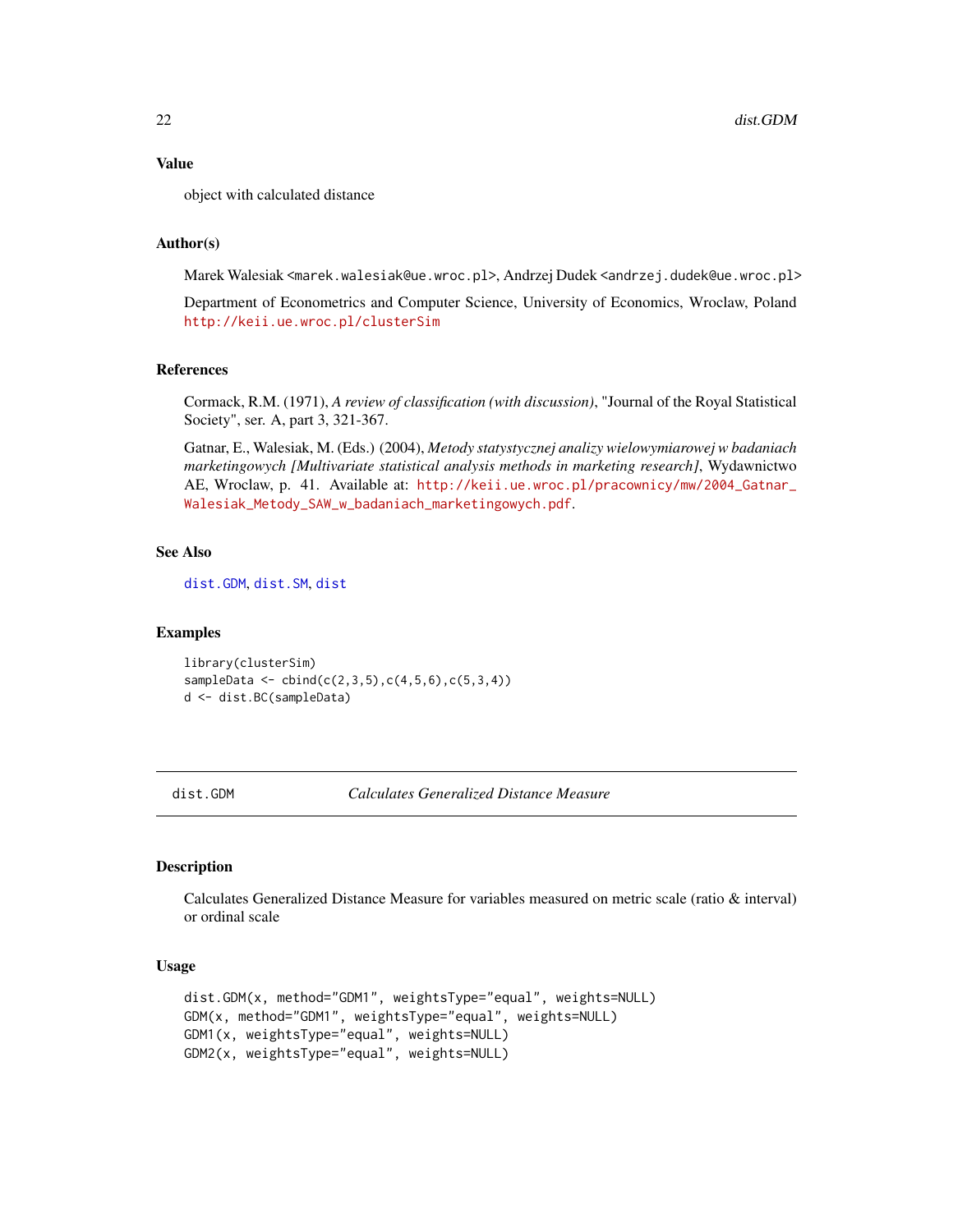### Value

object with calculated distance

### Author(s)

Marek Walesiak <marek.walesiak@ue.wroc.pl>, Andrzej Dudek <andrzej.dudek@ue.wroc.pl>

Department of Econometrics and Computer Science, University of Economics, Wroclaw, Poland http://keii.ue.wroc.pl/clusterSim

### References

Cormack, R.M. (1971), *A review of classification (with discussion)*, "Journal of the Royal Statistical Society", ser. A, part 3, 321-367.

Gatnar, E., Walesiak, M. (Eds.) (2004), *Metody statystycznej analizy wielowymiarowej w badaniach marketingowych [Multivariate statistical analysis methods in marketing research]*, Wydawnictwo AE, Wroclaw, p. 41. Available at: http://keii.ue.wroc.pl/pracownicy/mw/2004_Gatnar_Walesiak_Metody_SAW_w_badaniach_marketingowych.pdf.

### See Also

dist.GDM, dist.SM, dist

### Examples

```
library(clusterSim)
sampleData <- cbind(c(2,3,5),c(4,5,6),c(5,3,4))
d <- dist.BC(sampleData)
```

---

## dist.GDM *Calculates Generalized Distance Measure*

### Description

Calculates Generalized Distance Measure for variables measured on metric scale (ratio & interval) or ordinal scale

### Usage

```
dist.GDM(x, method="GDM1", weightsType="equal", weights=NULL)
GDM(x, method="GDM1", weightsType="equal", weights=NULL)
GDM1(x, weightsType="equal", weights=NULL)
GDM2(x, weightsType="equal", weights=NULL)
```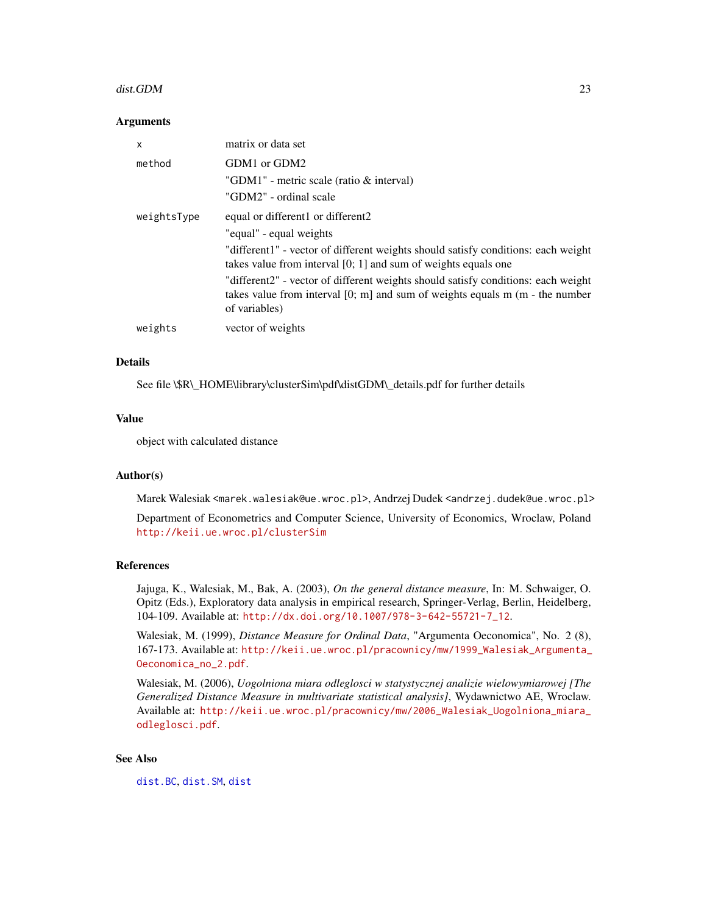### Arguments

| | |
|---|---|
| `x` | matrix or data set |
| `method` | GDM1 or GDM2<br>"GDM1" - metric scale (ratio & interval)<br>"GDM2" - ordinal scale |
| `weightsType` | equal or different1 or different2<br>"equal" - equal weights<br>"different1" - vector of different weights should satisfy conditions: each weight takes value from interval [0; 1] and sum of weights equals one<br>"different2" - vector of different weights should satisfy conditions: each weight takes value from interval [0; m] and sum of weights equals m (m - the number of variables) |
| `weights` | vector of weights |

### Details

See file \$R\_HOME\library\clusterSim\pdf\distGDM\_details.pdf for further details

### Value

object with calculated distance

### Author(s)

Marek Walesiak <marek.walesiak@ue.wroc.pl>, Andrzej Dudek <andrzej.dudek@ue.wroc.pl>

Department of Econometrics and Computer Science, University of Economics, Wroclaw, Poland http://keii.ue.wroc.pl/clusterSim

### References

Jajuga, K., Walesiak, M., Bak, A. (2003), *On the general distance measure*, In: M. Schwaiger, O. Opitz (Eds.), Exploratory data analysis in empirical research, Springer-Verlag, Berlin, Heidelberg, 104-109. Available at: http://dx.doi.org/10.1007/978-3-642-55721-7_12.

Walesiak, M. (1999), *Distance Measure for Ordinal Data*, "Argumenta Oeconomica", No. 2 (8), 167-173. Available at: http://keii.ue.wroc.pl/pracownicy/mw/1999_Walesiak_Argumenta_Oeconomica_no_2.pdf.

Walesiak, M. (2006), *Uogolniona miara odleglosci w statystycznej analizie wielowymiarowej [The Generalized Distance Measure in multivariate statistical analysis]*, Wydawnictwo AE, Wroclaw. Available at: http://keii.ue.wroc.pl/pracownicy/mw/2006_Walesiak_Uogolniona_miara_odleglosci.pdf.

### See Also

dist.BC, dist.SM, dist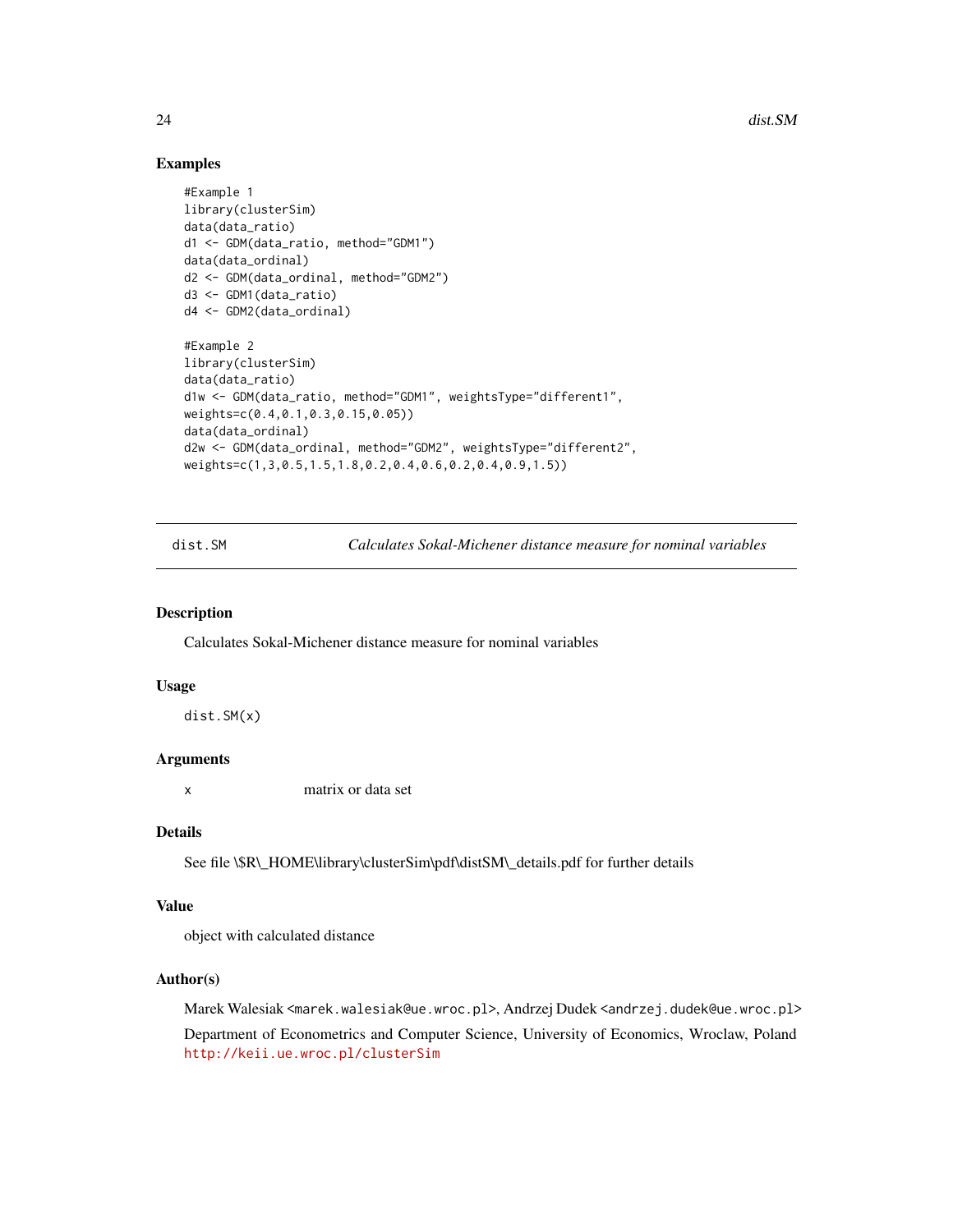## Examples

```
#Example 1
library(clusterSim)
data(data_ratio)
d1 <- GDM(data_ratio, method="GDM1")
data(data_ordinal)
d2 <- GDM(data_ordinal, method="GDM2")
d3 <- GDM1(data_ratio)
d4 <- GDM2(data_ordinal)

#Example 2
library(clusterSim)
data(data_ratio)
d1w <- GDM(data_ratio, method="GDM1", weightsType="different1",
weights=c(0.4,0.1,0.3,0.15,0.05))
data(data_ordinal)
d2w <- GDM(data_ordinal, method="GDM2", weightsType="different2",
weights=c(1,3,0.5,1.5,1.8,0.2,0.4,0.6,0.2,0.4,0.9,1.5))
```

---

# dist.SM — *Calculates Sokal-Michener distance measure for nominal variables*

## Description

Calculates Sokal-Michener distance measure for nominal variables

## Usage

```
dist.SM(x)
```

## Arguments

| | |
|---|---|
| x | matrix or data set |

## Details

See file \$R\_HOME\library\clusterSim\pdf\distSM\_details.pdf for further details

## Value

object with calculated distance

## Author(s)

Marek Walesiak <marek.walesiak@ue.wroc.pl>, Andrzej Dudek <andrzej.dudek@ue.wroc.pl>

Department of Econometrics and Computer Science, University of Economics, Wroclaw, Poland http://keii.ue.wroc.pl/clusterSim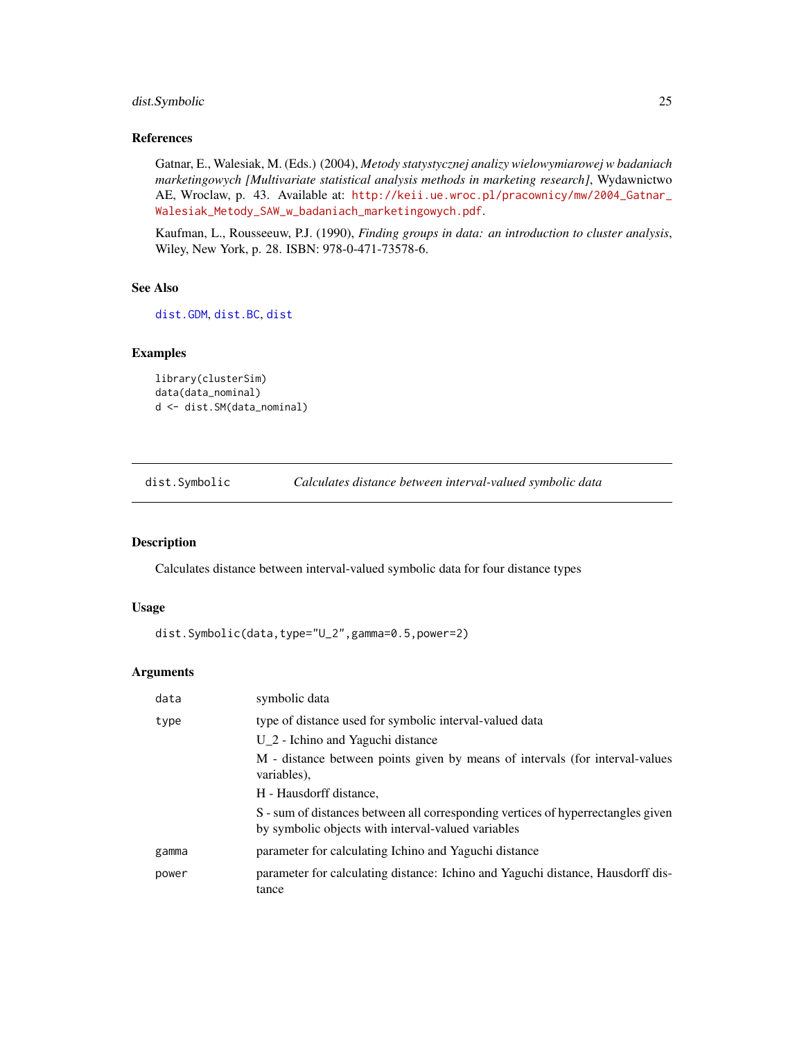## References

Gatnar, E., Walesiak, M. (Eds.) (2004), *Metody statystycznej analizy wielowymiarowej w badaniach marketingowych [Multivariate statistical analysis methods in marketing research]*, Wydawnictwo AE, Wroclaw, p. 43. Available at: http://keii.ue.wroc.pl/pracownicy/mw/2004_Gatnar_Walesiak_Metody_SAW_w_badaniach_marketingowych.pdf.

Kaufman, L., Rousseeuw, P.J. (1990), *Finding groups in data: an introduction to cluster analysis*, Wiley, New York, p. 28. ISBN: 978-0-471-73578-6.

## See Also

dist.GDM, dist.BC, dist

## Examples

```
library(clusterSim)
data(data_nominal)
d <- dist.SM(data_nominal)
```

---

# dist.Symbolic — *Calculates distance between interval-valued symbolic data*

## Description

Calculates distance between interval-valued symbolic data for four distance types

## Usage

```
dist.Symbolic(data,type="U_2",gamma=0.5,power=2)
```

## Arguments

| | |
|---|---|
| data | symbolic data |
| type | type of distance used for symbolic interval-valued data<br>U_2 - Ichino and Yaguchi distance<br>M - distance between points given by means of intervals (for interval-values variables),<br>H - Hausdorff distance,<br>S - sum of distances between all corresponding vertices of hyperrectangles given by symbolic objects with interval-valued variables |
| gamma | parameter for calculating Ichino and Yaguchi distance |
| power | parameter for calculating distance: Ichino and Yaguchi distance, Hausdorff distance |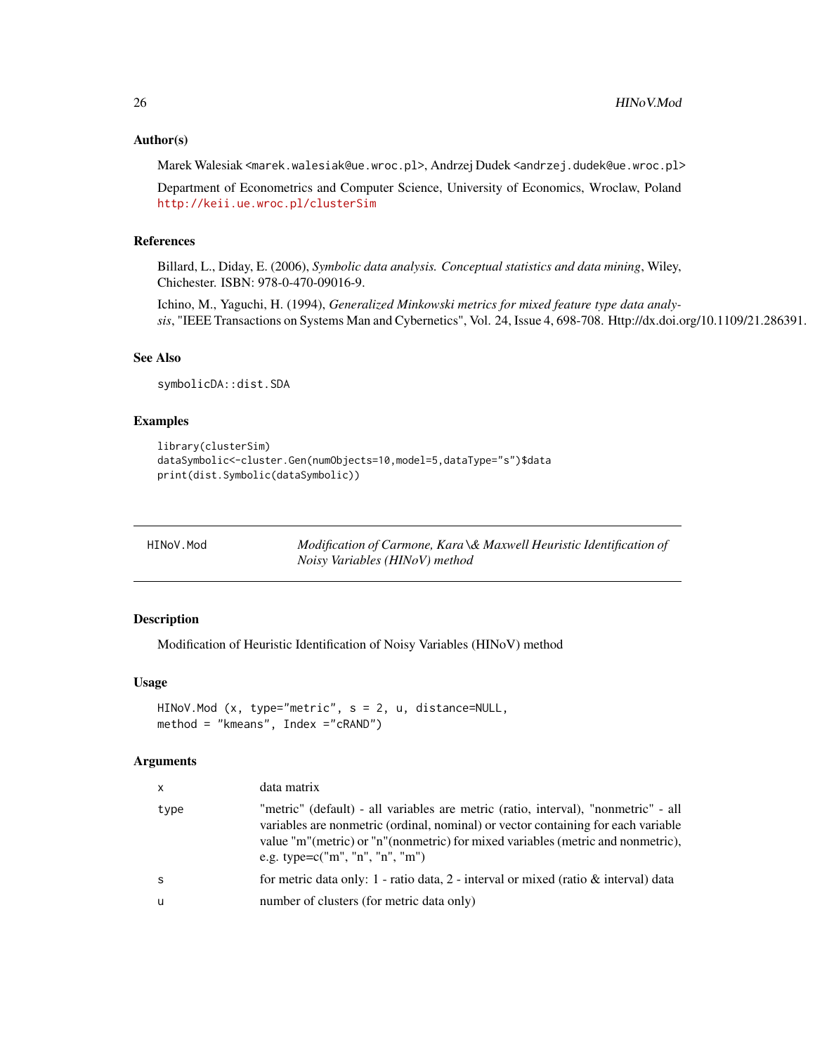### Author(s)

Marek Walesiak <marek.walesiak@ue.wroc.pl>, Andrzej Dudek <andrzej.dudek@ue.wroc.pl>

Department of Econometrics and Computer Science, University of Economics, Wroclaw, Poland http://keii.ue.wroc.pl/clusterSim

### References

Billard, L., Diday, E. (2006), *Symbolic data analysis. Conceptual statistics and data mining*, Wiley, Chichester. ISBN: 978-0-470-09016-9.

Ichino, M., Yaguchi, H. (1994), *Generalized Minkowski metrics for mixed feature type data analysis*, "IEEE Transactions on Systems Man and Cybernetics", Vol. 24, Issue 4, 698-708. Http://dx.doi.org/10.1109/21.286391.

### See Also

symbolicDA::dist.SDA

### Examples

```
library(clusterSim)
dataSymbolic<-cluster.Gen(numObjects=10,model=5,dataType="s")$data
print(dist.Symbolic(dataSymbolic))
```

---

## HINoV.Mod — *Modification of Carmone, Kara \& Maxwell Heuristic Identification of Noisy Variables (HINoV) method*

---

### Description

Modification of Heuristic Identification of Noisy Variables (HINoV) method

### Usage

```
HINoV.Mod (x, type="metric", s = 2, u, distance=NULL,
method = "kmeans", Index ="cRAND")
```

### Arguments

| | |
|---|---|
| x | data matrix |
| type | "metric" (default) - all variables are metric (ratio, interval), "nonmetric" - all variables are nonmetric (ordinal, nominal) or vector containing for each variable value "m"(metric) or "n"(nonmetric) for mixed variables (metric and nonmetric), e.g. type=c("m", "n", "n", "m") |
| s | for metric data only: 1 - ratio data, 2 - interval or mixed (ratio & interval) data |
| u | number of clusters (for metric data only) |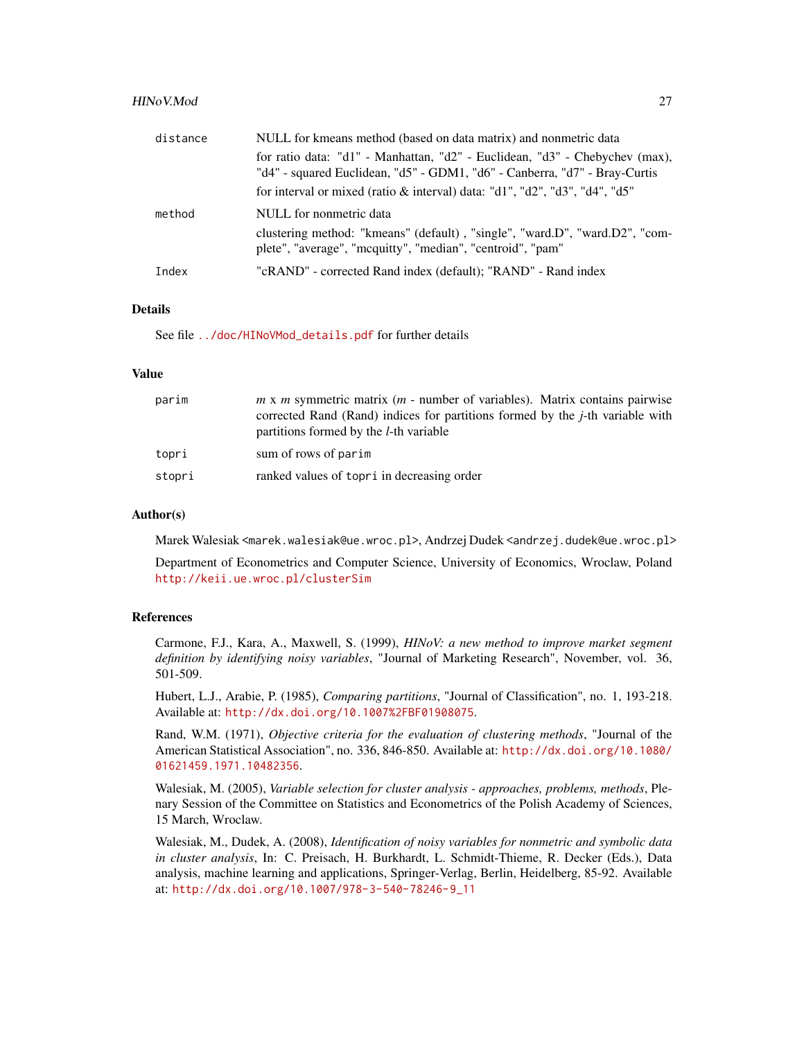| | |
|---|---|
| distance | NULL for kmeans method (based on data matrix) and nonmetric data |
| | for ratio data: "d1" - Manhattan, "d2" - Euclidean, "d3" - Chebychev (max), "d4" - squared Euclidean, "d5" - GDM1, "d6" - Canberra, "d7" - Bray-Curtis |
| | for interval or mixed (ratio & interval) data: "d1", "d2", "d3", "d4", "d5" |
| method | NULL for nonmetric data |
| | clustering method: "kmeans" (default) , "single", "ward.D", "ward.D2", "complete", "average", "mcquitty", "median", "centroid", "pam" |
| Index | "cRAND" - corrected Rand index (default); "RAND" - Rand index |

### Details

See file ../doc/HINoVMod_details.pdf for further details

### Value

| | |
|---|---|
| parim | $m$ x $m$ symmetric matrix ($m$ - number of variables). Matrix contains pairwise corrected Rand (Rand) indices for partitions formed by the $j$-th variable with partitions formed by the $l$-th variable |
| topri | sum of rows of `parim` |
| stopri | ranked values of `topri` in decreasing order |

### Author(s)

Marek Walesiak <marek.walesiak@ue.wroc.pl>, Andrzej Dudek <andrzej.dudek@ue.wroc.pl>

Department of Econometrics and Computer Science, University of Economics, Wroclaw, Poland http://keii.ue.wroc.pl/clusterSim

### References

Carmone, F.J., Kara, A., Maxwell, S. (1999), *HINoV: a new method to improve market segment definition by identifying noisy variables*, "Journal of Marketing Research", November, vol. 36, 501-509.

Hubert, L.J., Arabie, P. (1985), *Comparing partitions*, "Journal of Classification", no. 1, 193-218. Available at: http://dx.doi.org/10.1007%2FBF01908075.

Rand, W.M. (1971), *Objective criteria for the evaluation of clustering methods*, "Journal of the American Statistical Association", no. 336, 846-850. Available at: http://dx.doi.org/10.1080/01621459.1971.10482356.

Walesiak, M. (2005), *Variable selection for cluster analysis - approaches, problems, methods*, Plenary Session of the Committee on Statistics and Econometrics of the Polish Academy of Sciences, 15 March, Wroclaw.

Walesiak, M., Dudek, A. (2008), *Identification of noisy variables for nonmetric and symbolic data in cluster analysis*, In: C. Preisach, H. Burkhardt, L. Schmidt-Thieme, R. Decker (Eds.), Data analysis, machine learning and applications, Springer-Verlag, Berlin, Heidelberg, 85-92. Available at: http://dx.doi.org/10.1007/978-3-540-78246-9_11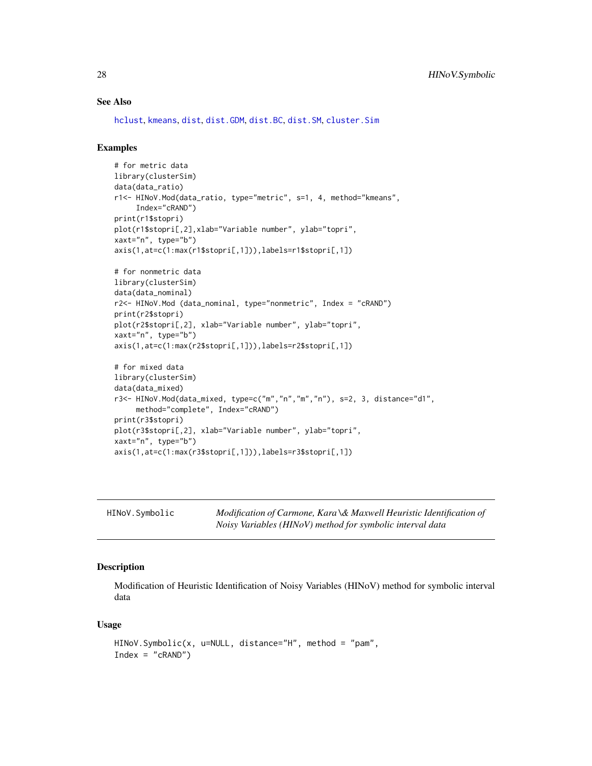### See Also

hclust, kmeans, dist, dist.GDM, dist.BC, dist.SM, cluster.Sim

### Examples

```
# for metric data
library(clusterSim)
data(data_ratio)
r1<- HINoV.Mod(data_ratio, type="metric", s=1, 4, method="kmeans",
     Index="cRAND")
print(r1$stopri)
plot(r1$stopri[,2],xlab="Variable number", ylab="topri",
xaxt="n", type="b")
axis(1,at=c(1:max(r1$stopri[,1])),labels=r1$stopri[,1])

# for nonmetric data
library(clusterSim)
data(data_nominal)
r2<- HINoV.Mod (data_nominal, type="nonmetric", Index = "cRAND")
print(r2$stopri)
plot(r2$stopri[,2], xlab="Variable number", ylab="topri",
xaxt="n", type="b")
axis(1,at=c(1:max(r2$stopri[,1])),labels=r2$stopri[,1])

# for mixed data
library(clusterSim)
data(data_mixed)
r3<- HINoV.Mod(data_mixed, type=c("m","n","m","n"), s=2, 3, distance="d1",
     method="complete", Index="cRAND")
print(r3$stopri)
plot(r3$stopri[,2], xlab="Variable number", ylab="topri",
xaxt="n", type="b")
axis(1,at=c(1:max(r3$stopri[,1])),labels=r3$stopri[,1])
```

---

## HINoV.Symbolic — *Modification of Carmone, Kara \& Maxwell Heuristic Identification of Noisy Variables (HINoV) method for symbolic interval data*

### Description

Modification of Heuristic Identification of Noisy Variables (HINoV) method for symbolic interval data

### Usage

```
HINoV.Symbolic(x, u=NULL, distance="H", method = "pam",
Index = "cRAND")
```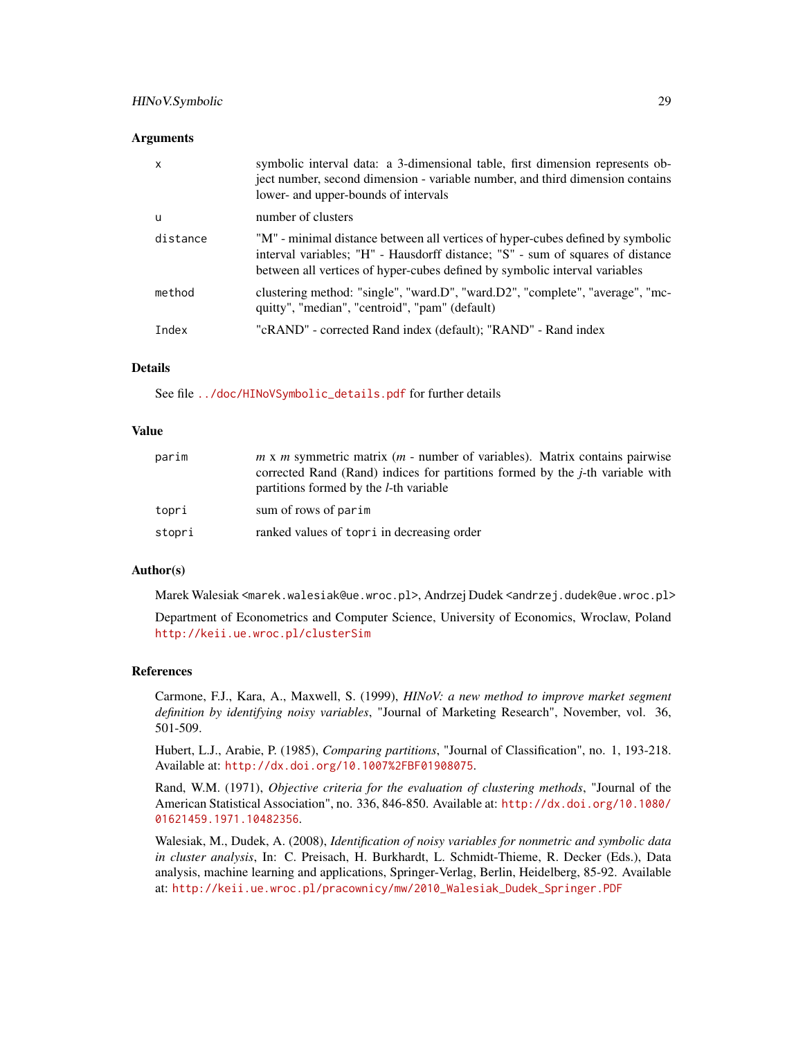### Arguments

| | |
|---|---|
| `x` | symbolic interval data: a 3-dimensional table, first dimension represents object number, second dimension - variable number, and third dimension contains lower- and upper-bounds of intervals |
| `u` | number of clusters |
| `distance` | "M" - minimal distance between all vertices of hyper-cubes defined by symbolic interval variables; "H" - Hausdorff distance; "S" - sum of squares of distance between all vertices of hyper-cubes defined by symbolic interval variables |
| `method` | clustering method: "single", "ward.D", "ward.D2", "complete", "average", "mcquitty", "median", "centroid", "pam" (default) |
| `Index` | "cRAND" - corrected Rand index (default); "RAND" - Rand index |

### Details

See file `../doc/HINoVSymbolic_details.pdf` for further details

### Value

| | |
|---|---|
| `parim` | *m* x *m* symmetric matrix (*m* - number of variables). Matrix contains pairwise corrected Rand (Rand) indices for partitions formed by the *j*-th variable with partitions formed by the *l*-th variable |
| `topri` | sum of rows of `parim` |
| `stopri` | ranked values of `topri` in decreasing order |

### Author(s)

Marek Walesiak <`marek.walesiak@ue.wroc.pl`>, Andrzej Dudek <`andrzej.dudek@ue.wroc.pl`>

Department of Econometrics and Computer Science, University of Economics, Wroclaw, Poland `http://keii.ue.wroc.pl/clusterSim`

### References

Carmone, F.J., Kara, A., Maxwell, S. (1999), *HINoV: a new method to improve market segment definition by identifying noisy variables*, "Journal of Marketing Research", November, vol. 36, 501-509.

Hubert, L.J., Arabie, P. (1985), *Comparing partitions*, "Journal of Classification", no. 1, 193-218. Available at: `http://dx.doi.org/10.1007%2FBF01908075`.

Rand, W.M. (1971), *Objective criteria for the evaluation of clustering methods*, "Journal of the American Statistical Association", no. 336, 846-850. Available at: `http://dx.doi.org/10.1080/01621459.1971.10482356`.

Walesiak, M., Dudek, A. (2008), *Identification of noisy variables for nonmetric and symbolic data in cluster analysis*, In: C. Preisach, H. Burkhardt, L. Schmidt-Thieme, R. Decker (Eds.), Data analysis, machine learning and applications, Springer-Verlag, Berlin, Heidelberg, 85-92. Available at: `http://keii.ue.wroc.pl/pracownicy/mw/2010_Walesiak_Dudek_Springer.PDF`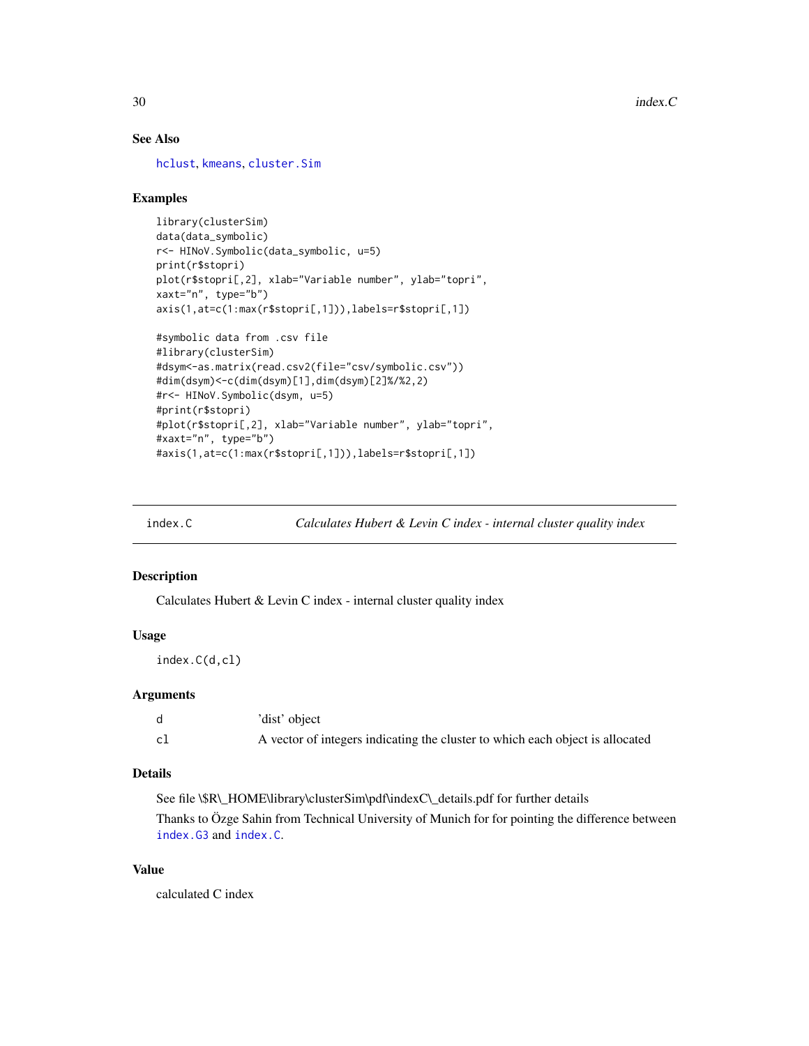### See Also

hclust, kmeans, cluster.Sim

### Examples

```
library(clusterSim)
data(data_symbolic)
r<- HINoV.Symbolic(data_symbolic, u=5)
print(r$stopri)
plot(r$stopri[,2], xlab="Variable number", ylab="topri",
xaxt="n", type="b")
axis(1,at=c(1:max(r$stopri[,1])),labels=r$stopri[,1])

#symbolic data from .csv file
#library(clusterSim)
#dsym<-as.matrix(read.csv2(file="csv/symbolic.csv"))
#dim(dsym)<-c(dim(dsym)[1],dim(dsym)[2]%/%2,2)
#r<- HINoV.Symbolic(dsym, u=5)
#print(r$stopri)
#plot(r$stopri[,2], xlab="Variable number", ylab="topri",
#xaxt="n", type="b")
#axis(1,at=c(1:max(r$stopri[,1])),labels=r$stopri[,1])
```

---

## index.C — *Calculates Hubert & Levin C index - internal cluster quality index*

### Description

Calculates Hubert & Levin C index - internal cluster quality index

### Usage

```
index.C(d,cl)
```

### Arguments

| | |
|---|---|
| d | 'dist' object |
| cl | A vector of integers indicating the cluster to which each object is allocated |

### Details

See file \$R\_HOME\library\clusterSim\pdf\indexC\_details.pdf for further details

Thanks to Özge Sahin from Technical University of Munich for for pointing the difference between index.G3 and index.C.

### Value

calculated C index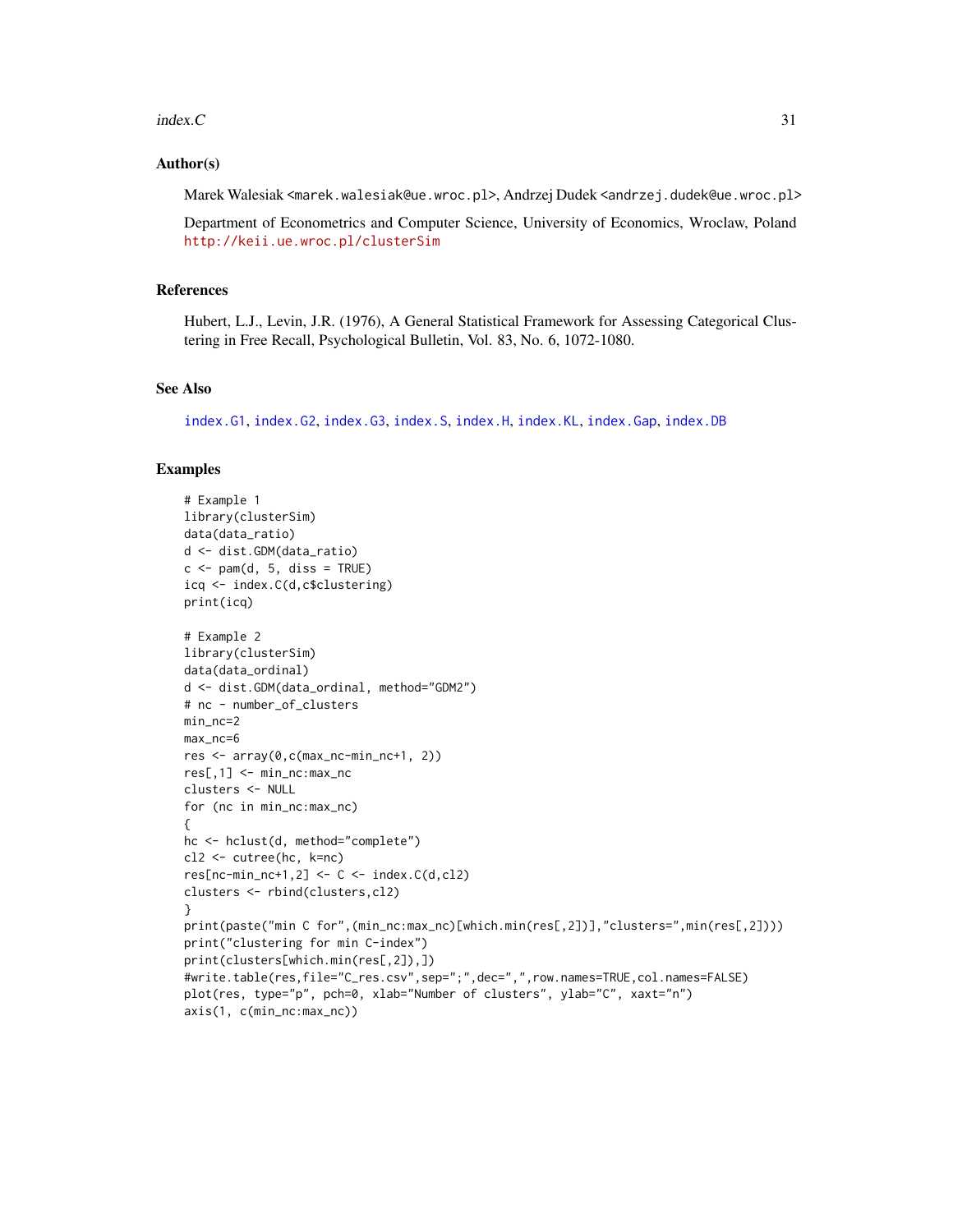## Author(s)

Marek Walesiak <marek.walesiak@ue.wroc.pl>, Andrzej Dudek <andrzej.dudek@ue.wroc.pl>

Department of Econometrics and Computer Science, University of Economics, Wroclaw, Poland http://keii.ue.wroc.pl/clusterSim

## References

Hubert, L.J., Levin, J.R. (1976), A General Statistical Framework for Assessing Categorical Clustering in Free Recall, Psychological Bulletin, Vol. 83, No. 6, 1072-1080.

## See Also

index.G1, index.G2, index.G3, index.S, index.H, index.KL, index.Gap, index.DB

## Examples

```
# Example 1
library(clusterSim)
data(data_ratio)
d <- dist.GDM(data_ratio)
c <- pam(d, 5, diss = TRUE)
icq <- index.C(d,c$clustering)
print(icq)

# Example 2
library(clusterSim)
data(data_ordinal)
d <- dist.GDM(data_ordinal, method="GDM2")
# nc - number_of_clusters
min_nc=2
max_nc=6
res <- array(0,c(max_nc-min_nc+1, 2))
res[,1] <- min_nc:max_nc
clusters <- NULL
for (nc in min_nc:max_nc)
{
hc <- hclust(d, method="complete")
cl2 <- cutree(hc, k=nc)
res[nc-min_nc+1,2] <- C <- index.C(d,cl2)
clusters <- rbind(clusters,cl2)
}
print(paste("min C for",(min_nc:max_nc)[which.min(res[,2])],"clusters=",min(res[,2])))
print("clustering for min C-index")
print(clusters[which.min(res[,2]),])
#write.table(res,file="C_res.csv",sep=";",dec=",",row.names=TRUE,col.names=FALSE)
plot(res, type="p", pch=0, xlab="Number of clusters", ylab="C", xaxt="n")
axis(1, c(min_nc:max_nc))
```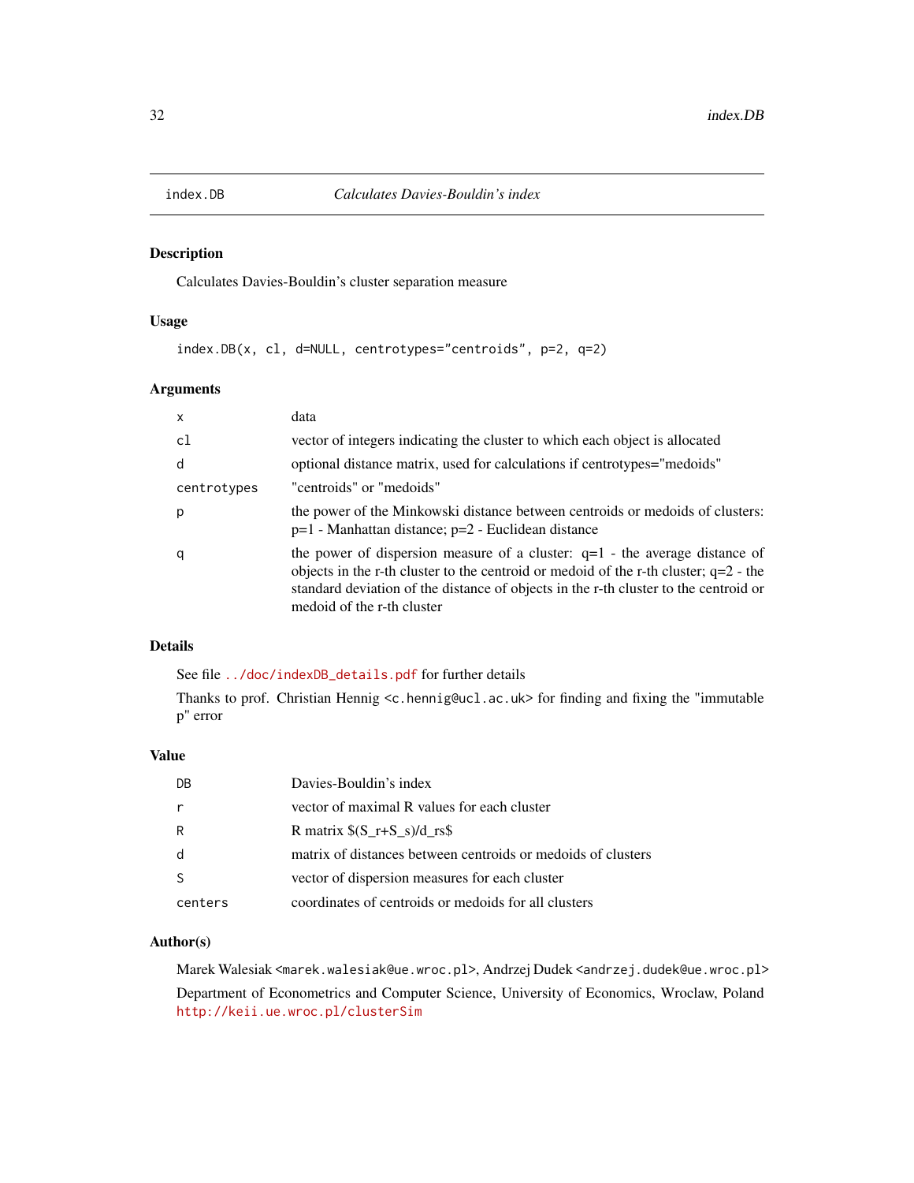## index.DB *Calculates Davies-Bouldin's index*

### Description

Calculates Davies-Bouldin's cluster separation measure

### Usage

```
index.DB(x, cl, d=NULL, centrotypes="centroids", p=2, q=2)
```

### Arguments

| | |
|---|---|
| `x` | data |
| `cl` | vector of integers indicating the cluster to which each object is allocated |
| `d` | optional distance matrix, used for calculations if centrotypes="medoids" |
| `centrotypes` | "centroids" or "medoids" |
| `p` | the power of the Minkowski distance between centroids or medoids of clusters: p=1 - Manhattan distance; p=2 - Euclidean distance |
| `q` | the power of dispersion measure of a cluster: q=1 - the average distance of objects in the r-th cluster to the centroid or medoid of the r-th cluster; q=2 - the standard deviation of the distance of objects in the r-th cluster to the centroid or medoid of the r-th cluster |

### Details

See file ../doc/indexDB_details.pdf for further details

Thanks to prof. Christian Hennig <c.hennig@ucl.ac.uk> for finding and fixing the "immutable p" error

### Value

| | |
|---|---|
| `DB` | Davies-Bouldin's index |
| `r` | vector of maximal R values for each cluster |
| `R` | R matrix $(S_r+S_s)/d_rs$ |
| `d` | matrix of distances between centroids or medoids of clusters |
| `S` | vector of dispersion measures for each cluster |
| `centers` | coordinates of centroids or medoids for all clusters |

### Author(s)

Marek Walesiak <marek.walesiak@ue.wroc.pl>, Andrzej Dudek <andrzej.dudek@ue.wroc.pl>

Department of Econometrics and Computer Science, University of Economics, Wroclaw, Poland http://keii.ue.wroc.pl/clusterSim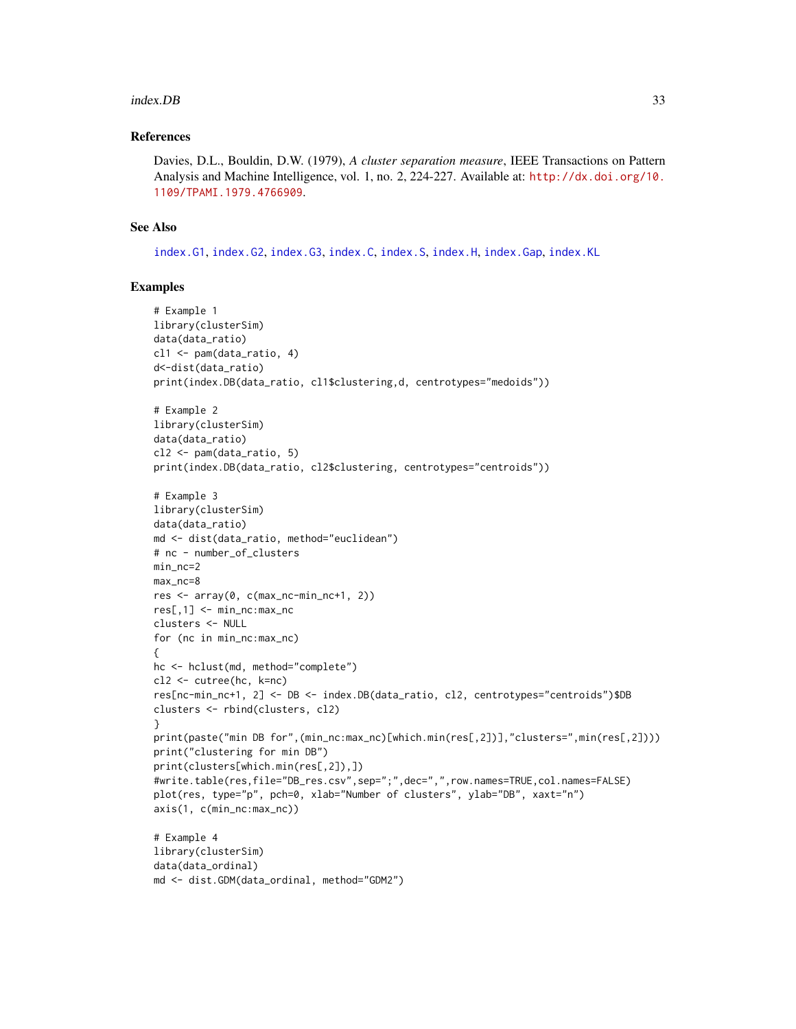## References

Davies, D.L., Bouldin, D.W. (1979), *A cluster separation measure*, IEEE Transactions on Pattern Analysis and Machine Intelligence, vol. 1, no. 2, 224-227. Available at: http://dx.doi.org/10.1109/TPAMI.1979.4766909.

## See Also

index.G1, index.G2, index.G3, index.C, index.S, index.H, index.Gap, index.KL

## Examples

```
# Example 1
library(clusterSim)
data(data_ratio)
cl1 <- pam(data_ratio, 4)
d<-dist(data_ratio)
print(index.DB(data_ratio, cl1$clustering,d, centrotypes="medoids"))

# Example 2
library(clusterSim)
data(data_ratio)
cl2 <- pam(data_ratio, 5)
print(index.DB(data_ratio, cl2$clustering, centrotypes="centroids"))

# Example 3
library(clusterSim)
data(data_ratio)
md <- dist(data_ratio, method="euclidean")
# nc - number_of_clusters
min_nc=2
max_nc=8
res <- array(0, c(max_nc-min_nc+1, 2))
res[,1] <- min_nc:max_nc
clusters <- NULL
for (nc in min_nc:max_nc)
{
hc <- hclust(md, method="complete")
cl2 <- cutree(hc, k=nc)
res[nc-min_nc+1, 2] <- DB <- index.DB(data_ratio, cl2, centrotypes="centroids")$DB
clusters <- rbind(clusters, cl2)
}
print(paste("min DB for",(min_nc:max_nc)[which.min(res[,2])],"clusters=",min(res[,2])))
print("clustering for min DB")
print(clusters[which.min(res[,2]),])
#write.table(res,file="DB_res.csv",sep=";",dec=",",row.names=TRUE,col.names=FALSE)
plot(res, type="p", pch=0, xlab="Number of clusters", ylab="DB", xaxt="n")
axis(1, c(min_nc:max_nc))

# Example 4
library(clusterSim)
data(data_ordinal)
md <- dist.GDM(data_ordinal, method="GDM2")
```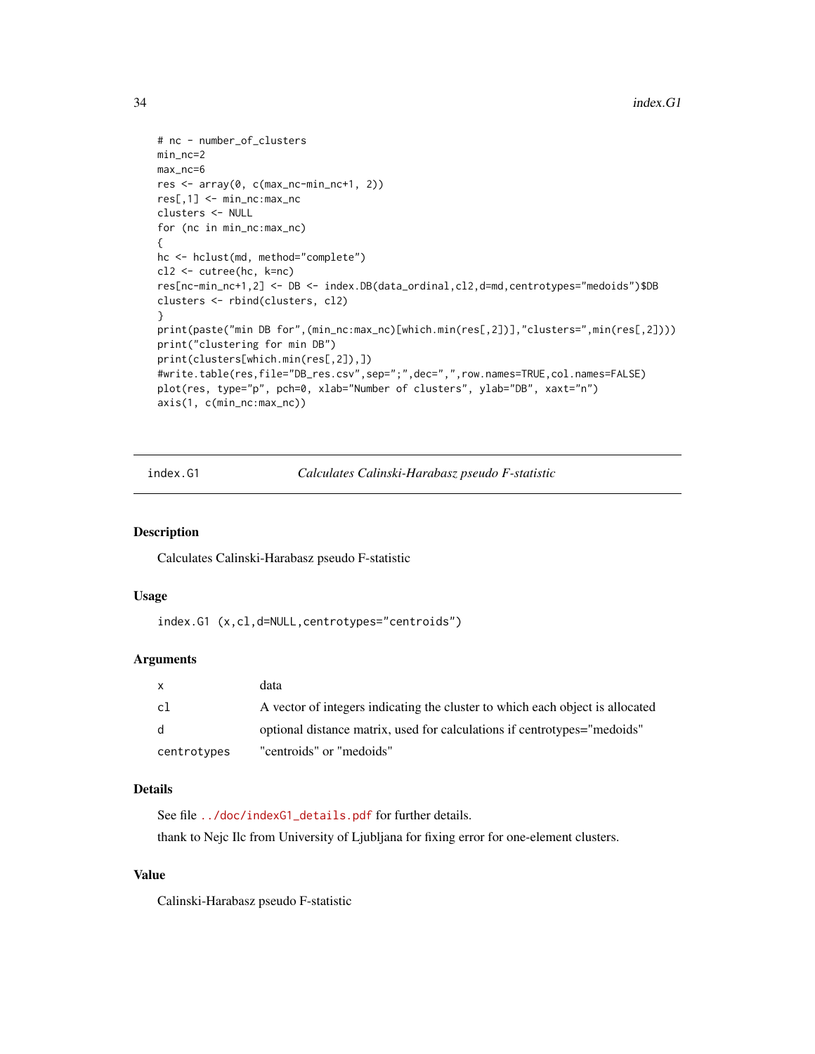```
# nc - number_of_clusters
min_nc=2
max_nc=6
res <- array(0, c(max_nc-min_nc+1, 2))
res[,1] <- min_nc:max_nc
clusters <- NULL
for (nc in min_nc:max_nc)
{
hc <- hclust(md, method="complete")
cl2 <- cutree(hc, k=nc)
res[nc-min_nc+1,2] <- DB <- index.DB(data_ordinal,cl2,d=md,centrotypes="medoids")$DB
clusters <- rbind(clusters, cl2)
}
print(paste("min DB for",(min_nc:max_nc)[which.min(res[,2])],"clusters=",min(res[,2])))
print("clustering for min DB")
print(clusters[which.min(res[,2]),])
#write.table(res,file="DB_res.csv",sep=";",dec=",",row.names=TRUE,col.names=FALSE)
plot(res, type="p", pch=0, xlab="Number of clusters", ylab="DB", xaxt="n")
axis(1, c(min_nc:max_nc))
```

---

## index.G1 — *Calculates Calinski-Harabasz pseudo F-statistic*

---

### Description

Calculates Calinski-Harabasz pseudo F-statistic

### Usage

```
index.G1 (x,cl,d=NULL,centrotypes="centroids")
```

### Arguments

| | |
|---|---|
| x | data |
| cl | A vector of integers indicating the cluster to which each object is allocated |
| d | optional distance matrix, used for calculations if centrotypes="medoids" |
| centrotypes | "centroids" or "medoids" |

### Details

See file `../doc/indexG1_details.pdf` for further details.

thank to Nejc Ilc from University of Ljubljana for fixing error for one-element clusters.

### Value

Calinski-Harabasz pseudo F-statistic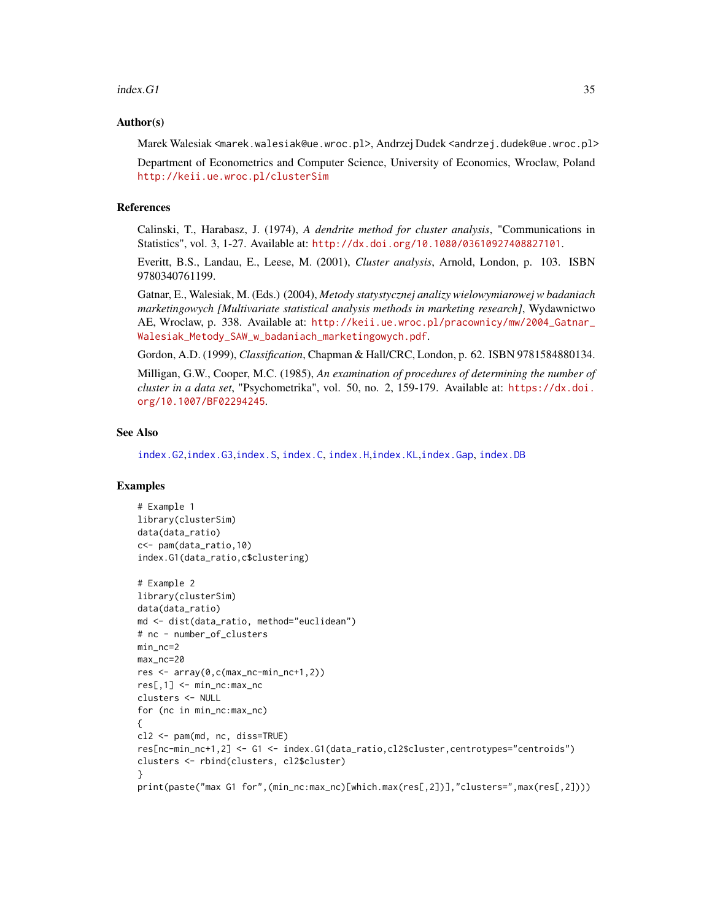### Author(s)

Marek Walesiak <marek.walesiak@ue.wroc.pl>, Andrzej Dudek <andrzej.dudek@ue.wroc.pl>

Department of Econometrics and Computer Science, University of Economics, Wroclaw, Poland http://keii.ue.wroc.pl/clusterSim

### References

Calinski, T., Harabasz, J. (1974), *A dendrite method for cluster analysis*, "Communications in Statistics", vol. 3, 1-27. Available at: http://dx.doi.org/10.1080/03610927408827101.

Everitt, B.S., Landau, E., Leese, M. (2001), *Cluster analysis*, Arnold, London, p. 103. ISBN 9780340761199.

Gatnar, E., Walesiak, M. (Eds.) (2004), *Metody statystycznej analizy wielowymiarowej w badaniach marketingowych [Multivariate statistical analysis methods in marketing research]*, Wydawnictwo AE, Wroclaw, p. 338. Available at: http://keii.ue.wroc.pl/pracownicy/mw/2004_Gatnar_Walesiak_Metody_SAW_w_badaniach_marketingowych.pdf.

Gordon, A.D. (1999), *Classification*, Chapman & Hall/CRC, London, p. 62. ISBN 9781584880134.

Milligan, G.W., Cooper, M.C. (1985), *An examination of procedures of determining the number of cluster in a data set*, "Psychometrika", vol. 50, no. 2, 159-179. Available at: https://dx.doi.org/10.1007/BF02294245.

### See Also

index.G2,index.G3,index.S, index.C, index.H,index.KL,index.Gap, index.DB

### Examples

```
# Example 1
library(clusterSim)
data(data_ratio)
c<- pam(data_ratio,10)
index.G1(data_ratio,c$clustering)

# Example 2
library(clusterSim)
data(data_ratio)
md <- dist(data_ratio, method="euclidean")
# nc - number_of_clusters
min_nc=2
max_nc=20
res <- array(0,c(max_nc-min_nc+1,2))
res[,1] <- min_nc:max_nc
clusters <- NULL
for (nc in min_nc:max_nc)
{
cl2 <- pam(md, nc, diss=TRUE)
res[nc-min_nc+1,2] <- G1 <- index.G1(data_ratio,cl2$cluster,centrotypes="centroids")
clusters <- rbind(clusters, cl2$cluster)
}
print(paste("max G1 for",(min_nc:max_nc)[which.max(res[,2])],"clusters=",max(res[,2])))
```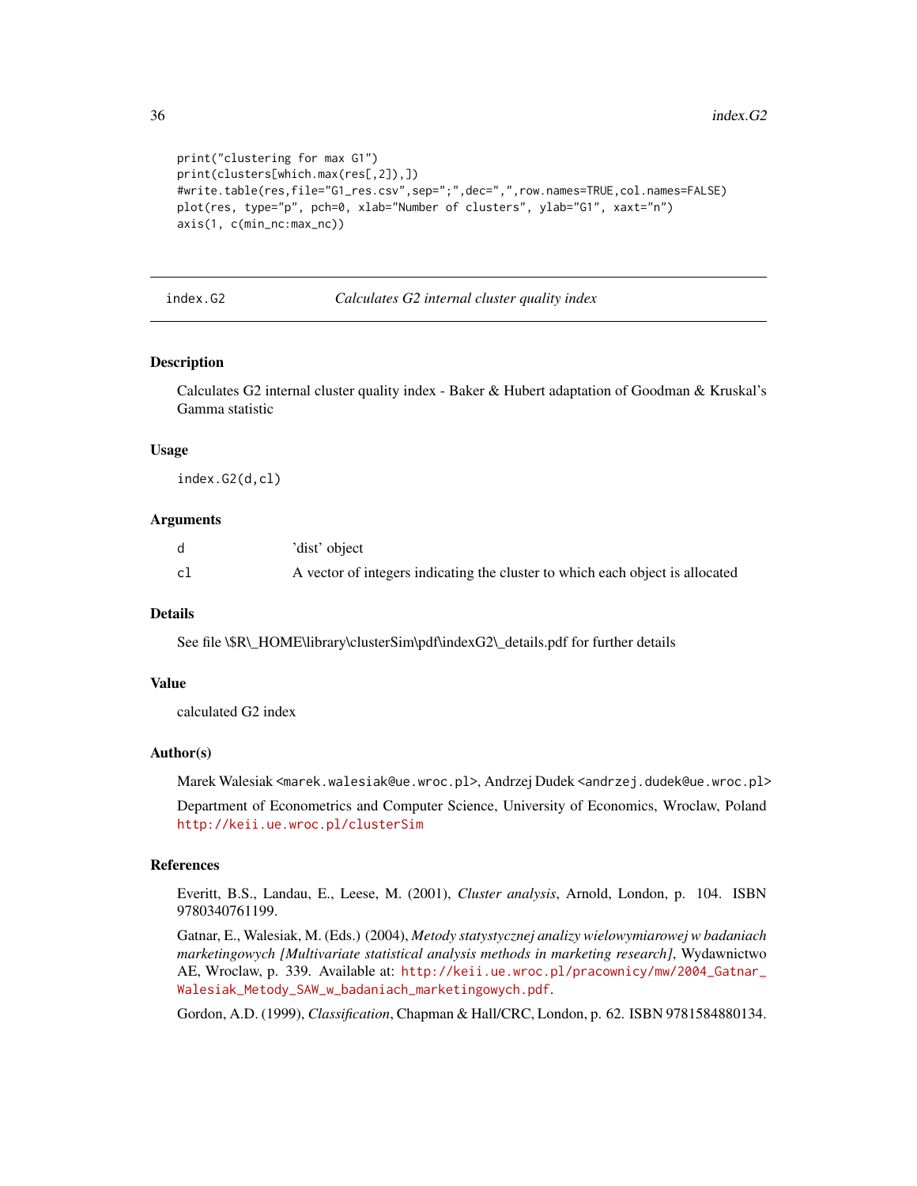```
print("clustering for max G1")
print(clusters[which.max(res[,2]),])
#write.table(res,file="G1_res.csv",sep=";",dec=",",row.names=TRUE,col.names=FALSE)
plot(res, type="p", pch=0, xlab="Number of clusters", ylab="G1", xaxt="n")
axis(1, c(min_nc:max_nc))
```

## index.G2 — *Calculates G2 internal cluster quality index*

### Description

Calculates G2 internal cluster quality index - Baker & Hubert adaptation of Goodman & Kruskal's Gamma statistic

### Usage

```
index.G2(d,cl)
```

### Arguments

| | |
|---|---|
| d | 'dist' object |
| cl | A vector of integers indicating the cluster to which each object is allocated |

### Details

See file \$R\_HOME\library\clusterSim\pdf\indexG2\_details.pdf for further details

### Value

calculated G2 index

### Author(s)

Marek Walesiak <marek.walesiak@ue.wroc.pl>, Andrzej Dudek <andrzej.dudek@ue.wroc.pl>

Department of Econometrics and Computer Science, University of Economics, Wroclaw, Poland http://keii.ue.wroc.pl/clusterSim

### References

Everitt, B.S., Landau, E., Leese, M. (2001), *Cluster analysis*, Arnold, London, p. 104. ISBN 9780340761199.

Gatnar, E., Walesiak, M. (Eds.) (2004), *Metody statystycznej analizy wielowymiarowej w badaniach marketingowych [Multivariate statistical analysis methods in marketing research]*, Wydawnictwo AE, Wroclaw, p. 339. Available at: http://keii.ue.wroc.pl/pracownicy/mw/2004_Gatnar_Walesiak_Metody_SAW_w_badaniach_marketingowych.pdf.

Gordon, A.D. (1999), *Classification*, Chapman & Hall/CRC, London, p. 62. ISBN 9781584880134.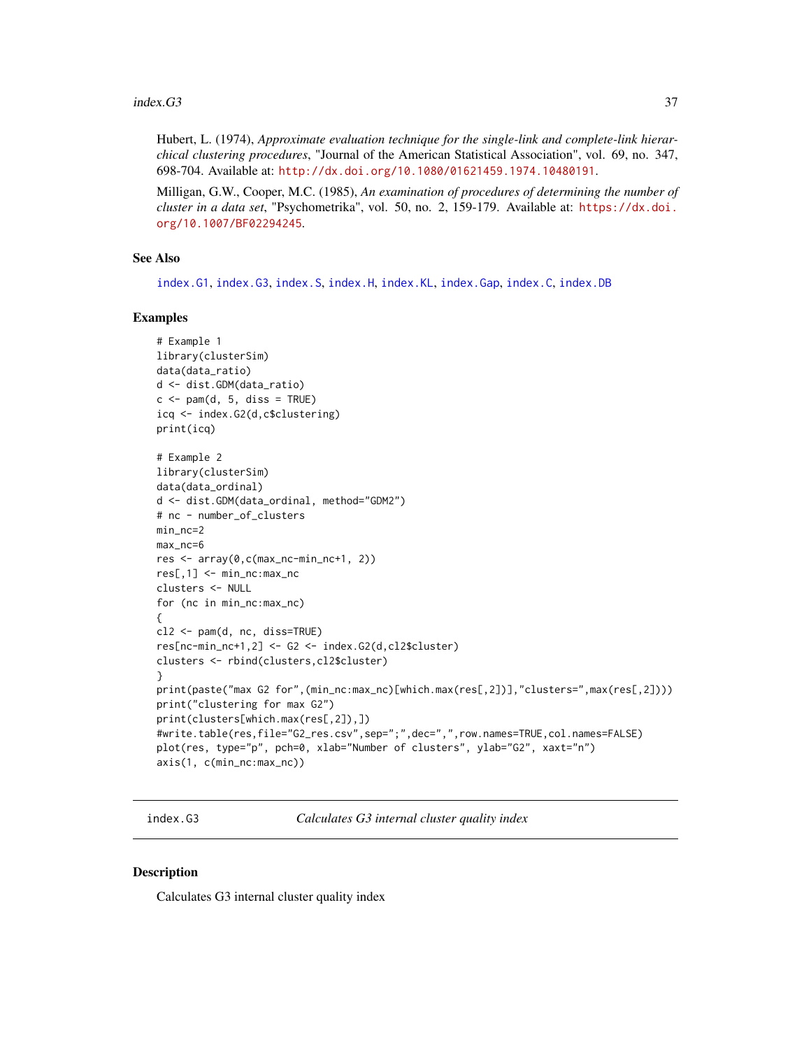Hubert, L. (1974), *Approximate evaluation technique for the single-link and complete-link hierarchical clustering procedures*, "Journal of the American Statistical Association", vol. 69, no. 347, 698-704. Available at: http://dx.doi.org/10.1080/01621459.1974.10480191.

Milligan, G.W., Cooper, M.C. (1985), *An examination of procedures of determining the number of cluster in a data set*, "Psychometrika", vol. 50, no. 2, 159-179. Available at: https://dx.doi.org/10.1007/BF02294245.

### See Also

index.G1, index.G3, index.S, index.H, index.KL, index.Gap, index.C, index.DB

### Examples

```
# Example 1
library(clusterSim)
data(data_ratio)
d <- dist.GDM(data_ratio)
c <- pam(d, 5, diss = TRUE)
icq <- index.G2(d,c$clustering)
print(icq)

# Example 2
library(clusterSim)
data(data_ordinal)
d <- dist.GDM(data_ordinal, method="GDM2")
# nc - number_of_clusters
min_nc=2
max_nc=6
res <- array(0,c(max_nc-min_nc+1, 2))
res[,1] <- min_nc:max_nc
clusters <- NULL
for (nc in min_nc:max_nc)
{
cl2 <- pam(d, nc, diss=TRUE)
res[nc-min_nc+1,2] <- G2 <- index.G2(d,cl2$cluster)
clusters <- rbind(clusters,cl2$cluster)
}
print(paste("max G2 for",(min_nc:max_nc)[which.max(res[,2])],"clusters=",max(res[,2])))
print("clustering for max G2")
print(clusters[which.max(res[,2]),])
#write.table(res,file="G2_res.csv",sep=";",dec=",",row.names=TRUE,col.names=FALSE)
plot(res, type="p", pch=0, xlab="Number of clusters", ylab="G2", xaxt="n")
axis(1, c(min_nc:max_nc))
```

## index.G3 *Calculates G3 internal cluster quality index*

### Description

Calculates G3 internal cluster quality index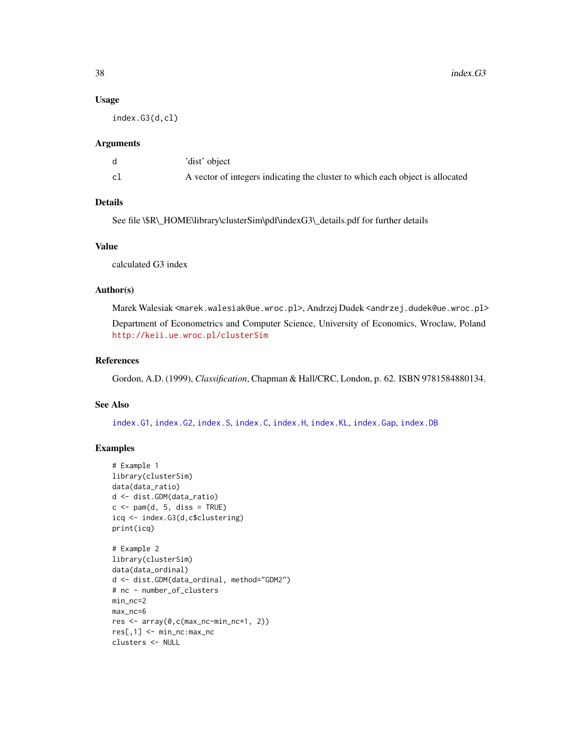### Usage

```
index.G3(d,cl)
```

### Arguments

| | |
|---|---|
| d | 'dist' object |
| cl | A vector of integers indicating the cluster to which each object is allocated |

### Details

See file \$R\_HOME\library\clusterSim\pdf\indexG3\_details.pdf for further details

### Value

calculated G3 index

### Author(s)

Marek Walesiak <marek.walesiak@ue.wroc.pl>, Andrzej Dudek <andrzej.dudek@ue.wroc.pl>

Department of Econometrics and Computer Science, University of Economics, Wroclaw, Poland http://keii.ue.wroc.pl/clusterSim

### References

Gordon, A.D. (1999), *Classification*, Chapman & Hall/CRC, London, p. 62. ISBN 9781584880134.

### See Also

index.G1, index.G2, index.S, index.C, index.H, index.KL, index.Gap, index.DB

### Examples

```
# Example 1
library(clusterSim)
data(data_ratio)
d <- dist.GDM(data_ratio)
c <- pam(d, 5, diss = TRUE)
icq <- index.G3(d,c$clustering)
print(icq)

# Example 2
library(clusterSim)
data(data_ordinal)
d <- dist.GDM(data_ordinal, method="GDM2")
# nc - number_of_clusters
min_nc=2
max_nc=6
res <- array(0,c(max_nc-min_nc+1, 2))
res[,1] <- min_nc:max_nc
clusters <- NULL
```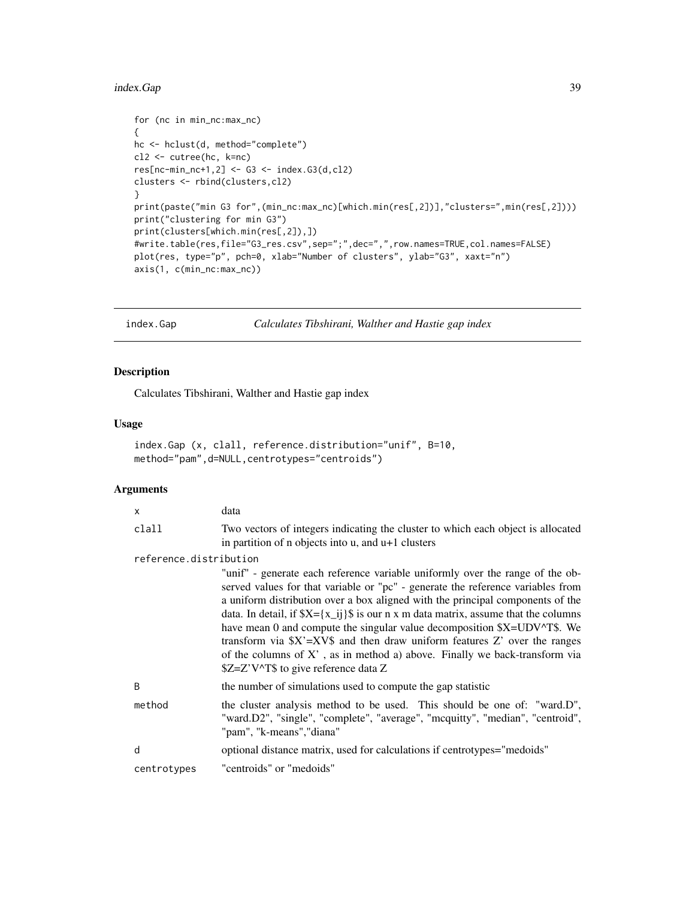```
for (nc in min_nc:max_nc)
{
hc <- hclust(d, method="complete")
cl2 <- cutree(hc, k=nc)
res[nc-min_nc+1,2] <- G3 <- index.G3(d,cl2)
clusters <- rbind(clusters,cl2)
}
print(paste("min G3 for",(min_nc:max_nc)[which.min(res[,2])],"clusters=",min(res[,2])))
print("clustering for min G3")
print(clusters[which.min(res[,2]),])
#write.table(res,file="G3_res.csv",sep=";",dec=",",row.names=TRUE,col.names=FALSE)
plot(res, type="p", pch=0, xlab="Number of clusters", ylab="G3", xaxt="n")
axis(1, c(min_nc:max_nc))
```

## index.Gap *Calculates Tibshirani, Walther and Hastie gap index*

### Description

Calculates Tibshirani, Walther and Hastie gap index

### Usage

```
index.Gap (x, clall, reference.distribution="unif", B=10,
method="pam",d=NULL,centrotypes="centroids")
```

### Arguments

| | |
|---|---|
| x | data |
| clall | Two vectors of integers indicating the cluster to which each object is allocated in partition of n objects into u, and u+1 clusters |
| reference.distribution | "unif" - generate each reference variable uniformly over the range of the observed values for that variable or "pc" - generate the reference variables from a uniform distribution over a box aligned with the principal components of the data. In detail, if $X={x_ij}$ is our n x m data matrix, assume that the columns have mean 0 and compute the singular value decomposition $X=UDV^T$. We transform via $X'=XV$ and then draw uniform features Z' over the ranges of the columns of X' , as in method a) above. Finally we back-transform via $Z=Z'V^T$ to give reference data Z |
| B | the number of simulations used to compute the gap statistic |
| method | the cluster analysis method to be used. This should be one of: "ward.D", "ward.D2", "single", "complete", "average", "mcquitty", "median", "centroid", "pam", "k-means","diana" |
| d | optional distance matrix, used for calculations if centrotypes="medoids" |
| centrotypes | "centroids" or "medoids" |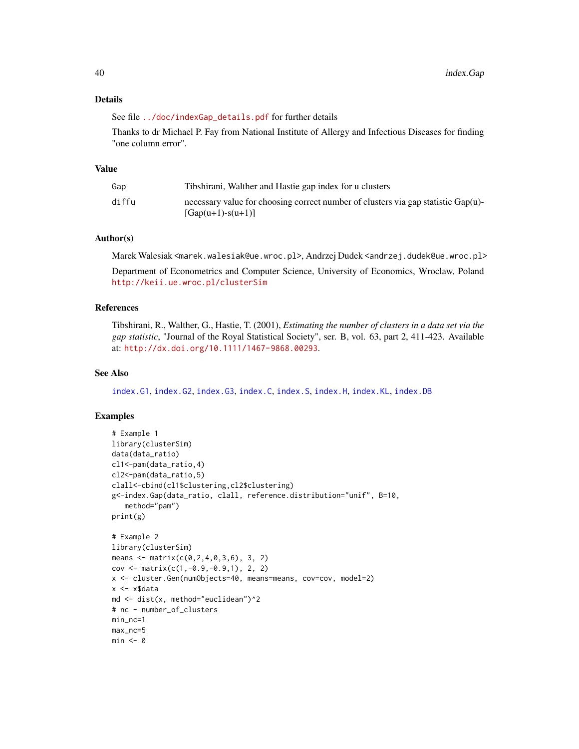## Details

See file `../doc/indexGap_details.pdf` for further details

Thanks to dr Michael P. Fay from National Institute of Allergy and Infectious Diseases for finding "one column error".

## Value

| | |
|---|---|
| `Gap` | Tibshirani, Walther and Hastie gap index for u clusters |
| `diffu` | necessary value for choosing correct number of clusters via gap statistic Gap(u)-[Gap(u+1)-s(u+1)] |

## Author(s)

Marek Walesiak <marek.walesiak@ue.wroc.pl>, Andrzej Dudek <andrzej.dudek@ue.wroc.pl>

Department of Econometrics and Computer Science, University of Economics, Wroclaw, Poland http://keii.ue.wroc.pl/clusterSim

## References

Tibshirani, R., Walther, G., Hastie, T. (2001), *Estimating the number of clusters in a data set via the gap statistic*, "Journal of the Royal Statistical Society", ser. B, vol. 63, part 2, 411-423. Available at: http://dx.doi.org/10.1111/1467-9868.00293.

## See Also

index.G1, index.G2, index.G3, index.C, index.S, index.H, index.KL, index.DB

## Examples

```
# Example 1
library(clusterSim)
data(data_ratio)
cl1<-pam(data_ratio,4)
cl2<-pam(data_ratio,5)
clall<-cbind(cl1$clustering,cl2$clustering)
g<-index.Gap(data_ratio, clall, reference.distribution="unif", B=10,
   method="pam")
print(g)

# Example 2
library(clusterSim)
means <- matrix(c(0,2,4,0,3,6), 3, 2)
cov <- matrix(c(1,-0.9,-0.9,1), 2, 2)
x <- cluster.Gen(numObjects=40, means=means, cov=cov, model=2)
x <- x$data
md <- dist(x, method="euclidean")^2
# nc - number_of_clusters
min_nc=1
max_nc=5
min <- 0
```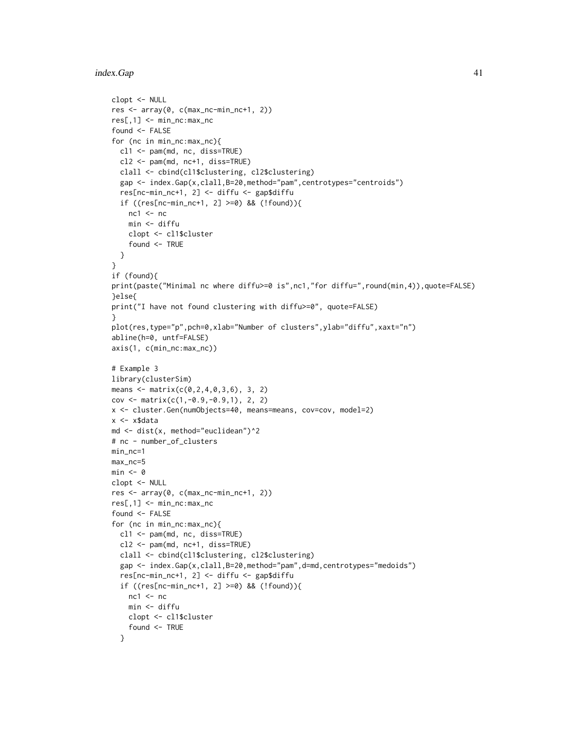```
clopt <- NULL
res <- array(0, c(max_nc-min_nc+1, 2))
res[,1] <- min_nc:max_nc
found <- FALSE
for (nc in min_nc:max_nc){
  cl1 <- pam(md, nc, diss=TRUE)
  cl2 <- pam(md, nc+1, diss=TRUE)
  clall <- cbind(cl1$clustering, cl2$clustering)
  gap <- index.Gap(x,clall,B=20,method="pam",centrotypes="centroids")
  res[nc-min_nc+1, 2] <- diffu <- gap$diffu
  if ((res[nc-min_nc+1, 2] >=0) && (!found)){
    nc1 <- nc
    min <- diffu
    clopt <- cl1$cluster
    found <- TRUE
  }
}
if (found){
print(paste("Minimal nc where diffu>=0 is",nc1,"for diffu=",round(min,4)),quote=FALSE)
}else{
print("I have not found clustering with diffu>=0", quote=FALSE)
}
plot(res,type="p",pch=0,xlab="Number of clusters",ylab="diffu",xaxt="n")
abline(h=0, untf=FALSE)
axis(1, c(min_nc:max_nc))

# Example 3
library(clusterSim)
means <- matrix(c(0,2,4,0,3,6), 3, 2)
cov <- matrix(c(1,-0.9,-0.9,1), 2, 2)
x <- cluster.Gen(numObjects=40, means=means, cov=cov, model=2)
x <- x$data
md <- dist(x, method="euclidean")^2
# nc - number_of_clusters
min_nc=1
max_nc=5
min <- 0
clopt <- NULL
res <- array(0, c(max_nc-min_nc+1, 2))
res[,1] <- min_nc:max_nc
found <- FALSE
for (nc in min_nc:max_nc){
  cl1 <- pam(md, nc, diss=TRUE)
  cl2 <- pam(md, nc+1, diss=TRUE)
  clall <- cbind(cl1$clustering, cl2$clustering)
  gap <- index.Gap(x,clall,B=20,method="pam",d=md,centrotypes="medoids")
  res[nc-min_nc+1, 2] <- diffu <- gap$diffu
  if ((res[nc-min_nc+1, 2] >=0) && (!found)){
    nc1 <- nc
    min <- diffu
    clopt <- cl1$cluster
    found <- TRUE
  }
```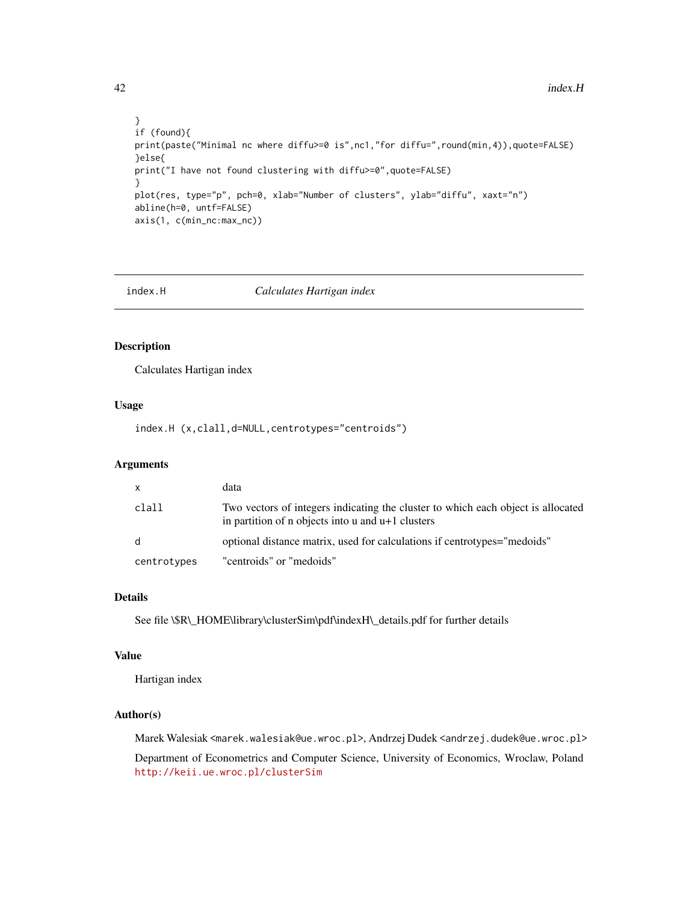```
}
if (found){
print(paste("Minimal nc where diffu>=0 is",nc1,"for diffu=",round(min,4)),quote=FALSE)
}else{
print("I have not found clustering with diffu>=0",quote=FALSE)
}
plot(res, type="p", pch=0, xlab="Number of clusters", ylab="diffu", xaxt="n")
abline(h=0, untf=FALSE)
axis(1, c(min_nc:max_nc))
```

## index.H — *Calculates Hartigan index*

### Description

Calculates Hartigan index

### Usage

```
index.H (x,clall,d=NULL,centrotypes="centroids")
```

### Arguments

| | |
|---|---|
| `x` | data |
| `clall` | Two vectors of integers indicating the cluster to which each object is allocated in partition of n objects into u and u+1 clusters |
| `d` | optional distance matrix, used for calculations if centrotypes="medoids" |
| `centrotypes` | "centroids" or "medoids" |

### Details

See file \$R\_HOME\library\clusterSim\pdf\indexH\_details.pdf for further details

### Value

Hartigan index

### Author(s)

Marek Walesiak <marek.walesiak@ue.wroc.pl>, Andrzej Dudek <andrzej.dudek@ue.wroc.pl>

Department of Econometrics and Computer Science, University of Economics, Wroclaw, Poland http://keii.ue.wroc.pl/clusterSim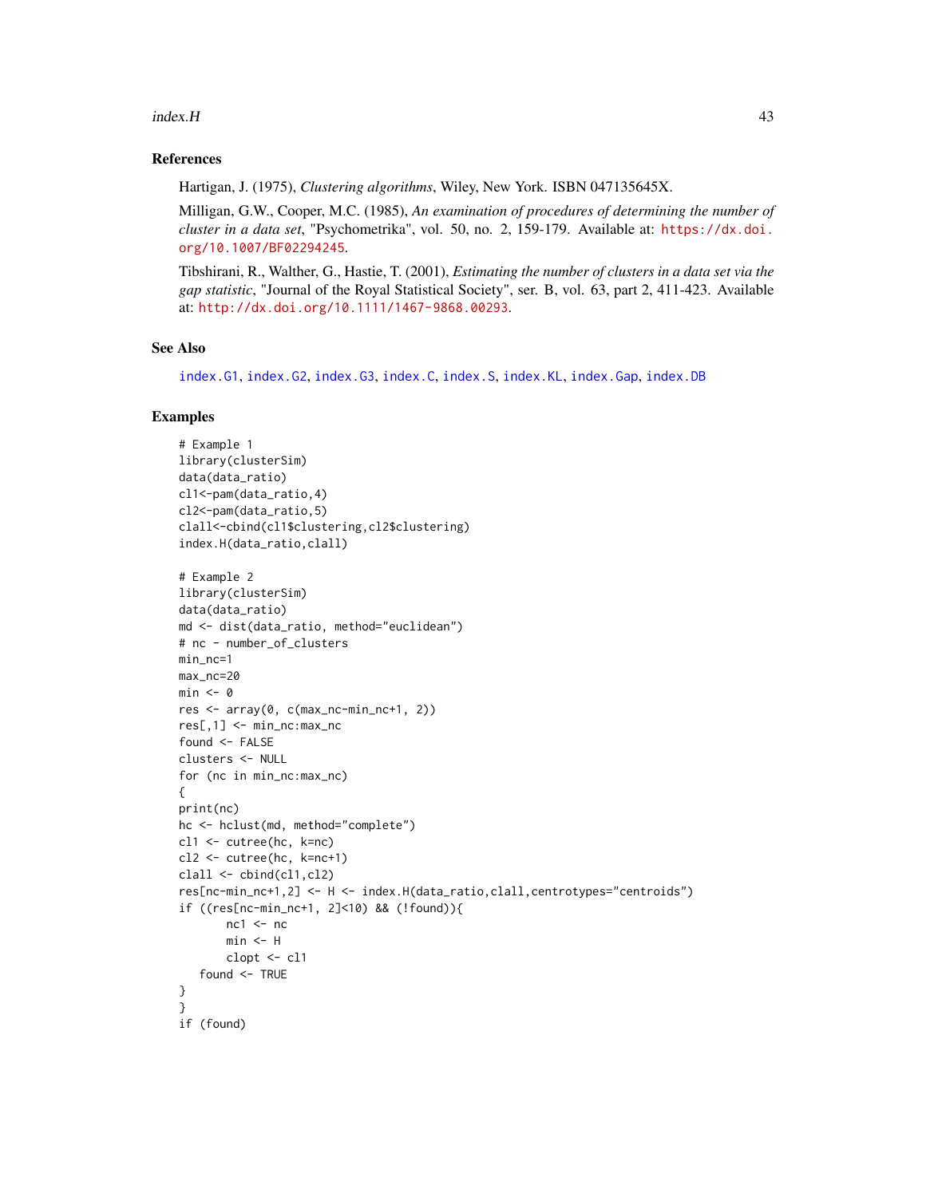## References

Hartigan, J. (1975), *Clustering algorithms*, Wiley, New York. ISBN 047135645X.

Milligan, G.W., Cooper, M.C. (1985), *An examination of procedures of determining the number of cluster in a data set*, "Psychometrika", vol. 50, no. 2, 159-179. Available at: https://dx.doi.org/10.1007/BF02294245.

Tibshirani, R., Walther, G., Hastie, T. (2001), *Estimating the number of clusters in a data set via the gap statistic*, "Journal of the Royal Statistical Society", ser. B, vol. 63, part 2, 411-423. Available at: http://dx.doi.org/10.1111/1467-9868.00293.

## See Also

index.G1, index.G2, index.G3, index.C, index.S, index.KL, index.Gap, index.DB

## Examples

```
# Example 1
library(clusterSim)
data(data_ratio)
cl1<-pam(data_ratio,4)
cl2<-pam(data_ratio,5)
clall<-cbind(cl1$clustering,cl2$clustering)
index.H(data_ratio,clall)

# Example 2
library(clusterSim)
data(data_ratio)
md <- dist(data_ratio, method="euclidean")
# nc - number_of_clusters
min_nc=1
max_nc=20
min <- 0
res <- array(0, c(max_nc-min_nc+1, 2))
res[,1] <- min_nc:max_nc
found <- FALSE
clusters <- NULL
for (nc in min_nc:max_nc)
{
print(nc)
hc <- hclust(md, method="complete")
cl1 <- cutree(hc, k=nc)
cl2 <- cutree(hc, k=nc+1)
clall <- cbind(cl1,cl2)
res[nc-min_nc+1,2] <- H <- index.H(data_ratio,clall,centrotypes="centroids")
if ((res[nc-min_nc+1, 2]<10) && (!found)){
       nc1 <- nc
       min <- H
       clopt <- cl1
   found <- TRUE
}
}
if (found)
```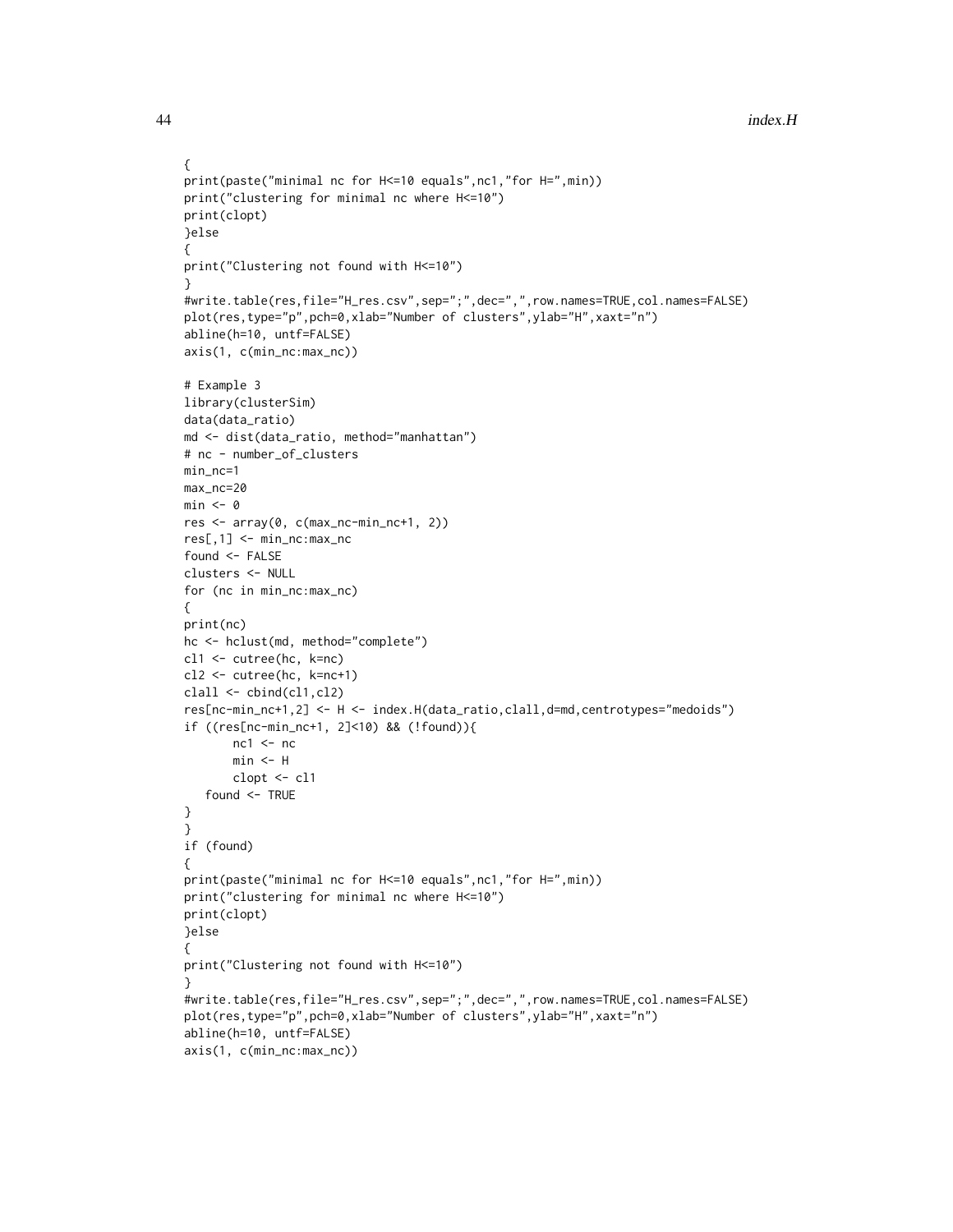```
{
print(paste("minimal nc for H<=10 equals",nc1,"for H=",min))
print("clustering for minimal nc where H<=10")
print(clopt)
}else
{
print("Clustering not found with H<=10")
}
#write.table(res,file="H_res.csv",sep=";",dec=",",row.names=TRUE,col.names=FALSE)
plot(res,type="p",pch=0,xlab="Number of clusters",ylab="H",xaxt="n")
abline(h=10, untf=FALSE)
axis(1, c(min_nc:max_nc))

# Example 3
library(clusterSim)
data(data_ratio)
md <- dist(data_ratio, method="manhattan")
# nc - number_of_clusters
min_nc=1
max_nc=20
min <- 0
res <- array(0, c(max_nc-min_nc+1, 2))
res[,1] <- min_nc:max_nc
found <- FALSE
clusters <- NULL
for (nc in min_nc:max_nc)
{
print(nc)
hc <- hclust(md, method="complete")
cl1 <- cutree(hc, k=nc)
cl2 <- cutree(hc, k=nc+1)
clall <- cbind(cl1,cl2)
res[nc-min_nc+1,2] <- H <- index.H(data_ratio,clall,d=md,centrotypes="medoids")
if ((res[nc-min_nc+1, 2]<10) && (!found)){
       nc1 <- nc
       min <- H
       clopt <- cl1
   found <- TRUE
}
}
if (found)
{
print(paste("minimal nc for H<=10 equals",nc1,"for H=",min))
print("clustering for minimal nc where H<=10")
print(clopt)
}else
{
print("Clustering not found with H<=10")
}
#write.table(res,file="H_res.csv",sep=";",dec=",",row.names=TRUE,col.names=FALSE)
plot(res,type="p",pch=0,xlab="Number of clusters",ylab="H",xaxt="n")
abline(h=10, untf=FALSE)
axis(1, c(min_nc:max_nc))
```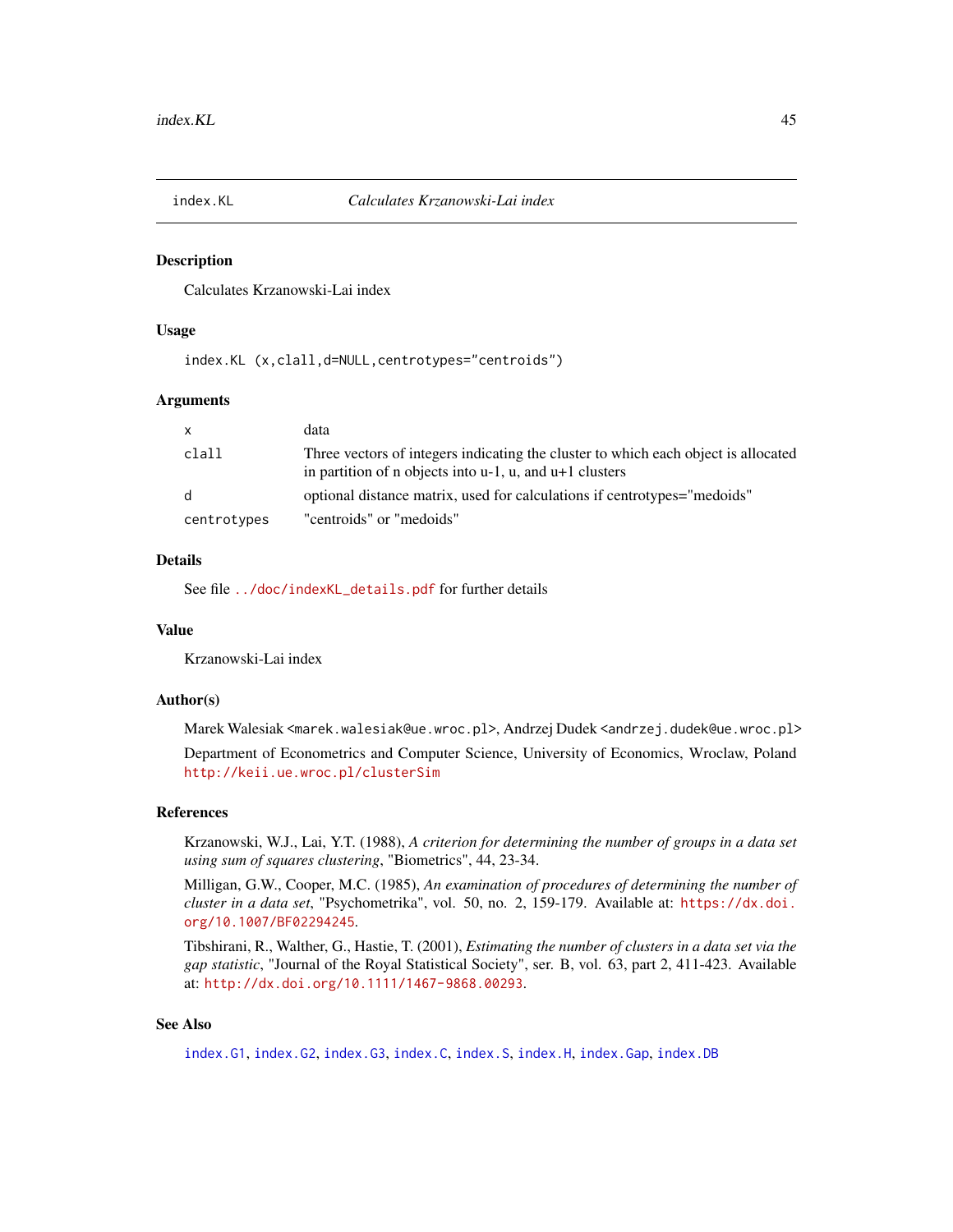## index.KL    *Calculates Krzanowski-Lai index*

### Description

Calculates Krzanowski-Lai index

### Usage

```
index.KL (x,clall,d=NULL,centrotypes="centroids")
```

### Arguments

| | |
|---|---|
| x | data |
| clall | Three vectors of integers indicating the cluster to which each object is allocated in partition of n objects into u-1, u, and u+1 clusters |
| d | optional distance matrix, used for calculations if centrotypes="medoids" |
| centrotypes | "centroids" or "medoids" |

### Details

See file ../doc/indexKL_details.pdf for further details

### Value

Krzanowski-Lai index

### Author(s)

Marek Walesiak <marek.walesiak@ue.wroc.pl>, Andrzej Dudek <andrzej.dudek@ue.wroc.pl>

Department of Econometrics and Computer Science, University of Economics, Wroclaw, Poland http://keii.ue.wroc.pl/clusterSim

### References

Krzanowski, W.J., Lai, Y.T. (1988), *A criterion for determining the number of groups in a data set using sum of squares clustering*, "Biometrics", 44, 23-34.

Milligan, G.W., Cooper, M.C. (1985), *An examination of procedures of determining the number of cluster in a data set*, "Psychometrika", vol. 50, no. 2, 159-179. Available at: https://dx.doi.org/10.1007/BF02294245.

Tibshirani, R., Walther, G., Hastie, T. (2001), *Estimating the number of clusters in a data set via the gap statistic*, "Journal of the Royal Statistical Society", ser. B, vol. 63, part 2, 411-423. Available at: http://dx.doi.org/10.1111/1467-9868.00293.

### See Also

index.G1, index.G2, index.G3, index.C, index.S, index.H, index.Gap, index.DB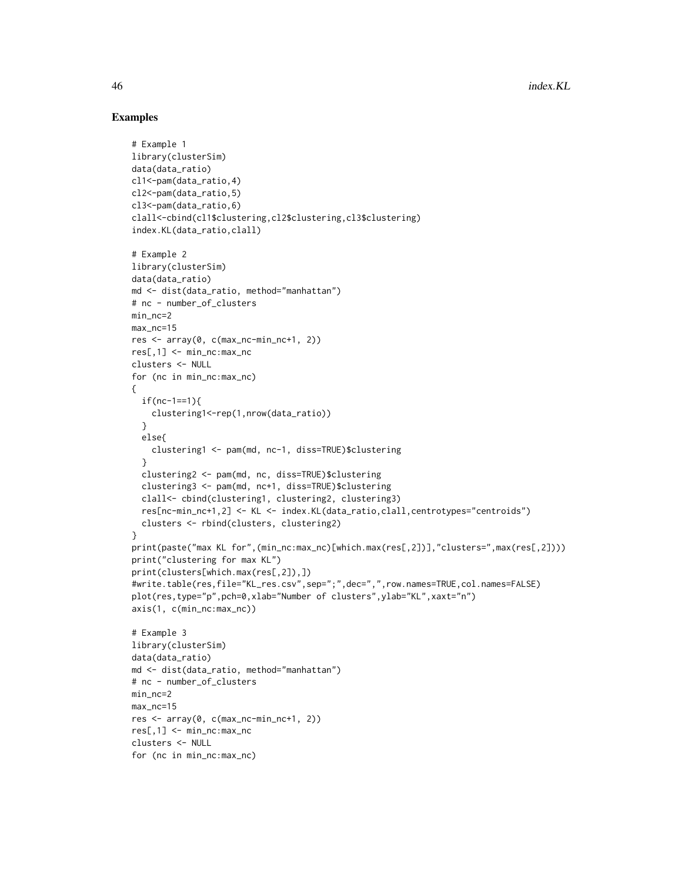## Examples

```
# Example 1
library(clusterSim)
data(data_ratio)
cl1<-pam(data_ratio,4)
cl2<-pam(data_ratio,5)
cl3<-pam(data_ratio,6)
clall<-cbind(cl1$clustering,cl2$clustering,cl3$clustering)
index.KL(data_ratio,clall)

# Example 2
library(clusterSim)
data(data_ratio)
md <- dist(data_ratio, method="manhattan")
# nc - number_of_clusters
min_nc=2
max_nc=15
res <- array(0, c(max_nc-min_nc+1, 2))
res[,1] <- min_nc:max_nc
clusters <- NULL
for (nc in min_nc:max_nc)
{
  if(nc-1==1){
    clustering1<-rep(1,nrow(data_ratio))
  }
  else{
    clustering1 <- pam(md, nc-1, diss=TRUE)$clustering
  }
  clustering2 <- pam(md, nc, diss=TRUE)$clustering
  clustering3 <- pam(md, nc+1, diss=TRUE)$clustering
  clall<- cbind(clustering1, clustering2, clustering3)
  res[nc-min_nc+1,2] <- KL <- index.KL(data_ratio,clall,centrotypes="centroids")
  clusters <- rbind(clusters, clustering2)
}
print(paste("max KL for",(min_nc:max_nc)[which.max(res[,2])],"clusters=",max(res[,2])))
print("clustering for max KL")
print(clusters[which.max(res[,2]),])
#write.table(res,file="KL_res.csv",sep=";",dec=",",row.names=TRUE,col.names=FALSE)
plot(res,type="p",pch=0,xlab="Number of clusters",ylab="KL",xaxt="n")
axis(1, c(min_nc:max_nc))

# Example 3
library(clusterSim)
data(data_ratio)
md <- dist(data_ratio, method="manhattan")
# nc - number_of_clusters
min_nc=2
max_nc=15
res <- array(0, c(max_nc-min_nc+1, 2))
res[,1] <- min_nc:max_nc
clusters <- NULL
for (nc in min_nc:max_nc)
```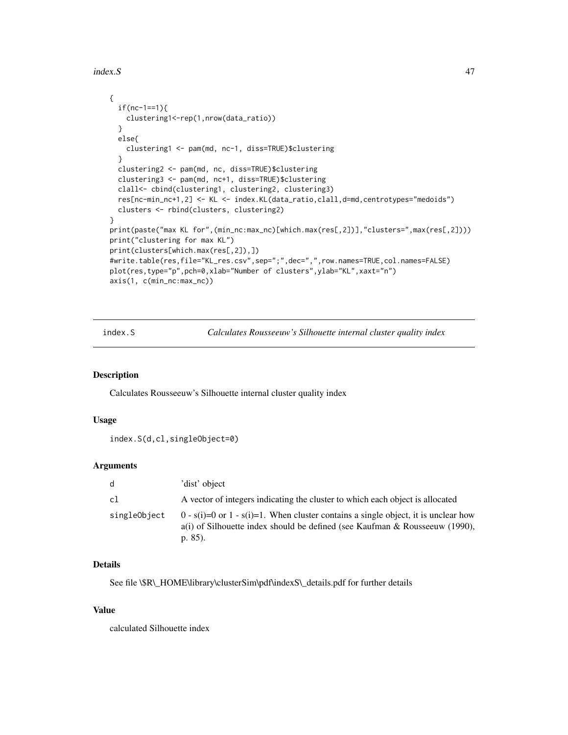```
{
  if(nc-1==1){
    clustering1<-rep(1,nrow(data_ratio))
  }
  else{
    clustering1 <- pam(md, nc-1, diss=TRUE)$clustering
  }
  clustering2 <- pam(md, nc, diss=TRUE)$clustering
  clustering3 <- pam(md, nc+1, diss=TRUE)$clustering
  clall<- cbind(clustering1, clustering2, clustering3)
  res[nc-min_nc+1,2] <- KL <- index.KL(data_ratio,clall,d=md,centrotypes="medoids")
  clusters <- rbind(clusters, clustering2)
}
print(paste("max KL for",(min_nc:max_nc)[which.max(res[,2])],"clusters=",max(res[,2])))
print("clustering for max KL")
print(clusters[which.max(res[,2]),])
#write.table(res,file="KL_res.csv",sep=";",dec=",",row.names=TRUE,col.names=FALSE)
plot(res,type="p",pch=0,xlab="Number of clusters",ylab="KL",xaxt="n")
axis(1, c(min_nc:max_nc))
```

## index.S — *Calculates Rousseeuw's Silhouette internal cluster quality index*

### Description

Calculates Rousseeuw's Silhouette internal cluster quality index

### Usage

```
index.S(d,cl,singleObject=0)
```

### Arguments

| | |
|---|---|
| d | 'dist' object |
| cl | A vector of integers indicating the cluster to which each object is allocated |
| singleObject | 0 - s(i)=0 or 1 - s(i)=1. When cluster contains a single object, it is unclear how a(i) of Silhouette index should be defined (see Kaufman & Rousseeuw (1990), p. 85). |

### Details

See file \$R\_HOME\library\clusterSim\pdf\indexS\_details.pdf for further details

### Value

calculated Silhouette index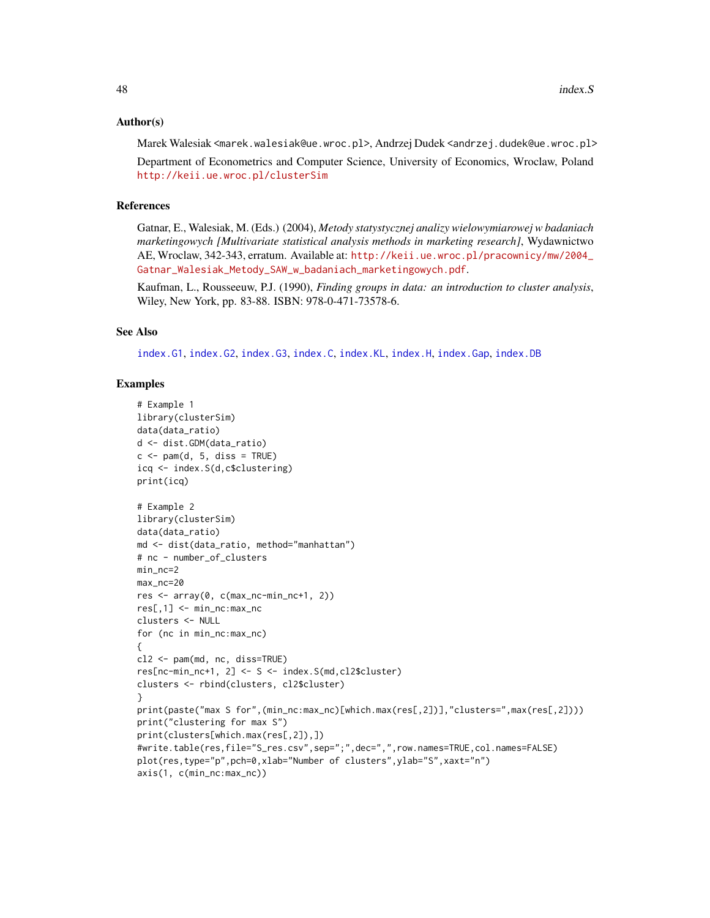### Author(s)

Marek Walesiak <marek.walesiak@ue.wroc.pl>, Andrzej Dudek <andrzej.dudek@ue.wroc.pl>

Department of Econometrics and Computer Science, University of Economics, Wroclaw, Poland http://keii.ue.wroc.pl/clusterSim

### References

Gatnar, E., Walesiak, M. (Eds.) (2004), *Metody statystycznej analizy wielowymiarowej w badaniach marketingowych [Multivariate statistical analysis methods in marketing research]*, Wydawnictwo AE, Wroclaw, 342-343, erratum. Available at: http://keii.ue.wroc.pl/pracownicy/mw/2004_Gatnar_Walesiak_Metody_SAW_w_badaniach_marketingowych.pdf.

Kaufman, L., Rousseeuw, P.J. (1990), *Finding groups in data: an introduction to cluster analysis*, Wiley, New York, pp. 83-88. ISBN: 978-0-471-73578-6.

### See Also

index.G1, index.G2, index.G3, index.C, index.KL, index.H, index.Gap, index.DB

### Examples

```
# Example 1
library(clusterSim)
data(data_ratio)
d <- dist.GDM(data_ratio)
c <- pam(d, 5, diss = TRUE)
icq <- index.S(d,c$clustering)
print(icq)

# Example 2
library(clusterSim)
data(data_ratio)
md <- dist(data_ratio, method="manhattan")
# nc - number_of_clusters
min_nc=2
max_nc=20
res <- array(0, c(max_nc-min_nc+1, 2))
res[,1] <- min_nc:max_nc
clusters <- NULL
for (nc in min_nc:max_nc)
{
cl2 <- pam(md, nc, diss=TRUE)
res[nc-min_nc+1, 2] <- S <- index.S(md,cl2$cluster)
clusters <- rbind(clusters, cl2$cluster)
}
print(paste("max S for",(min_nc:max_nc)[which.max(res[,2])],"clusters=",max(res[,2])))
print("clustering for max S")
print(clusters[which.max(res[,2]),])
#write.table(res,file="S_res.csv",sep=";",dec=",",row.names=TRUE,col.names=FALSE)
plot(res,type="p",pch=0,xlab="Number of clusters",ylab="S",xaxt="n")
axis(1, c(min_nc:max_nc))
```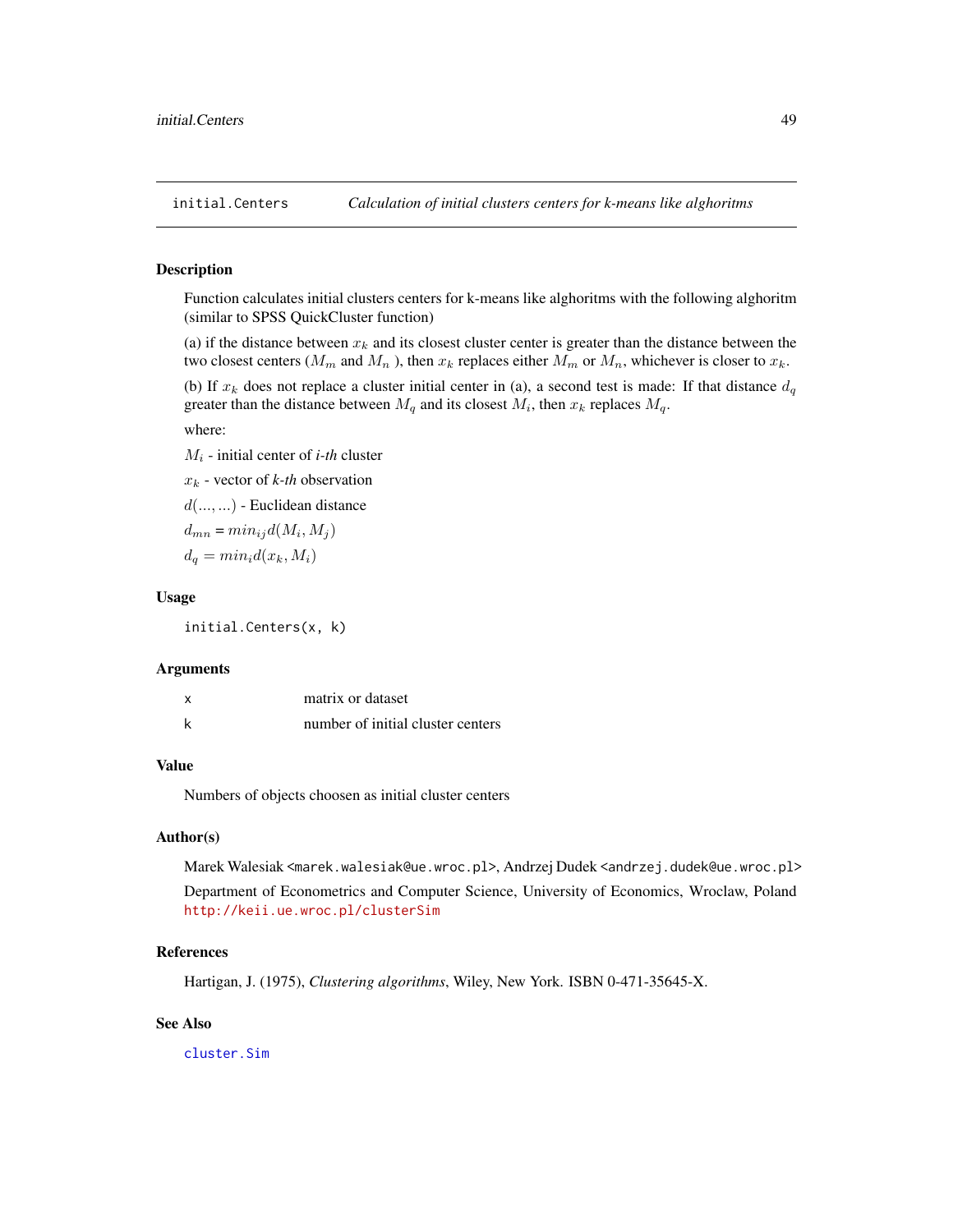## initial.Centers — *Calculation of initial clusters centers for k-means like alghoritms*

### Description

Function calculates initial clusters centers for k-means like alghoritms with the following alghoritm (similar to SPSS QuickCluster function)

(a) if the distance between $x_k$ and its closest cluster center is greater than the distance between the two closest centers ($M_m$ and $M_n$ ), then $x_k$ replaces either $M_m$ or $M_n$, whichever is closer to $x_k$.

(b) If $x_k$ does not replace a cluster initial center in (a), a second test is made: If that distance $d_q$ greater than the distance between $M_q$ and its closest $M_i$, then $x_k$ replaces $M_q$.

where:

$M_i$ - initial center of *i-th* cluster

$x_k$ - vector of *k-th* observation

$d(...,...)$ - Euclidean distance

$d_{mn}$ = $min_{ij} d(M_i, M_j)$

$d_q = min_i d(x_k, M_i)$

### Usage

```
initial.Centers(x, k)
```

### Arguments

| | |
|---|---|
| x | matrix or dataset |
| k | number of initial cluster centers |

### Value

Numbers of objects choosen as initial cluster centers

### Author(s)

Marek Walesiak <marek.walesiak@ue.wroc.pl>, Andrzej Dudek <andrzej.dudek@ue.wroc.pl>

Department of Econometrics and Computer Science, University of Economics, Wroclaw, Poland http://keii.ue.wroc.pl/clusterSim

### References

Hartigan, J. (1975), *Clustering algorithms*, Wiley, New York. ISBN 0-471-35645-X.

### See Also

cluster.Sim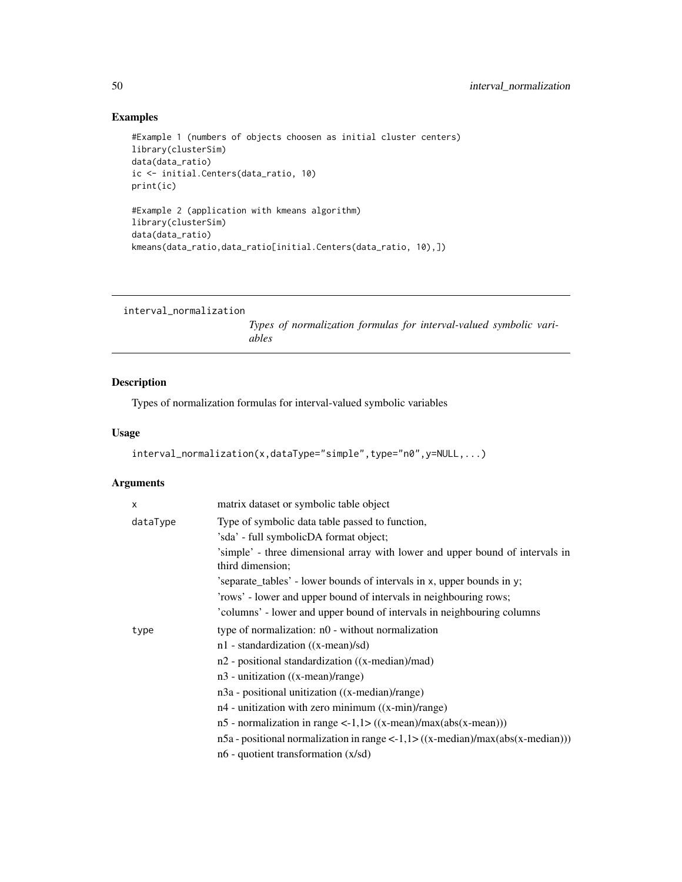## Examples

```
#Example 1 (numbers of objects choosen as initial cluster centers)
library(clusterSim)
data(data_ratio)
ic <- initial.Centers(data_ratio, 10)
print(ic)

#Example 2 (application with kmeans algorithm)
library(clusterSim)
data(data_ratio)
kmeans(data_ratio,data_ratio[initial.Centers(data_ratio, 10),])
```

---

# interval_normalization

*Types of normalization formulas for interval-valued symbolic variables*

---

## Description

Types of normalization formulas for interval-valued symbolic variables

## Usage

```
interval_normalization(x,dataType="simple",type="n0",y=NULL,...)
```

## Arguments

| | |
|---|---|
| x | matrix dataset or symbolic table object |
| dataType | Type of symbolic data table passed to function,<br>'sda' - full symbolicDA format object;<br>'simple' - three dimensional array with lower and upper bound of intervals in third dimension;<br>'separate_tables' - lower bounds of intervals in x, upper bounds in y;<br>'rows' - lower and upper bound of intervals in neighbouring rows;<br>'columns' - lower and upper bound of intervals in neighbouring columns |
| type | type of normalization: n0 - without normalization<br>n1 - standardization ((x-mean)/sd)<br>n2 - positional standardization ((x-median)/mad)<br>n3 - unitization ((x-mean)/range)<br>n3a - positional unitization ((x-median)/range)<br>n4 - unitization with zero minimum ((x-min)/range)<br>n5 - normalization in range <-1,1> ((x-mean)/max(abs(x-mean)))<br>n5a - positional normalization in range <-1,1> ((x-median)/max(abs(x-median)))<br>n6 - quotient transformation (x/sd) |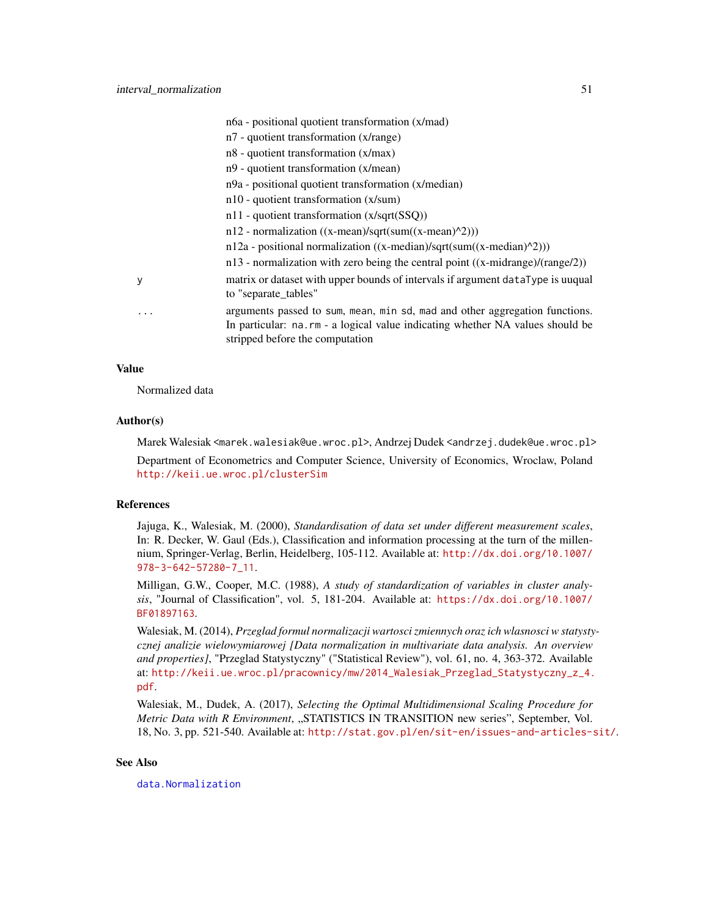n6a - positional quotient transformation (x/mad)
n7 - quotient transformation (x/range)
n8 - quotient transformation (x/max)
n9 - quotient transformation (x/mean)
n9a - positional quotient transformation (x/median)
n10 - quotient transformation (x/sum)
n11 - quotient transformation (x/sqrt(SSQ))
n12 - normalization ((x-mean)/sqrt(sum((x-mean)^2)))
n12a - positional normalization ((x-median)/sqrt(sum((x-median)^2)))
n13 - normalization with zero being the central point ((x-midrange)/(range/2))

`y` matrix or dataset with upper bounds of intervals if argument `dataType` is uuqual to "separate_tables"

`...` arguments passed to `sum`, `mean`, `min` `sd`, `mad` and other aggregation functions. In particular: `na.rm` - a logical value indicating whether NA values should be stripped before the computation

## Value

Normalized data

## Author(s)

Marek Walesiak <marek.walesiak@ue.wroc.pl>, Andrzej Dudek <andrzej.dudek@ue.wroc.pl>

Department of Econometrics and Computer Science, University of Economics, Wroclaw, Poland http://keii.ue.wroc.pl/clusterSim

## References

Jajuga, K., Walesiak, M. (2000), *Standardisation of data set under different measurement scales*, In: R. Decker, W. Gaul (Eds.), Classification and information processing at the turn of the millennium, Springer-Verlag, Berlin, Heidelberg, 105-112. Available at: http://dx.doi.org/10.1007/978-3-642-57280-7_11.

Milligan, G.W., Cooper, M.C. (1988), *A study of standardization of variables in cluster analysis*, "Journal of Classification", vol. 5, 181-204. Available at: https://dx.doi.org/10.1007/BF01897163.

Walesiak, M. (2014), *Przeglad formul normalizacji wartosci zmiennych oraz ich wlasnosci w statystycznej analizie wielowymiarowej [Data normalization in multivariate data analysis. An overview and properties]*, "Przeglad Statystyczny" ("Statistical Review"), vol. 61, no. 4, 363-372. Available at: http://keii.ue.wroc.pl/pracownicy/mw/2014_Walesiak_Przeglad_Statystyczny_z_4.pdf.

Walesiak, M., Dudek, A. (2017), *Selecting the Optimal Multidimensional Scaling Procedure for Metric Data with R Environment*, „STATISTICS IN TRANSITION new series", September, Vol. 18, No. 3, pp. 521-540. Available at: http://stat.gov.pl/en/sit-en/issues-and-articles-sit/.

## See Also

data.Normalization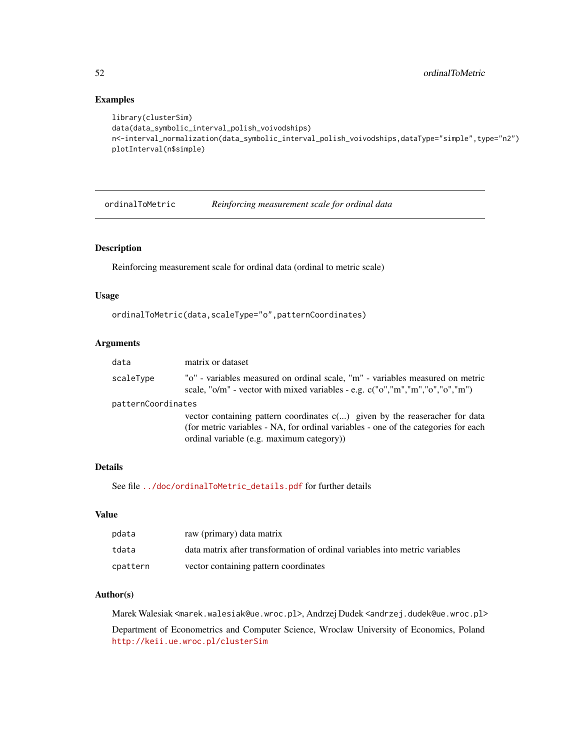## Examples

```
library(clusterSim)
data(data_symbolic_interval_polish_voivodships)
n<-interval_normalization(data_symbolic_interval_polish_voivodships,dataType="simple",type="n2")
plotInterval(n$simple)
```

---

# ordinalToMetric *Reinforcing measurement scale for ordinal data*

---

## Description

Reinforcing measurement scale for ordinal data (ordinal to metric scale)

## Usage

```
ordinalToMetric(data,scaleType="o",patternCoordinates)
```

## Arguments

| | |
|---|---|
| `data` | matrix or dataset |
| `scaleType` | "o" - variables measured on ordinal scale, "m" - variables measured on metric scale, "o/m" - vector with mixed variables - e.g. c("o","m","m","o","o","m") |
| `patternCoordinates` | vector containing pattern coordinates c(...) given by the reaseracher for data (for metric variables - NA, for ordinal variables - one of the categories for each ordinal variable (e.g. maximum category)) |

## Details

See file `../doc/ordinalToMetric_details.pdf` for further details

## Value

| | |
|---|---|
| `pdata` | raw (primary) data matrix |
| `tdata` | data matrix after transformation of ordinal variables into metric variables |
| `cpattern` | vector containing pattern coordinates |

## Author(s)

Marek Walesiak <marek.walesiak@ue.wroc.pl>, Andrzej Dudek <andrzej.dudek@ue.wroc.pl>

Department of Econometrics and Computer Science, Wroclaw University of Economics, Poland http://keii.ue.wroc.pl/clusterSim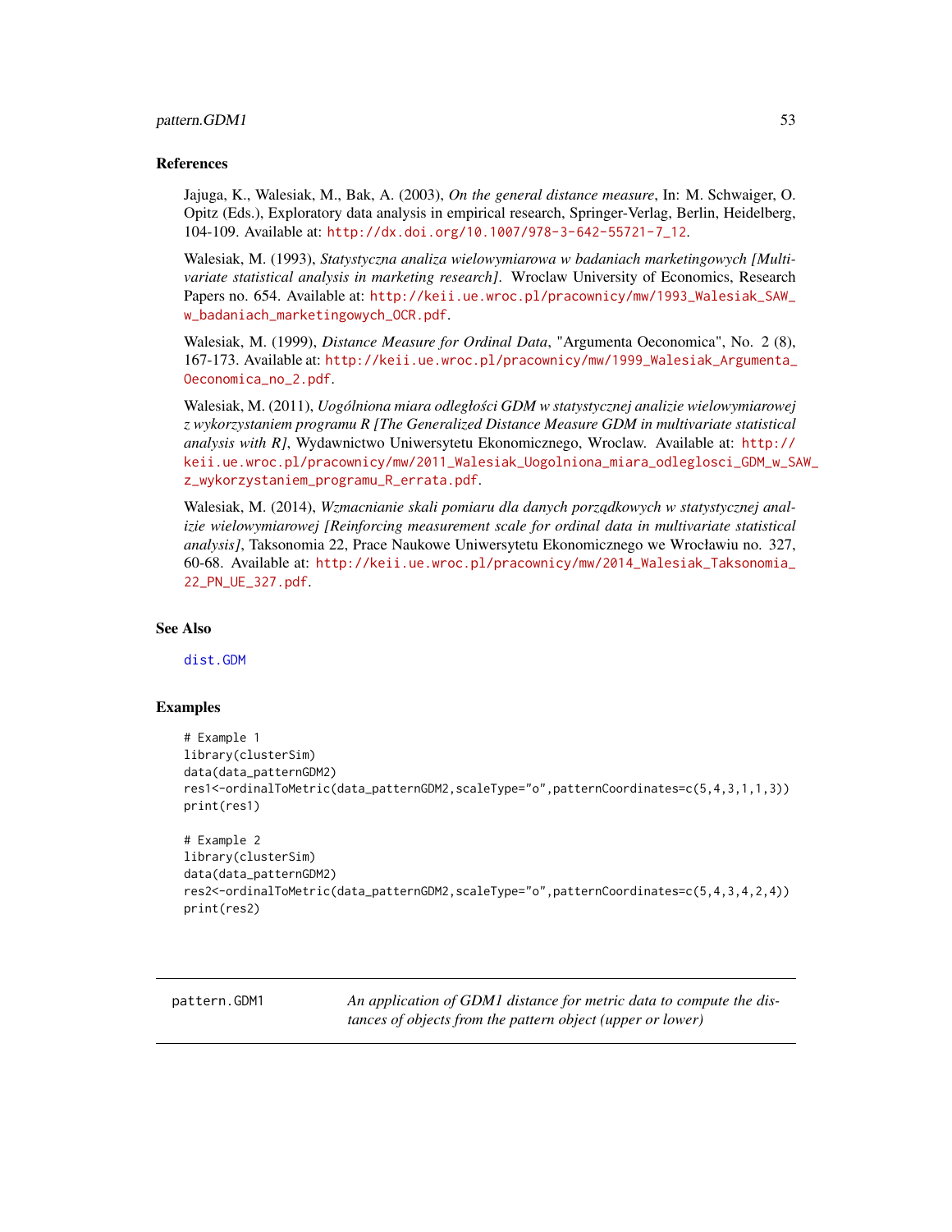## References

Jajuga, K., Walesiak, M., Bak, A. (2003), *On the general distance measure*, In: M. Schwaiger, O. Opitz (Eds.), Exploratory data analysis in empirical research, Springer-Verlag, Berlin, Heidelberg, 104-109. Available at: http://dx.doi.org/10.1007/978-3-642-55721-7_12.

Walesiak, M. (1993), *Statystyczna analiza wielowymiarowa w badaniach marketingowych [Multivariate statistical analysis in marketing research]*. Wroclaw University of Economics, Research Papers no. 654. Available at: http://keii.ue.wroc.pl/pracownicy/mw/1993_Walesiak_SAW_w_badaniach_marketingowych_OCR.pdf.

Walesiak, M. (1999), *Distance Measure for Ordinal Data*, "Argumenta Oeconomica", No. 2 (8), 167-173. Available at: http://keii.ue.wroc.pl/pracownicy/mw/1999_Walesiak_Argumenta_Oeconomica_no_2.pdf.

Walesiak, M. (2011), *Uogólniona miara odległości GDM w statystycznej analizie wielowymiarowej z wykorzystaniem programu R [The Generalized Distance Measure GDM in multivariate statistical analysis with R]*, Wydawnictwo Uniwersytetu Ekonomicznego, Wroclaw. Available at: http://keii.ue.wroc.pl/pracownicy/mw/2011_Walesiak_Uogolniona_miara_odleglosci_GDM_w_SAW_z_wykorzystaniem_programu_R_errata.pdf.

Walesiak, M. (2014), *Wzmacnianie skali pomiaru dla danych porządkowych w statystycznej analizie wielowymiarowej [Reinforcing measurement scale for ordinal data in multivariate statistical analysis]*, Taksonomia 22, Prace Naukowe Uniwersytetu Ekonomicznego we Wrocławiu no. 327, 60-68. Available at: http://keii.ue.wroc.pl/pracownicy/mw/2014_Walesiak_Taksonomia_22_PN_UE_327.pdf.

## See Also

dist.GDM

## Examples

```
# Example 1
library(clusterSim)
data(data_patternGDM2)
res1<-ordinalToMetric(data_patternGDM2,scaleType="o",patternCoordinates=c(5,4,3,1,1,3))
print(res1)

# Example 2
library(clusterSim)
data(data_patternGDM2)
res2<-ordinalToMetric(data_patternGDM2,scaleType="o",patternCoordinates=c(5,4,3,4,2,4))
print(res2)
```

---

# pattern.GDM1

*An application of GDM1 distance for metric data to compute the distances of objects from the pattern object (upper or lower)*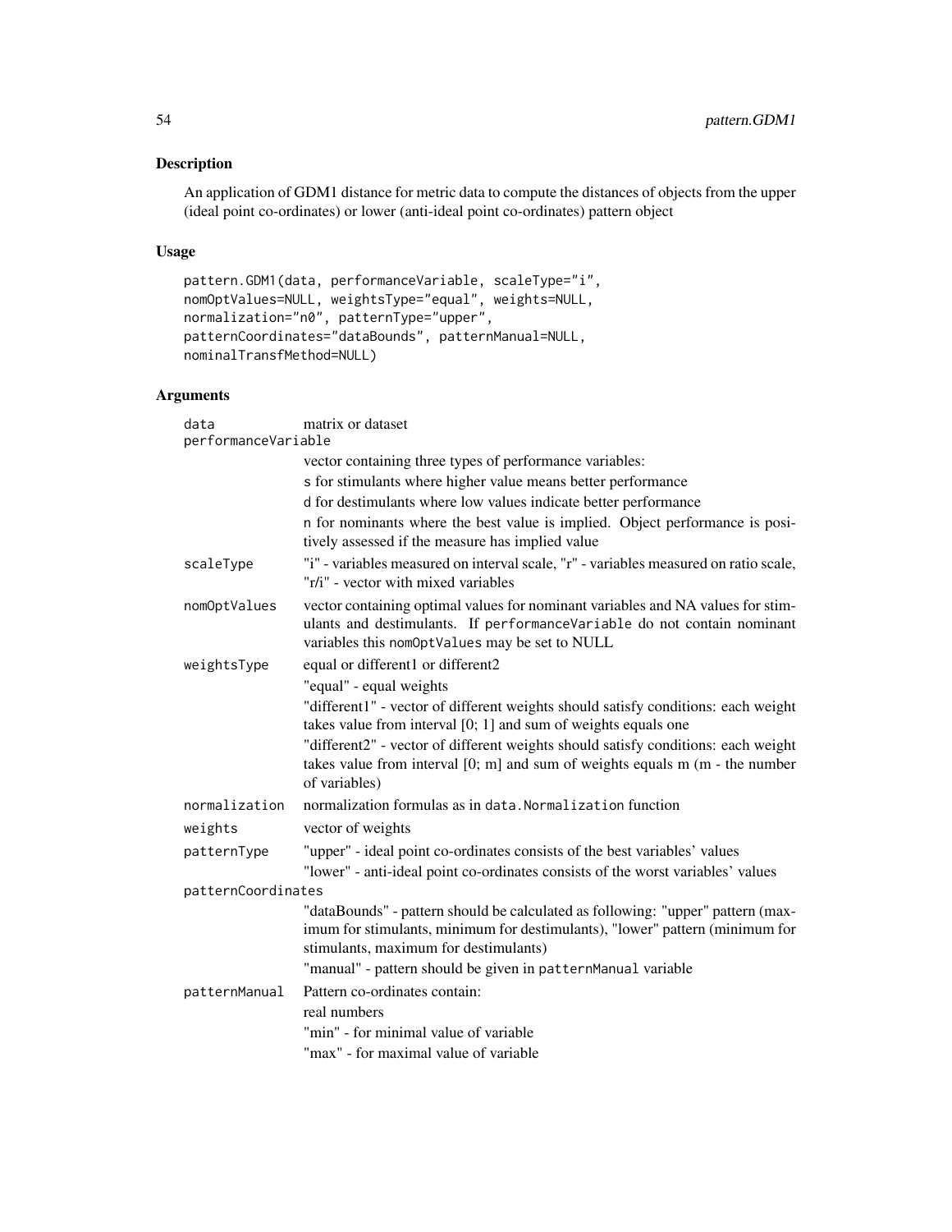## Description

An application of GDM1 distance for metric data to compute the distances of objects from the upper (ideal point co-ordinates) or lower (anti-ideal point co-ordinates) pattern object

## Usage

```
pattern.GDM1(data, performanceVariable, scaleType="i",
nomOptValues=NULL, weightsType="equal", weights=NULL,
normalization="n0", patternType="upper",
patternCoordinates="dataBounds", patternManual=NULL,
nominalTransfMethod=NULL)
```

## Arguments

`data` matrix or dataset

`performanceVariable`
: vector containing three types of performance variables:
: s for stimulants where higher value means better performance
: d for destimulants where low values indicate better performance
: n for nominants where the best value is implied. Object performance is positively assessed if the measure has implied value

`scaleType` "i" - variables measured on interval scale, "r" - variables measured on ratio scale, "r/i" - vector with mixed variables

`nomOptValues` vector containing optimal values for nominant variables and NA values for stimulants and destimulants. If `performanceVariable` do not contain nominant variables this `nomOptValues` may be set to NULL

`weightsType` equal or different1 or different2
: "equal" - equal weights
: "different1" - vector of different weights should satisfy conditions: each weight takes value from interval [0; 1] and sum of weights equals one
: "different2" - vector of different weights should satisfy conditions: each weight takes value from interval [0; m] and sum of weights equals m (m - the number of variables)

`normalization` normalization formulas as in `data.Normalization` function

`weights` vector of weights

`patternType` "upper" - ideal point co-ordinates consists of the best variables' values
: "lower" - anti-ideal point co-ordinates consists of the worst variables' values

`patternCoordinates`
: "dataBounds" - pattern should be calculated as following: "upper" pattern (maximum for stimulants, minimum for destimulants), "lower" pattern (minimum for stimulants, maximum for destimulants)
: "manual" - pattern should be given in `patternManual` variable

`patternManual` Pattern co-ordinates contain:
: real numbers
: "min" - for minimal value of variable
: "max" - for maximal value of variable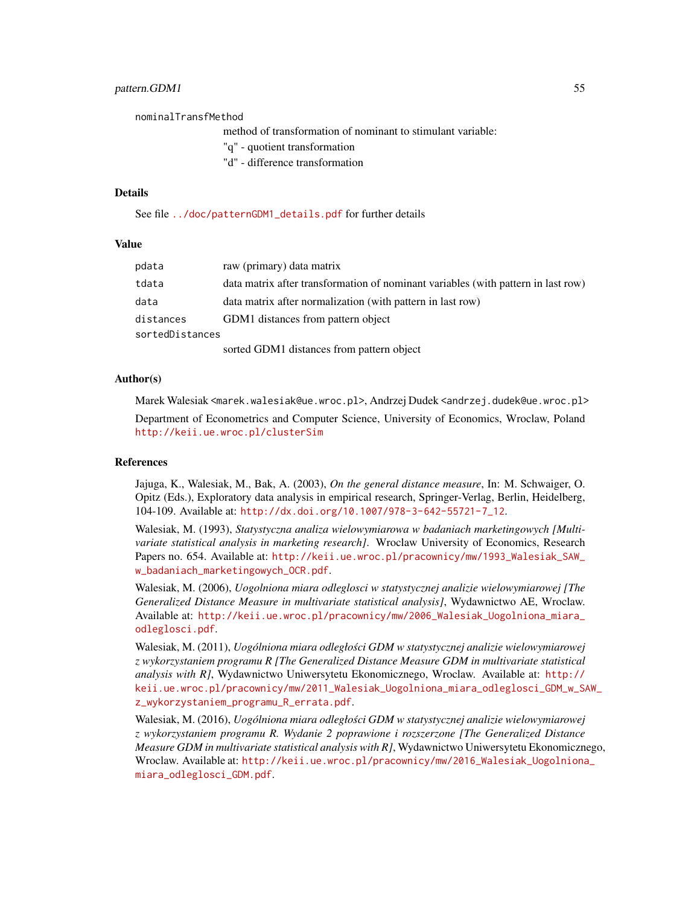`nominalTransfMethod`
: method of transformation of nominant to stimulant variable:
"q" - quotient transformation
"d" - difference transformation

## Details

See file ../doc/patternGDM1_details.pdf for further details

## Value

| | |
|---|---|
| `pdata` | raw (primary) data matrix |
| `tdata` | data matrix after transformation of nominant variables (with pattern in last row) |
| `data` | data matrix after normalization (with pattern in last row) |
| `distances` | GDM1 distances from pattern object |
| `sortedDistances` | sorted GDM1 distances from pattern object |

## Author(s)

Marek Walesiak <marek.walesiak@ue.wroc.pl>, Andrzej Dudek <andrzej.dudek@ue.wroc.pl>

Department of Econometrics and Computer Science, University of Economics, Wroclaw, Poland http://keii.ue.wroc.pl/clusterSim

## References

Jajuga, K., Walesiak, M., Bak, A. (2003), *On the general distance measure*, In: M. Schwaiger, O. Opitz (Eds.), Exploratory data analysis in empirical research, Springer-Verlag, Berlin, Heidelberg, 104-109. Available at: http://dx.doi.org/10.1007/978-3-642-55721-7_12.

Walesiak, M. (1993), *Statystyczna analiza wielowymiarowa w badaniach marketingowych [Multivariate statistical analysis in marketing research]*. Wroclaw University of Economics, Research Papers no. 654. Available at: http://keii.ue.wroc.pl/pracownicy/mw/1993_Walesiak_SAW_w_badaniach_marketingowych_OCR.pdf.

Walesiak, M. (2006), *Uogolniona miara odleglosci w statystycznej analizie wielowymiarowej [The Generalized Distance Measure in multivariate statistical analysis]*, Wydawnictwo AE, Wroclaw. Available at: http://keii.ue.wroc.pl/pracownicy/mw/2006_Walesiak_Uogolniona_miara_odleglosci.pdf.

Walesiak, M. (2011), *Uogólniona miara odległości GDM w statystycznej analizie wielowymiarowej z wykorzystaniem programu R [The Generalized Distance Measure GDM in multivariate statistical analysis with R]*, Wydawnictwo Uniwersytetu Ekonomicznego, Wroclaw. Available at: http://keii.ue.wroc.pl/pracownicy/mw/2011_Walesiak_Uogolniona_miara_odleglosci_GDM_w_SAW_z_wykorzystaniem_programu_R_errata.pdf.

Walesiak, M. (2016), *Uogólniona miara odległości GDM w statystycznej analizie wielowymiarowej z wykorzystaniem programu R. Wydanie 2 poprawione i rozszerzone [The Generalized Distance Measure GDM in multivariate statistical analysis with R]*, Wydawnictwo Uniwersytetu Ekonomicznego, Wroclaw. Available at: http://keii.ue.wroc.pl/pracownicy/mw/2016_Walesiak_Uogolniona_miara_odleglosci_GDM.pdf.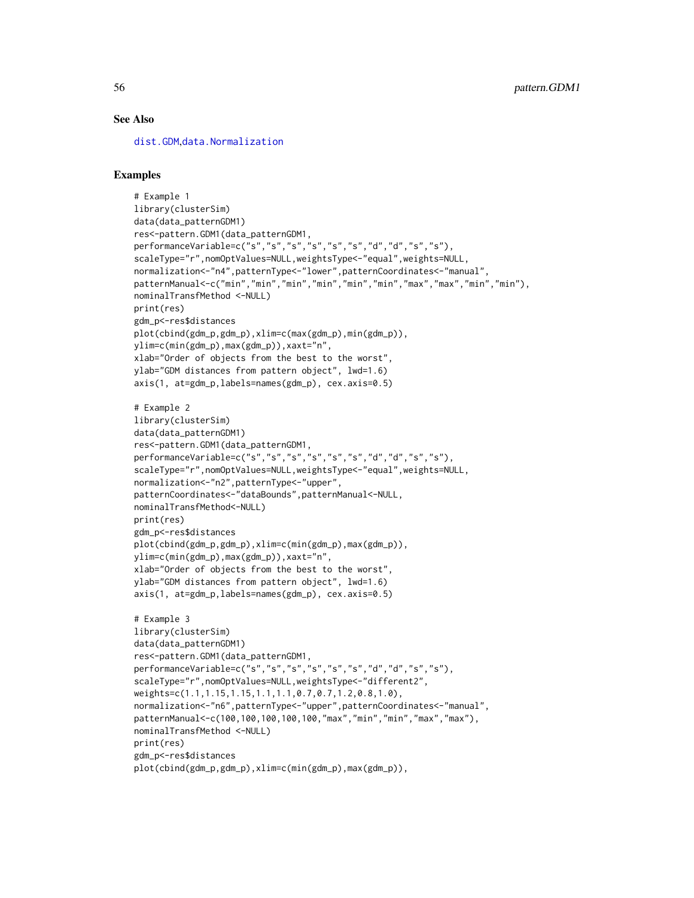### See Also

dist.GDM,data.Normalization

### Examples

```
# Example 1
library(clusterSim)
data(data_patternGDM1)
res<-pattern.GDM1(data_patternGDM1,
performanceVariable=c("s","s","s","s","s","s","d","d","s","s"),
scaleType="r",nomOptValues=NULL,weightsType<-"equal",weights=NULL,
normalization<-"n4",patternType<-"lower",patternCoordinates<-"manual",
patternManual<-c("min","min","min","min","min","min","max","max","min","min"),
nominalTransfMethod <-NULL)
print(res)
gdm_p<-res$distances
plot(cbind(gdm_p,gdm_p),xlim=c(max(gdm_p),min(gdm_p)),
ylim=c(min(gdm_p),max(gdm_p)),xaxt="n",
xlab="Order of objects from the best to the worst",
ylab="GDM distances from pattern object", lwd=1.6)
axis(1, at=gdm_p,labels=names(gdm_p), cex.axis=0.5)

# Example 2
library(clusterSim)
data(data_patternGDM1)
res<-pattern.GDM1(data_patternGDM1,
performanceVariable=c("s","s","s","s","s","s","d","d","s","s"),
scaleType="r",nomOptValues=NULL,weightsType<-"equal",weights=NULL,
normalization<-"n2",patternType<-"upper",
patternCoordinates<-"dataBounds",patternManual<-NULL,
nominalTransfMethod<-NULL)
print(res)
gdm_p<-res$distances
plot(cbind(gdm_p,gdm_p),xlim=c(min(gdm_p),max(gdm_p)),
ylim=c(min(gdm_p),max(gdm_p)),xaxt="n",
xlab="Order of objects from the best to the worst",
ylab="GDM distances from pattern object", lwd=1.6)
axis(1, at=gdm_p,labels=names(gdm_p), cex.axis=0.5)

# Example 3
library(clusterSim)
data(data_patternGDM1)
res<-pattern.GDM1(data_patternGDM1,
performanceVariable=c("s","s","s","s","s","s","d","d","s","s"),
scaleType="r",nomOptValues=NULL,weightsType<-"different2",
weights=c(1.1,1.15,1.15,1.1,1.1,0.7,0.7,1.2,0.8,1.0),
normalization<-"n6",patternType<-"upper",patternCoordinates<-"manual",
patternManual<-c(100,100,100,100,100,"max","min","min","max","max"),
nominalTransfMethod <-NULL)
print(res)
gdm_p<-res$distances
plot(cbind(gdm_p,gdm_p),xlim=c(min(gdm_p),max(gdm_p)),
```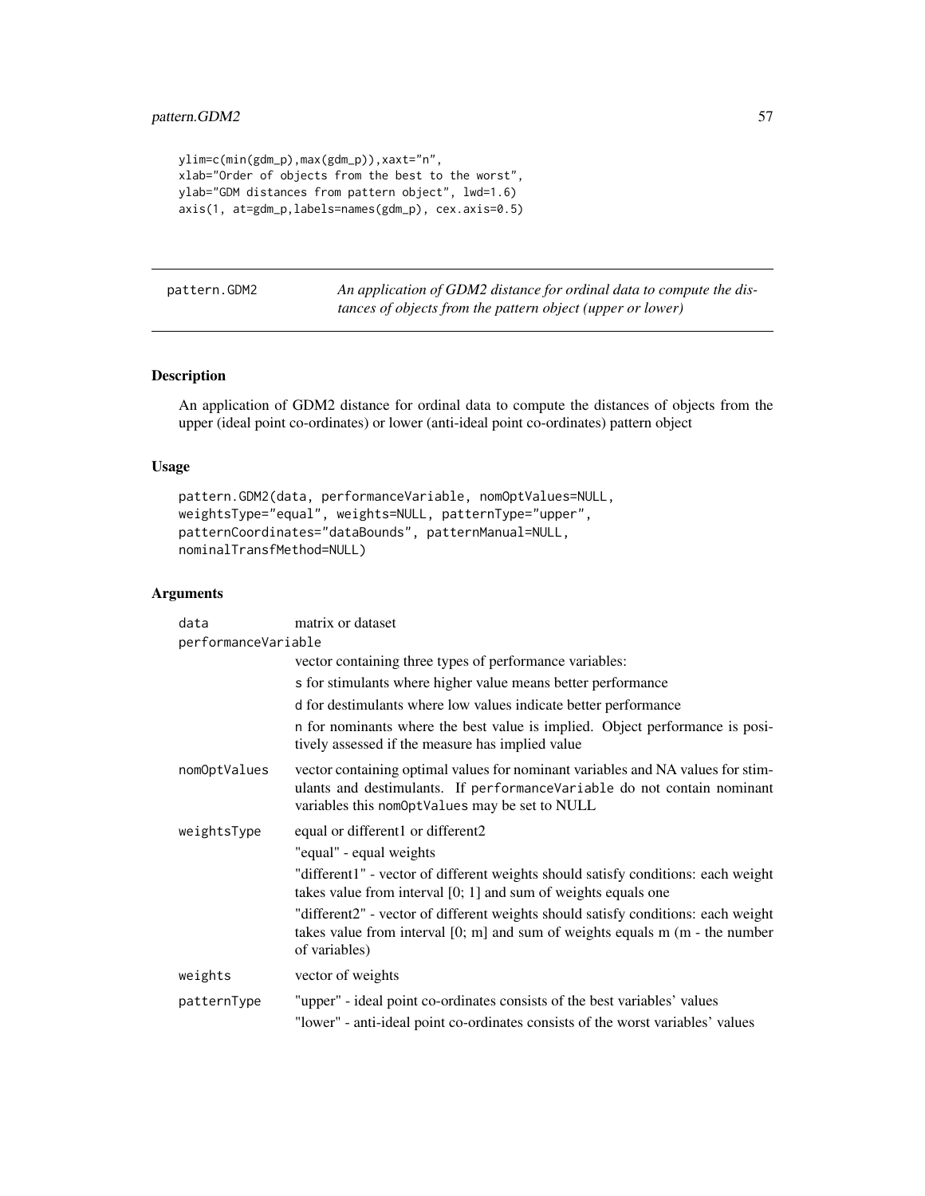```
ylim=c(min(gdm_p),max(gdm_p)),xaxt="n",
xlab="Order of objects from the best to the worst",
ylab="GDM distances from pattern object", lwd=1.6)
axis(1, at=gdm_p,labels=names(gdm_p), cex.axis=0.5)
```

---

## pattern.GDM2

*An application of GDM2 distance for ordinal data to compute the distances of objects from the pattern object (upper or lower)*

---

### Description

An application of GDM2 distance for ordinal data to compute the distances of objects from the upper (ideal point co-ordinates) or lower (anti-ideal point co-ordinates) pattern object

### Usage

```
pattern.GDM2(data, performanceVariable, nomOptValues=NULL,
weightsType="equal", weights=NULL, patternType="upper",
patternCoordinates="dataBounds", patternManual=NULL,
nominalTransfMethod=NULL)
```

### Arguments

`data` matrix or dataset

`performanceVariable`
vector containing three types of performance variables:

s for stimulants where higher value means better performance

d for destimulants where low values indicate better performance

n for nominants where the best value is implied. Object performance is positively assessed if the measure has implied value

`nomOptValues` vector containing optimal values for nominant variables and NA values for stimulants and destimulants. If `performanceVariable` do not contain nominant variables this `nomOptValues` may be set to NULL

`weightsType` equal or different1 or different2

"equal" - equal weights

"different1" - vector of different weights should satisfy conditions: each weight takes value from interval [0; 1] and sum of weights equals one

"different2" - vector of different weights should satisfy conditions: each weight takes value from interval [0; m] and sum of weights equals m (m - the number of variables)

`weights` vector of weights

`patternType` "upper" - ideal point co-ordinates consists of the best variables' values

"lower" - anti-ideal point co-ordinates consists of the worst variables' values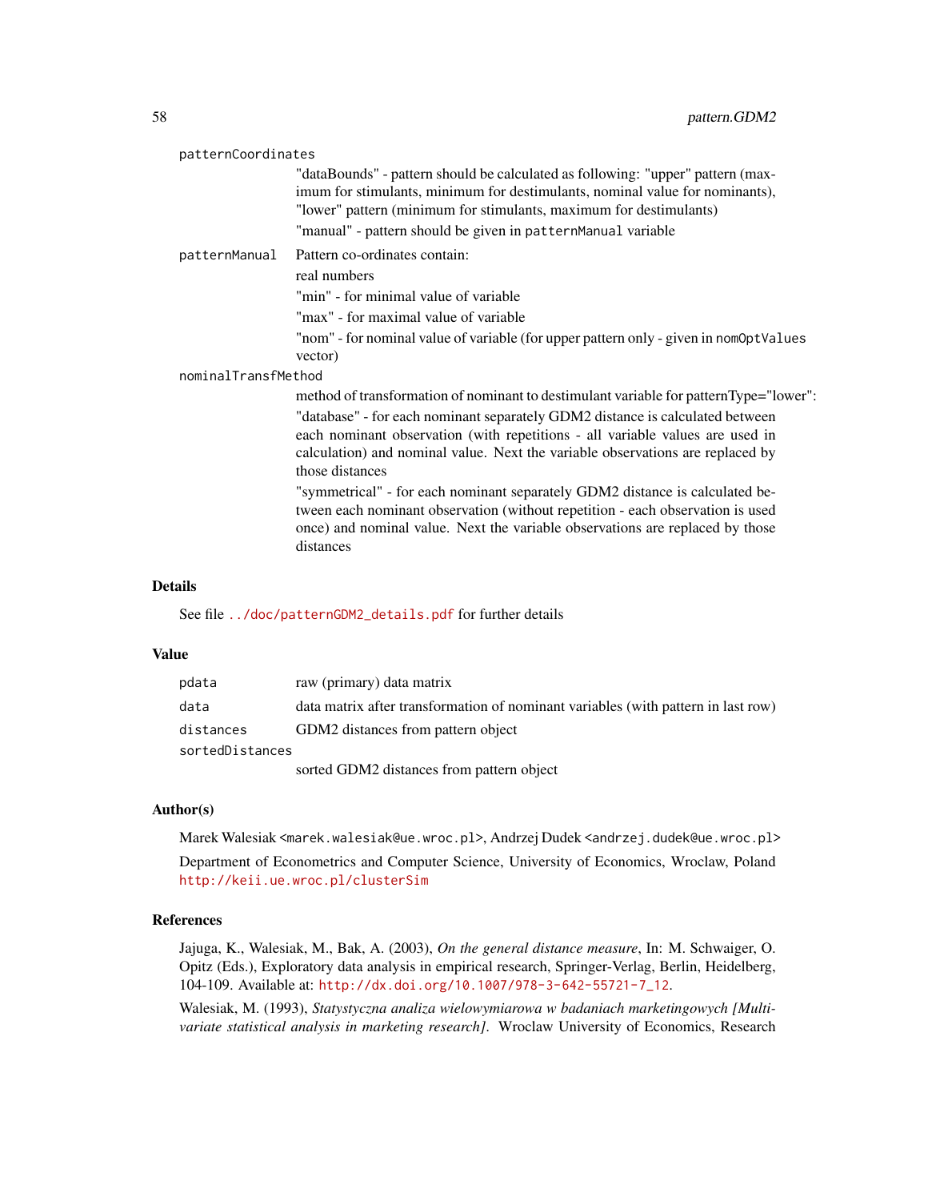`patternCoordinates`
: "dataBounds" - pattern should be calculated as following: "upper" pattern (maximum for stimulants, minimum for destimulants, nominal value for nominants), "lower" pattern (minimum for stimulants, maximum for destimulants)

  "manual" - pattern should be given in `patternManual` variable

`patternManual`
: Pattern co-ordinates contain:

  real numbers

  "min" - for minimal value of variable

  "max" - for maximal value of variable

  "nom" - for nominal value of variable (for upper pattern only - given in `nomOptValues` vector)

`nominalTransfMethod`
: method of transformation of nominant to destimulant variable for patternType="lower":

  "database" - for each nominant separately GDM2 distance is calculated between each nominant observation (with repetitions - all variable values are used in calculation) and nominal value. Next the variable observations are replaced by those distances

  "symmetrical" - for each nominant separately GDM2 distance is calculated between each nominant observation (without repetition - each observation is used once) and nominal value. Next the variable observations are replaced by those distances

## Details

See file ../doc/patternGDM2_details.pdf for further details

## Value

| | |
|---|---|
| `pdata` | raw (primary) data matrix |
| `data` | data matrix after transformation of nominant variables (with pattern in last row) |
| `distances` | GDM2 distances from pattern object |
| `sortedDistances` | sorted GDM2 distances from pattern object |

## Author(s)

Marek Walesiak <marek.walesiak@ue.wroc.pl>, Andrzej Dudek <andrzej.dudek@ue.wroc.pl>

Department of Econometrics and Computer Science, University of Economics, Wroclaw, Poland http://keii.ue.wroc.pl/clusterSim

## References

Jajuga, K., Walesiak, M., Bak, A. (2003), *On the general distance measure*, In: M. Schwaiger, O. Opitz (Eds.), Exploratory data analysis in empirical research, Springer-Verlag, Berlin, Heidelberg, 104-109. Available at: http://dx.doi.org/10.1007/978-3-642-55721-7_12.

Walesiak, M. (1993), *Statystyczna analiza wielowymiarowa w badaniach marketingowych [Multivariate statistical analysis in marketing research]*. Wroclaw University of Economics, Research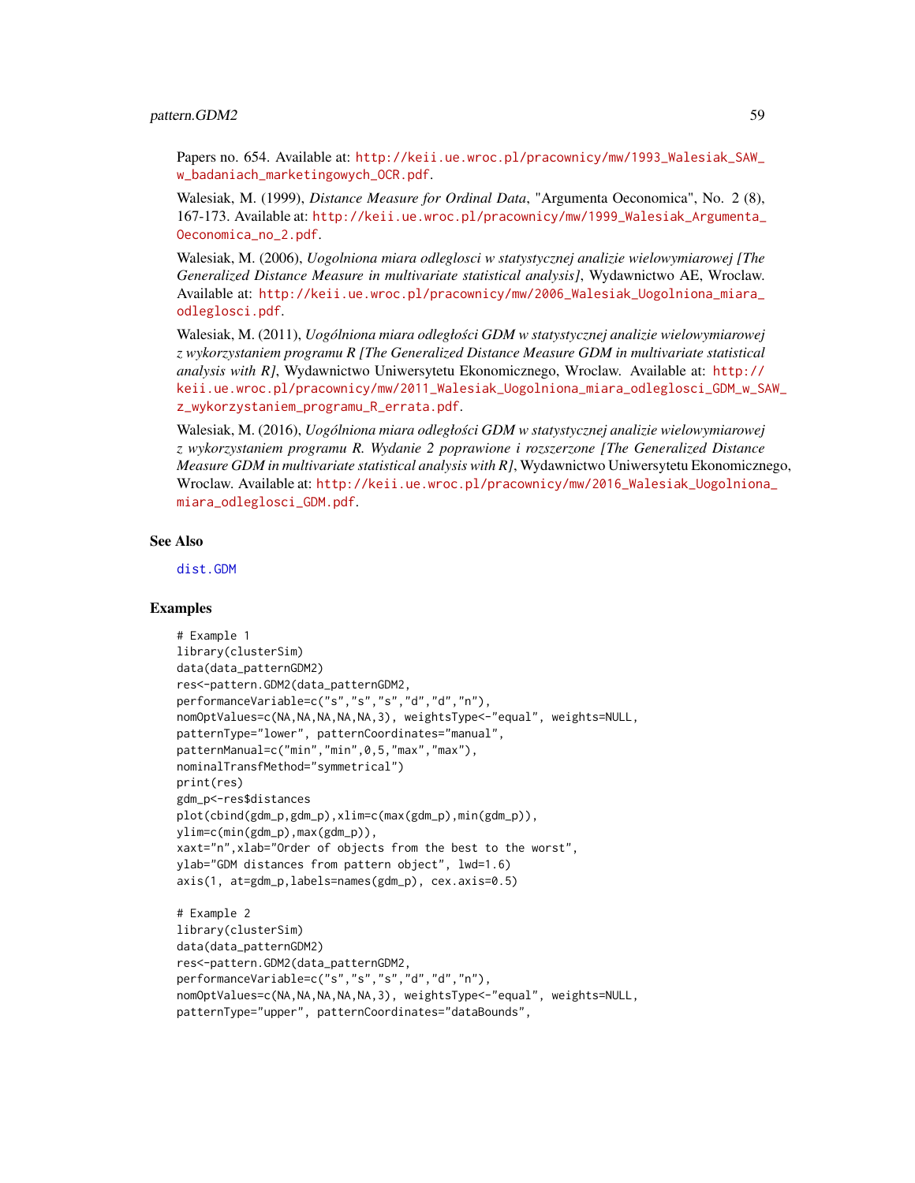Papers no. 654. Available at: http://keii.ue.wroc.pl/pracownicy/mw/1993_Walesiak_SAW_w_badaniach_marketingowych_OCR.pdf.

Walesiak, M. (1999), *Distance Measure for Ordinal Data*, "Argumenta Oeconomica", No. 2 (8), 167-173. Available at: http://keii.ue.wroc.pl/pracownicy/mw/1999_Walesiak_Argumenta_Oeconomica_no_2.pdf.

Walesiak, M. (2006), *Uogolniona miara odleglosci w statystycznej analizie wielowymiarowej [The Generalized Distance Measure in multivariate statistical analysis]*, Wydawnictwo AE, Wroclaw. Available at: http://keii.ue.wroc.pl/pracownicy/mw/2006_Walesiak_Uogolniona_miara_odleglosci.pdf.

Walesiak, M. (2011), *Uogólniona miara odległości GDM w statystycznej analizie wielowymiarowej z wykorzystaniem programu R [The Generalized Distance Measure GDM in multivariate statistical analysis with R]*, Wydawnictwo Uniwersytetu Ekonomicznego, Wroclaw. Available at: http://keii.ue.wroc.pl/pracownicy/mw/2011_Walesiak_Uogolniona_miara_odleglosci_GDM_w_SAW_z_wykorzystaniem_programu_R_errata.pdf.

Walesiak, M. (2016), *Uogólniona miara odległości GDM w statystycznej analizie wielowymiarowej z wykorzystaniem programu R. Wydanie 2 poprawione i rozszerzone [The Generalized Distance Measure GDM in multivariate statistical analysis with R]*, Wydawnictwo Uniwersytetu Ekonomicznego, Wroclaw. Available at: http://keii.ue.wroc.pl/pracownicy/mw/2016_Walesiak_Uogolniona_miara_odleglosci_GDM.pdf.

## See Also

dist.GDM

## Examples

```
# Example 1
library(clusterSim)
data(data_patternGDM2)
res<-pattern.GDM2(data_patternGDM2,
performanceVariable=c("s","s","s","d","d","n"),
nomOptValues=c(NA,NA,NA,NA,NA,3), weightsType<-"equal", weights=NULL,
patternType="lower", patternCoordinates="manual",
patternManual=c("min","min",0,5,"max","max"),
nominalTransfMethod="symmetrical")
print(res)
gdm_p<-res$distances
plot(cbind(gdm_p,gdm_p),xlim=c(max(gdm_p),min(gdm_p)),
ylim=c(min(gdm_p),max(gdm_p)),
xaxt="n",xlab="Order of objects from the best to the worst",
ylab="GDM distances from pattern object", lwd=1.6)
axis(1, at=gdm_p,labels=names(gdm_p), cex.axis=0.5)

# Example 2
library(clusterSim)
data(data_patternGDM2)
res<-pattern.GDM2(data_patternGDM2,
performanceVariable=c("s","s","s","d","d","n"),
nomOptValues=c(NA,NA,NA,NA,NA,3), weightsType<-"equal", weights=NULL,
patternType="upper", patternCoordinates="dataBounds",
```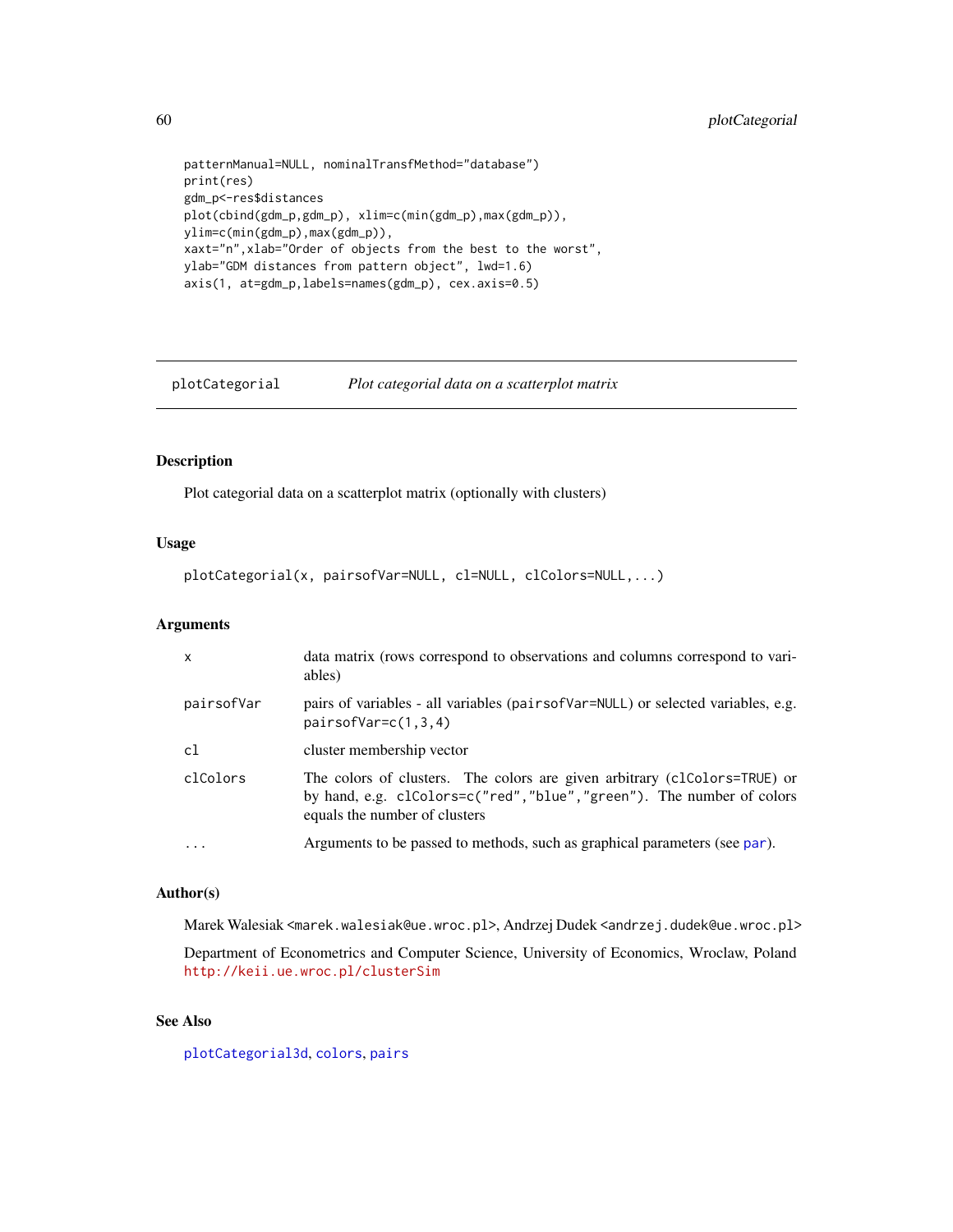```
patternManual=NULL, nominalTransfMethod="database")
print(res)
gdm_p<-res$distances
plot(cbind(gdm_p,gdm_p), xlim=c(min(gdm_p),max(gdm_p)),
ylim=c(min(gdm_p),max(gdm_p)),
xaxt="n",xlab="Order of objects from the best to the worst",
ylab="GDM distances from pattern object", lwd=1.6)
axis(1, at=gdm_p,labels=names(gdm_p), cex.axis=0.5)
```

---

## plotCategorial — *Plot categorial data on a scatterplot matrix*

---

### Description

Plot categorial data on a scatterplot matrix (optionally with clusters)

### Usage

```
plotCategorial(x, pairsofVar=NULL, cl=NULL, clColors=NULL,...)
```

### Arguments

| | |
|---|---|
| x | data matrix (rows correspond to observations and columns correspond to variables) |
| pairsofVar | pairs of variables - all variables (`pairsofVar=NULL`) or selected variables, e.g. `pairsofVar=c(1,3,4)` |
| cl | cluster membership vector |
| clColors | The colors of clusters. The colors are given arbitrary (`clColors=TRUE`) or by hand, e.g. `clColors=c("red","blue","green")`. The number of colors equals the number of clusters |
| ... | Arguments to be passed to methods, such as graphical parameters (see `par`). |

### Author(s)

Marek Walesiak <marek.walesiak@ue.wroc.pl>, Andrzej Dudek <andrzej.dudek@ue.wroc.pl>

Department of Econometrics and Computer Science, University of Economics, Wroclaw, Poland http://keii.ue.wroc.pl/clusterSim

### See Also

plotCategorial3d, colors, pairs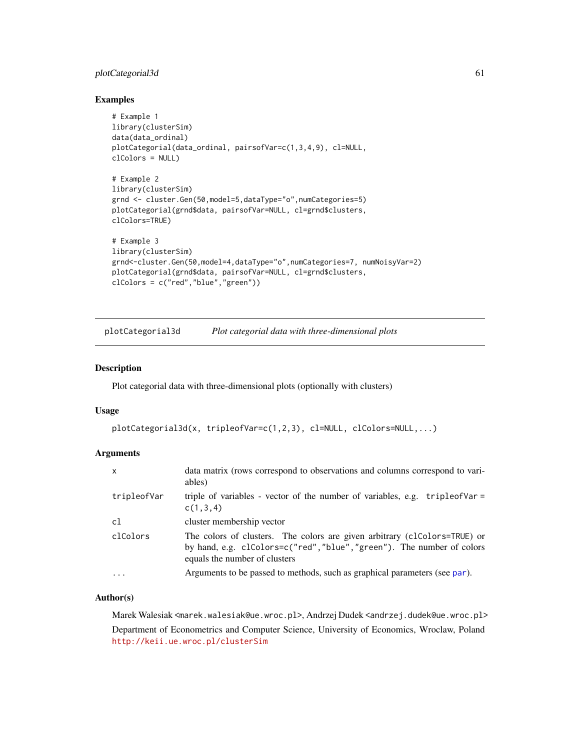### Examples

```
# Example 1
library(clusterSim)
data(data_ordinal)
plotCategorial(data_ordinal, pairsofVar=c(1,3,4,9), cl=NULL,
clColors = NULL)

# Example 2
library(clusterSim)
grnd <- cluster.Gen(50,model=5,dataType="o",numCategories=5)
plotCategorial(grnd$data, pairsofVar=NULL, cl=grnd$clusters,
clColors=TRUE)

# Example 3
library(clusterSim)
grnd<-cluster.Gen(50,model=4,dataType="o",numCategories=7, numNoisyVar=2)
plotCategorial(grnd$data, pairsofVar=NULL, cl=grnd$clusters,
clColors = c("red","blue","green"))
```

---

## plotCategorial3d — *Plot categorial data with three-dimensional plots*

### Description

Plot categorial data with three-dimensional plots (optionally with clusters)

### Usage

```
plotCategorial3d(x, tripleofVar=c(1,2,3), cl=NULL, clColors=NULL,...)
```

### Arguments

| | |
|---|---|
| `x` | data matrix (rows correspond to observations and columns correspond to variables) |
| `tripleofVar` | triple of variables - vector of the number of variables, e.g. `tripleofVar = c(1,3,4)` |
| `cl` | cluster membership vector |
| `clColors` | The colors of clusters. The colors are given arbitrary (`clColors=TRUE`) or by hand, e.g. `clColors=c("red","blue","green")`. The number of colors equals the number of clusters |
| `...` | Arguments to be passed to methods, such as graphical parameters (see `par`). |

### Author(s)

Marek Walesiak <marek.walesiak@ue.wroc.pl>, Andrzej Dudek <andrzej.dudek@ue.wroc.pl>

Department of Econometrics and Computer Science, University of Economics, Wroclaw, Poland http://keii.ue.wroc.pl/clusterSim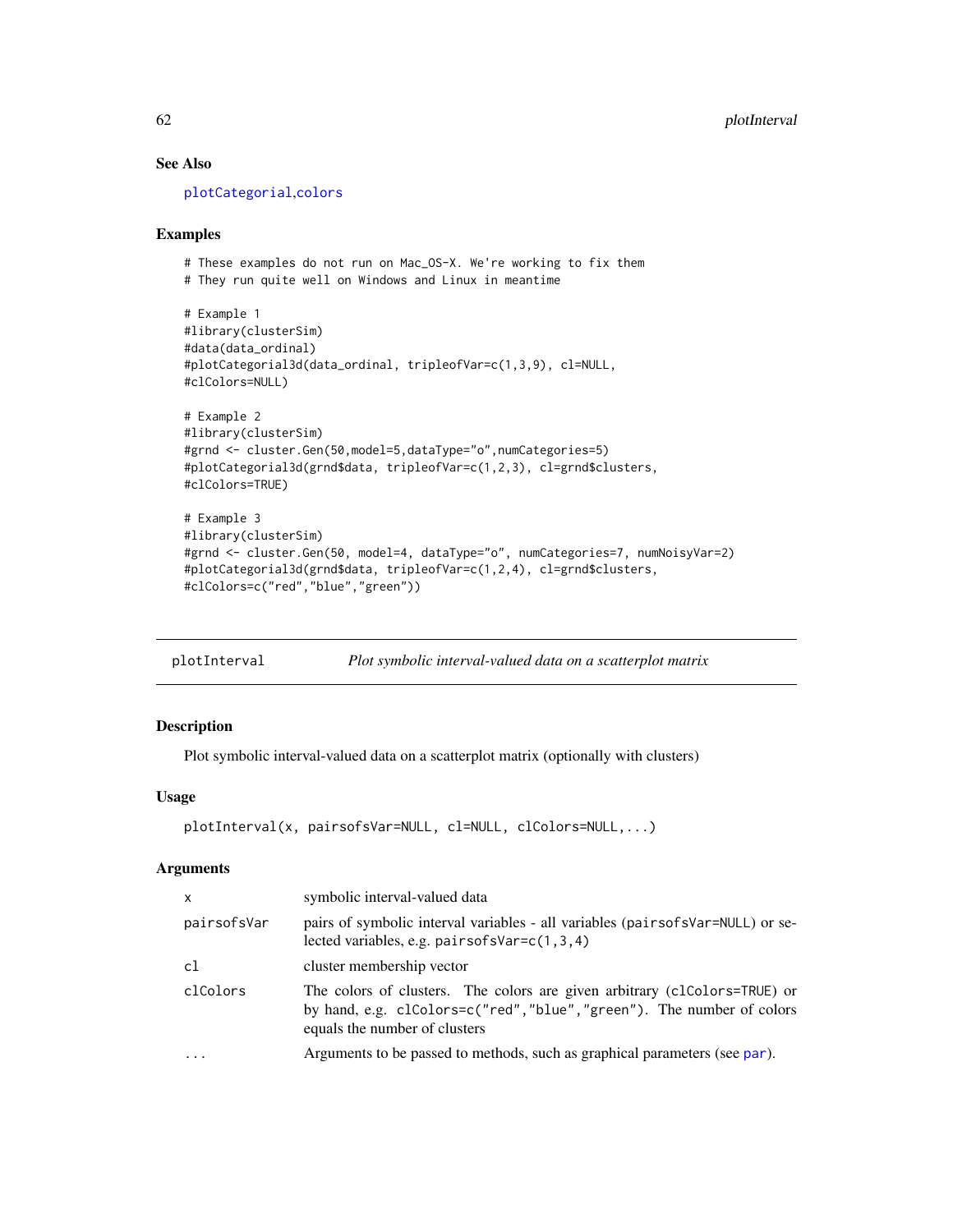## See Also

plotCategorial,colors

## Examples

```
# These examples do not run on Mac_OS-X. We're working to fix them
# They run quite well on Windows and Linux in meantime

# Example 1
#library(clusterSim)
#data(data_ordinal)
#plotCategorial3d(data_ordinal, tripleofVar=c(1,3,9), cl=NULL,
#clColors=NULL)

# Example 2
#library(clusterSim)
#grnd <- cluster.Gen(50,model=5,dataType="o",numCategories=5)
#plotCategorial3d(grnd$data, tripleofVar=c(1,2,3), cl=grnd$clusters,
#clColors=TRUE)

# Example 3
#library(clusterSim)
#grnd <- cluster.Gen(50, model=4, dataType="o", numCategories=7, numNoisyVar=2)
#plotCategorial3d(grnd$data, tripleofVar=c(1,2,4), cl=grnd$clusters,
#clColors=c("red","blue","green"))
```

---

# plotInterval — *Plot symbolic interval-valued data on a scatterplot matrix*

## Description

Plot symbolic interval-valued data on a scatterplot matrix (optionally with clusters)

## Usage

```
plotInterval(x, pairsofsVar=NULL, cl=NULL, clColors=NULL,...)
```

## Arguments

| | |
|---|---|
| `x` | symbolic interval-valued data |
| `pairsofsVar` | pairs of symbolic interval variables - all variables (`pairsofsVar=NULL`) or selected variables, e.g. `pairsofsVar=c(1,3,4)` |
| `cl` | cluster membership vector |
| `clColors` | The colors of clusters. The colors are given arbitrary (`clColors=TRUE`) or by hand, e.g. `clColors=c("red","blue","green")`. The number of colors equals the number of clusters |
| `...` | Arguments to be passed to methods, such as graphical parameters (see par). |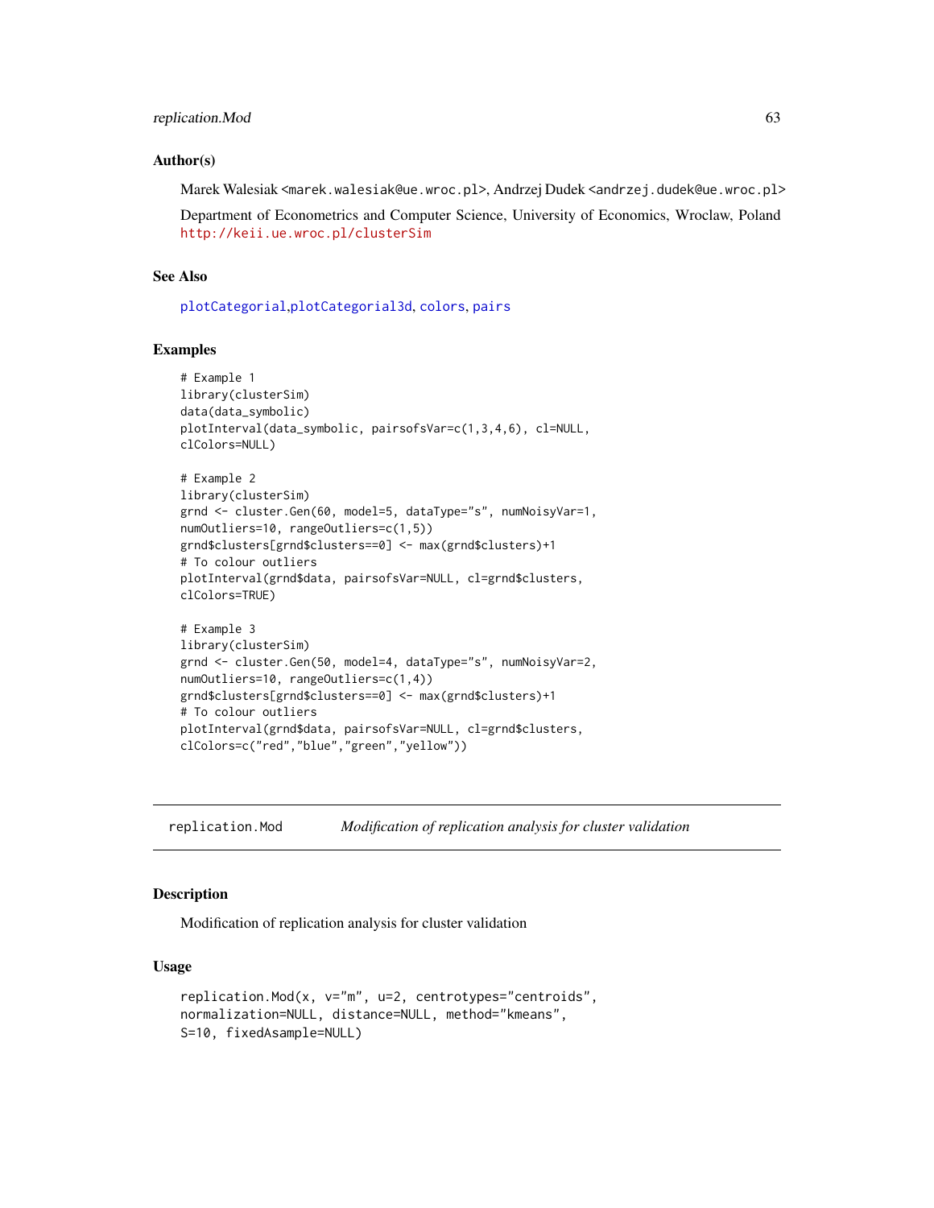### Author(s)

Marek Walesiak <marek.walesiak@ue.wroc.pl>, Andrzej Dudek <andrzej.dudek@ue.wroc.pl>

Department of Econometrics and Computer Science, University of Economics, Wroclaw, Poland http://keii.ue.wroc.pl/clusterSim

### See Also

plotCategorial,plotCategorial3d, colors, pairs

### Examples

```
# Example 1
library(clusterSim)
data(data_symbolic)
plotInterval(data_symbolic, pairsofsVar=c(1,3,4,6), cl=NULL,
clColors=NULL)

# Example 2
library(clusterSim)
grnd <- cluster.Gen(60, model=5, dataType="s", numNoisyVar=1,
numOutliers=10, rangeOutliers=c(1,5))
grnd$clusters[grnd$clusters==0] <- max(grnd$clusters)+1
# To colour outliers
plotInterval(grnd$data, pairsofsVar=NULL, cl=grnd$clusters,
clColors=TRUE)

# Example 3
library(clusterSim)
grnd <- cluster.Gen(50, model=4, dataType="s", numNoisyVar=2,
numOutliers=10, rangeOutliers=c(1,4))
grnd$clusters[grnd$clusters==0] <- max(grnd$clusters)+1
# To colour outliers
plotInterval(grnd$data, pairsofsVar=NULL, cl=grnd$clusters,
clColors=c("red","blue","green","yellow"))
```

---

## replication.Mod — *Modification of replication analysis for cluster validation*

---

### Description

Modification of replication analysis for cluster validation

### Usage

```
replication.Mod(x, v="m", u=2, centrotypes="centroids",
normalization=NULL, distance=NULL, method="kmeans",
S=10, fixedAsample=NULL)
```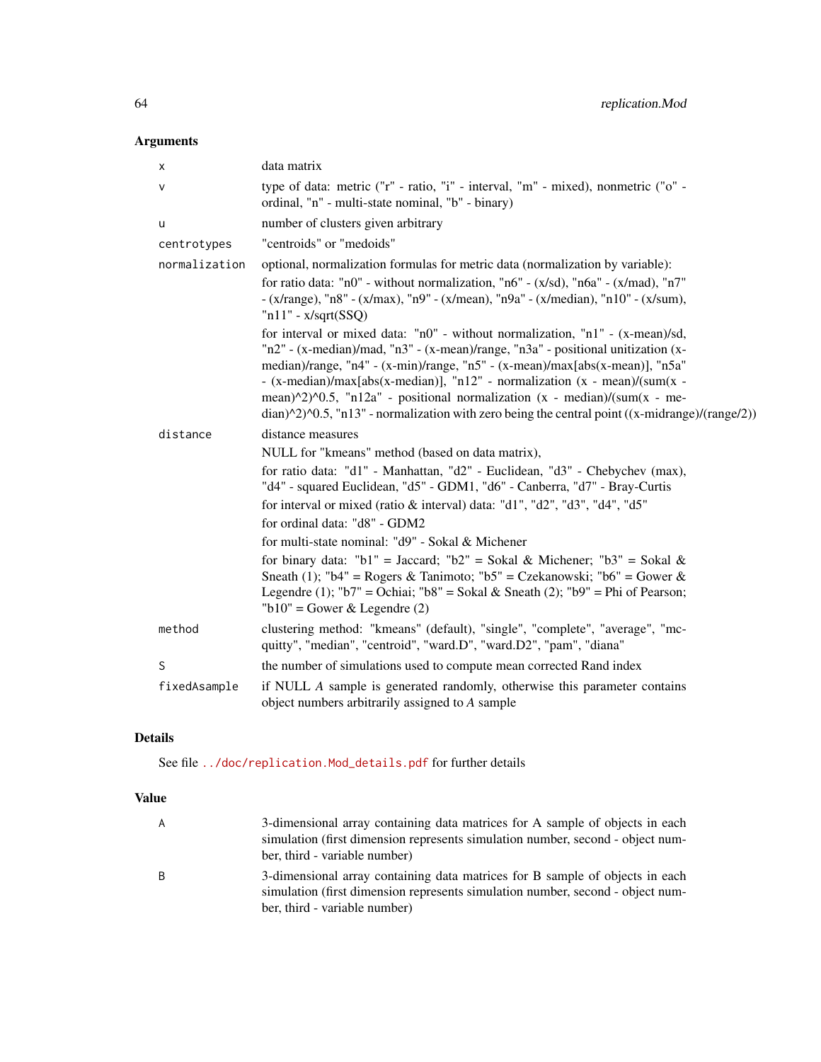## Arguments

| | |
|---|---|
| `x` | data matrix |
| `v` | type of data: metric ("r" - ratio, "i" - interval, "m" - mixed), nonmetric ("o" - ordinal, "n" - multi-state nominal, "b" - binary) |
| `u` | number of clusters given arbitrary |
| `centrotypes` | "centroids" or "medoids" |
| `normalization` | optional, normalization formulas for metric data (normalization by variable): for ratio data: "n0" - without normalization, "n6" - (x/sd), "n6a" - (x/mad), "n7" - (x/range), "n8" - (x/max), "n9" - (x/mean), "n9a" - (x/median), "n10" - (x/sum), "n11" - x/sqrt(SSQ) for interval or mixed data: "n0" - without normalization, "n1" - (x-mean)/sd, "n2" - (x-median)/mad, "n3" - (x-mean)/range, "n3a" - positional unitization (x-median)/range, "n4" - (x-min)/range, "n5" - (x-mean)/max[abs(x-mean)], "n5a" - (x-median)/max[abs(x-median)], "n12" - normalization (x - mean)/(sum(x - mean)^2)^0.5, "n12a" - positional normalization (x - median)/(sum(x - median)^2)^0.5, "n13" - normalization with zero being the central point ((x-midrange)/(range/2)) |
| `distance` | distance measures NULL for "kmeans" method (based on data matrix), for ratio data: "d1" - Manhattan, "d2" - Euclidean, "d3" - Chebychev (max), "d4" - squared Euclidean, "d5" - GDM1, "d6" - Canberra, "d7" - Bray-Curtis for interval or mixed (ratio & interval) data: "d1", "d2", "d3", "d4", "d5" for ordinal data: "d8" - GDM2 for multi-state nominal: "d9" - Sokal & Michener for binary data: "b1" = Jaccard; "b2" = Sokal & Michener; "b3" = Sokal & Sneath (1); "b4" = Rogers & Tanimoto; "b5" = Czekanowski; "b6" = Gower & Legendre (1); "b7" = Ochiai; "b8" = Sokal & Sneath (2); "b9" = Phi of Pearson; "b10" = Gower & Legendre (2) |
| `method` | clustering method: "kmeans" (default), "single", "complete", "average", "mcquitty", "median", "centroid", "ward.D", "ward.D2", "pam", "diana" |
| `S` | the number of simulations used to compute mean corrected Rand index |
| `fixedAsample` | if NULL *A* sample is generated randomly, otherwise this parameter contains object numbers arbitrarily assigned to *A* sample |

## Details

See file ../doc/replication.Mod_details.pdf for further details

## Value

| | |
|---|---|
| `A` | 3-dimensional array containing data matrices for A sample of objects in each simulation (first dimension represents simulation number, second - object number, third - variable number) |
| `B` | 3-dimensional array containing data matrices for B sample of objects in each simulation (first dimension represents simulation number, second - object number, third - variable number) |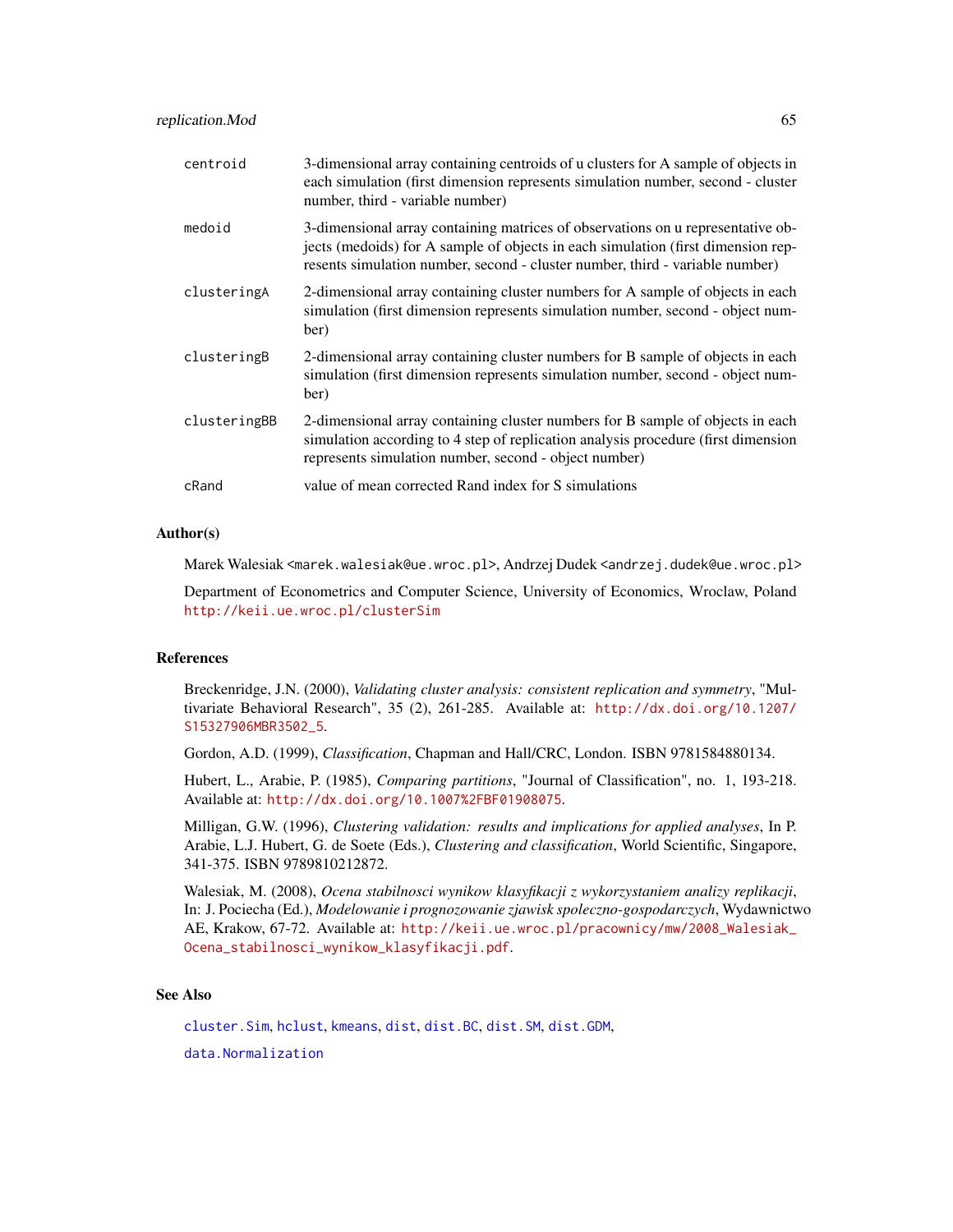| | |
|---|---|
| centroid | 3-dimensional array containing centroids of u clusters for A sample of objects in each simulation (first dimension represents simulation number, second - cluster number, third - variable number) |
| medoid | 3-dimensional array containing matrices of observations on u representative objects (medoids) for A sample of objects in each simulation (first dimension represents simulation number, second - cluster number, third - variable number) |
| clusteringA | 2-dimensional array containing cluster numbers for A sample of objects in each simulation (first dimension represents simulation number, second - object number) |
| clusteringB | 2-dimensional array containing cluster numbers for B sample of objects in each simulation (first dimension represents simulation number, second - object number) |
| clusteringBB | 2-dimensional array containing cluster numbers for B sample of objects in each simulation according to 4 step of replication analysis procedure (first dimension represents simulation number, second - object number) |
| cRand | value of mean corrected Rand index for S simulations |

## Author(s)

Marek Walesiak <marek.walesiak@ue.wroc.pl>, Andrzej Dudek <andrzej.dudek@ue.wroc.pl>

Department of Econometrics and Computer Science, University of Economics, Wroclaw, Poland http://keii.ue.wroc.pl/clusterSim

## References

Breckenridge, J.N. (2000), *Validating cluster analysis: consistent replication and symmetry*, "Multivariate Behavioral Research", 35 (2), 261-285. Available at: http://dx.doi.org/10.1207/S15327906MBR3502_5.

Gordon, A.D. (1999), *Classification*, Chapman and Hall/CRC, London. ISBN 9781584880134.

Hubert, L., Arabie, P. (1985), *Comparing partitions*, "Journal of Classification", no. 1, 193-218. Available at: http://dx.doi.org/10.1007%2FBF01908075.

Milligan, G.W. (1996), *Clustering validation: results and implications for applied analyses*, In P. Arabie, L.J. Hubert, G. de Soete (Eds.), *Clustering and classification*, World Scientific, Singapore, 341-375. ISBN 9789810212872.

Walesiak, M. (2008), *Ocena stabilnosci wynikow klasyfikacji z wykorzystaniem analizy replikacji*, In: J. Pociecha (Ed.), *Modelowanie i prognozowanie zjawisk spoleczno-gospodarczych*, Wydawnictwo AE, Krakow, 67-72. Available at: http://keii.ue.wroc.pl/pracownicy/mw/2008_Walesiak_Ocena_stabilnosci_wynikow_klasyfikacji.pdf.

## See Also

cluster.Sim, hclust, kmeans, dist, dist.BC, dist.SM, dist.GDM,

data.Normalization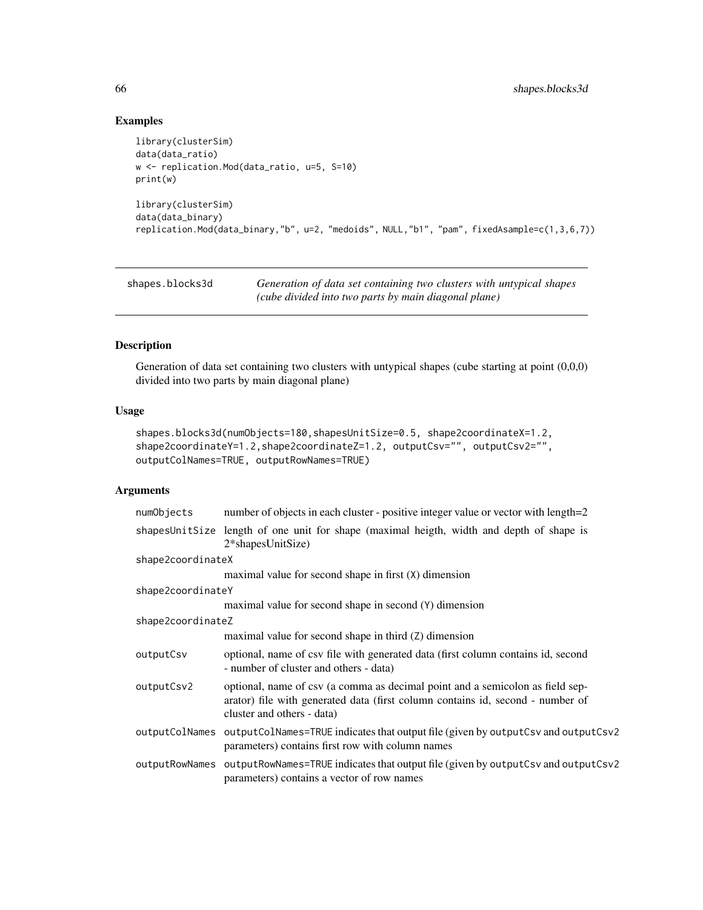## Examples

```
library(clusterSim)
data(data_ratio)
w <- replication.Mod(data_ratio, u=5, S=10)
print(w)

library(clusterSim)
data(data_binary)
replication.Mod(data_binary,"b", u=2, "medoids", NULL,"b1", "pam", fixedAsample=c(1,3,6,7))
```

---

# shapes.blocks3d

*Generation of data set containing two clusters with untypical shapes (cube divided into two parts by main diagonal plane)*

---

## Description

Generation of data set containing two clusters with untypical shapes (cube starting at point (0,0,0) divided into two parts by main diagonal plane)

## Usage

```
shapes.blocks3d(numObjects=180,shapesUnitSize=0.5, shape2coordinateX=1.2,
shape2coordinateY=1.2,shape2coordinateZ=1.2, outputCsv="", outputCsv2="",
outputColNames=TRUE, outputRowNames=TRUE)
```

## Arguments

| | |
|---|---|
| numObjects | number of objects in each cluster - positive integer value or vector with length=2 |
| shapesUnitSize | length of one unit for shape (maximal heigth, width and depth of shape is 2*shapesUnitSize) |
| shape2coordinateX | maximal value for second shape in first (X) dimension |
| shape2coordinateY | maximal value for second shape in second (Y) dimension |
| shape2coordinateZ | maximal value for second shape in third (Z) dimension |
| outputCsv | optional, name of csv file with generated data (first column contains id, second - number of cluster and others - data) |
| outputCsv2 | optional, name of csv (a comma as decimal point and a semicolon as field separator) file with generated data (first column contains id, second - number of cluster and others - data) |
| outputColNames | outputColNames=TRUE indicates that output file (given by outputCsv and outputCsv2 parameters) contains first row with column names |
| outputRowNames | outputRowNames=TRUE indicates that output file (given by outputCsv and outputCsv2 parameters) contains a vector of row names |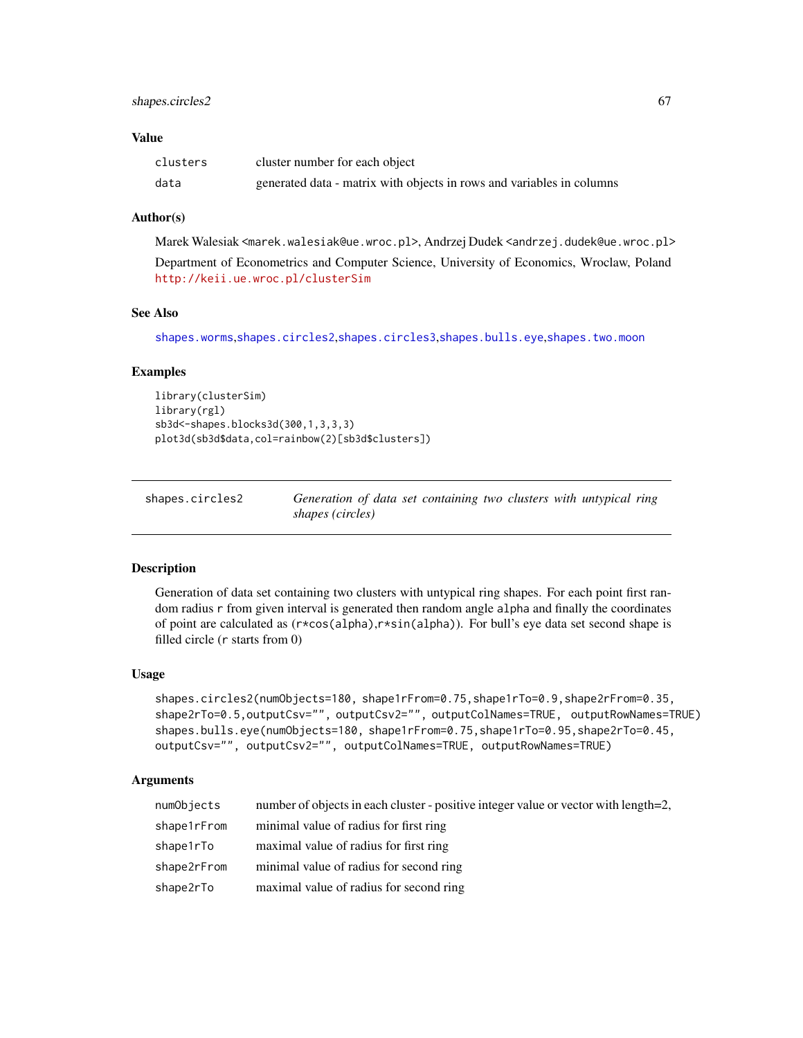## Value

| | |
|---|---|
| `clusters` | cluster number for each object |
| `data` | generated data - matrix with objects in rows and variables in columns |

## Author(s)

Marek Walesiak <marek.walesiak@ue.wroc.pl>, Andrzej Dudek <andrzej.dudek@ue.wroc.pl>

Department of Econometrics and Computer Science, University of Economics, Wroclaw, Poland http://keii.ue.wroc.pl/clusterSim

## See Also

shapes.worms, shapes.circles2, shapes.circles3, shapes.bulls.eye, shapes.two.moon

## Examples

```
library(clusterSim)
library(rgl)
sb3d<-shapes.blocks3d(300,1,3,3,3)
plot3d(sb3d$data,col=rainbow(2)[sb3d$clusters])
```

---

# shapes.circles2 — *Generation of data set containing two clusters with untypical ring shapes (circles)*

## Description

Generation of data set containing two clusters with untypical ring shapes. For each point first random radius `r` from given interval is generated then random angle `alpha` and finally the coordinates of point are calculated as `(r*cos(alpha),r*sin(alpha))`. For bull's eye data set second shape is filled circle (`r` starts from 0)

## Usage

```
shapes.circles2(numObjects=180, shape1rFrom=0.75,shape1rTo=0.9,shape2rFrom=0.35,
shape2rTo=0.5,outputCsv="", outputCsv2="", outputColNames=TRUE, outputRowNames=TRUE)
shapes.bulls.eye(numObjects=180, shape1rFrom=0.75,shape1rTo=0.95,shape2rTo=0.45,
outputCsv="", outputCsv2="", outputColNames=TRUE, outputRowNames=TRUE)
```

## Arguments

| | |
|---|---|
| `numObjects` | number of objects in each cluster - positive integer value or vector with length=2, |
| `shape1rFrom` | minimal value of radius for first ring |
| `shape1rTo` | maximal value of radius for first ring |
| `shape2rFrom` | minimal value of radius for second ring |
| `shape2rTo` | maximal value of radius for second ring |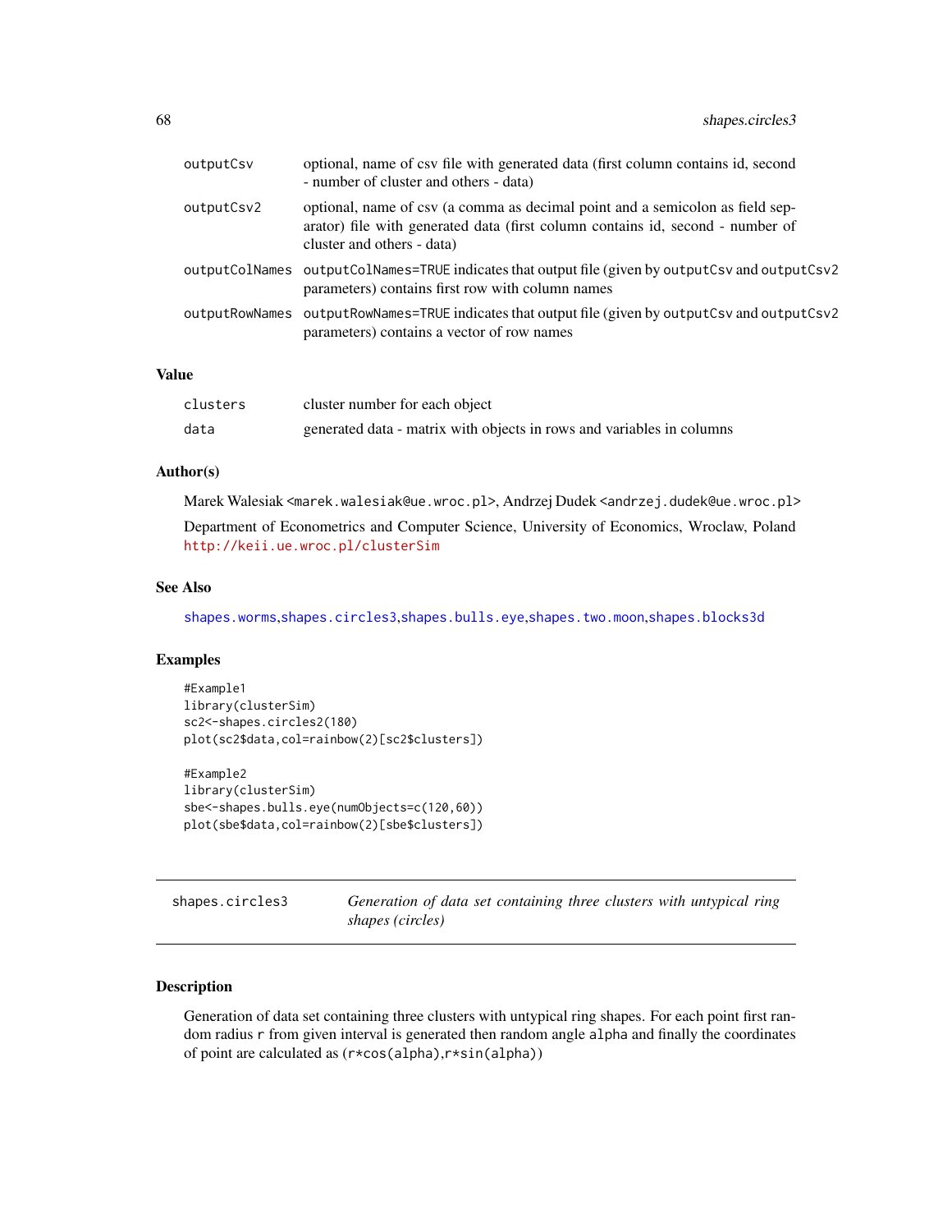| | |
|---|---|
| outputCsv | optional, name of csv file with generated data (first column contains id, second - number of cluster and others - data) |
| outputCsv2 | optional, name of csv (a comma as decimal point and a semicolon as field separator) file with generated data (first column contains id, second - number of cluster and others - data) |
| outputColNames | outputColNames=TRUE indicates that output file (given by outputCsv and outputCsv2 parameters) contains first row with column names |
| outputRowNames | outputRowNames=TRUE indicates that output file (given by outputCsv and outputCsv2 parameters) contains a vector of row names |

## Value

| | |
|---|---|
| clusters | cluster number for each object |
| data | generated data - matrix with objects in rows and variables in columns |

## Author(s)

Marek Walesiak <marek.walesiak@ue.wroc.pl>, Andrzej Dudek <andrzej.dudek@ue.wroc.pl>

Department of Econometrics and Computer Science, University of Economics, Wroclaw, Poland
http://keii.ue.wroc.pl/clusterSim

## See Also

shapes.worms,shapes.circles3,shapes.bulls.eye,shapes.two.moon,shapes.blocks3d

## Examples

```
#Example1
library(clusterSim)
sc2<-shapes.circles2(180)
plot(sc2$data,col=rainbow(2)[sc2$clusters])

#Example2
library(clusterSim)
sbe<-shapes.bulls.eye(numObjects=c(120,60))
plot(sbe$data,col=rainbow(2)[sbe$clusters])
```

---

# shapes.circles3 — *Generation of data set containing three clusters with untypical ring shapes (circles)*

## Description

Generation of data set containing three clusters with untypical ring shapes. For each point first random radius r from given interval is generated then random angle alpha and finally the coordinates of point are calculated as (r*cos(alpha),r*sin(alpha))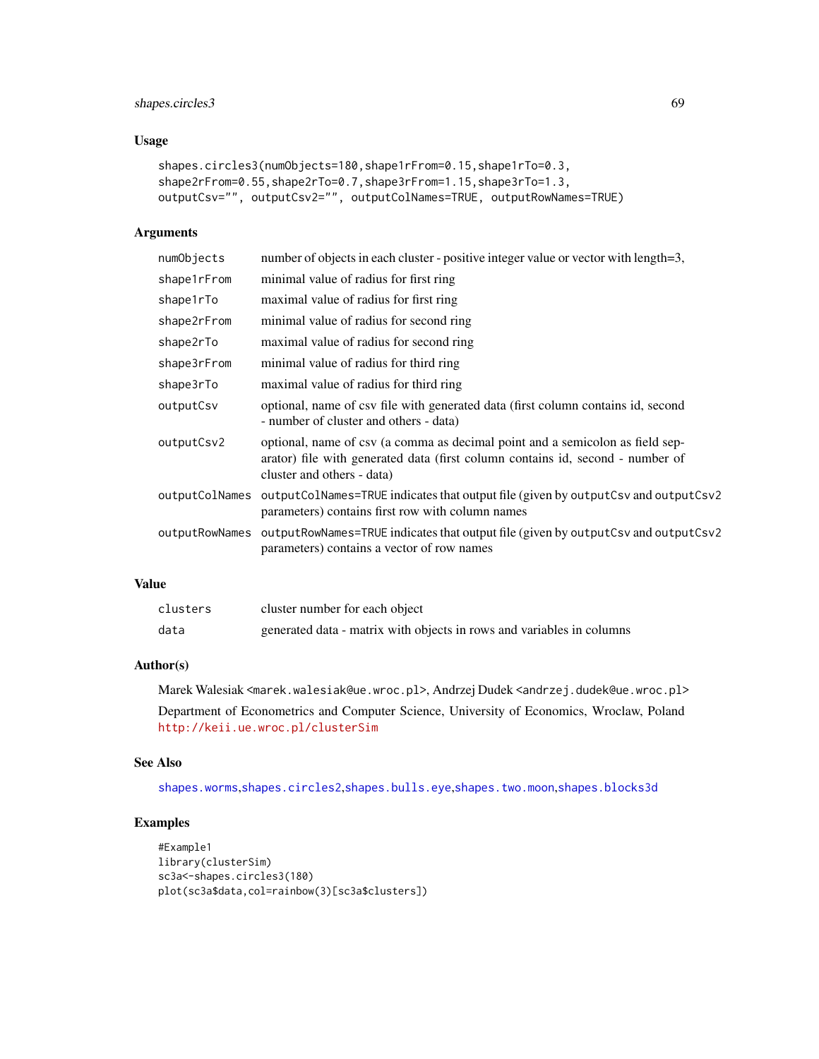## Usage

```
shapes.circles3(numObjects=180,shape1rFrom=0.15,shape1rTo=0.3,
shape2rFrom=0.55,shape2rTo=0.7,shape3rFrom=1.15,shape3rTo=1.3,
outputCsv="", outputCsv2="", outputColNames=TRUE, outputRowNames=TRUE)
```

## Arguments

| | |
|---|---|
| numObjects | number of objects in each cluster - positive integer value or vector with length=3, |
| shape1rFrom | minimal value of radius for first ring |
| shape1rTo | maximal value of radius for first ring |
| shape2rFrom | minimal value of radius for second ring |
| shape2rTo | maximal value of radius for second ring |
| shape3rFrom | minimal value of radius for third ring |
| shape3rTo | maximal value of radius for third ring |
| outputCsv | optional, name of csv file with generated data (first column contains id, second - number of cluster and others - data) |
| outputCsv2 | optional, name of csv (a comma as decimal point and a semicolon as field separator) file with generated data (first column contains id, second - number of cluster and others - data) |
| outputColNames | outputColNames=TRUE indicates that output file (given by outputCsv and outputCsv2 parameters) contains first row with column names |
| outputRowNames | outputRowNames=TRUE indicates that output file (given by outputCsv and outputCsv2 parameters) contains a vector of row names |

## Value

| | |
|---|---|
| clusters | cluster number for each object |
| data | generated data - matrix with objects in rows and variables in columns |

## Author(s)

Marek Walesiak <marek.walesiak@ue.wroc.pl>, Andrzej Dudek <andrzej.dudek@ue.wroc.pl>

Department of Econometrics and Computer Science, University of Economics, Wroclaw, Poland http://keii.ue.wroc.pl/clusterSim

## See Also

shapes.worms, shapes.circles2, shapes.bulls.eye, shapes.two.moon, shapes.blocks3d

## Examples

```
#Example1
library(clusterSim)
sc3a<-shapes.circles3(180)
plot(sc3a$data,col=rainbow(3)[sc3a$clusters])
```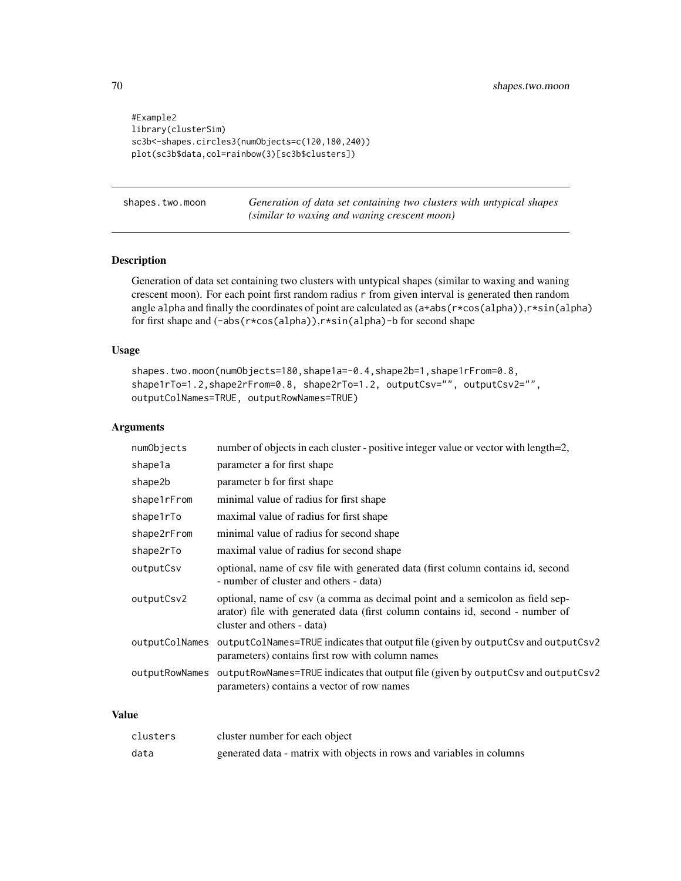```
#Example2
library(clusterSim)
sc3b<-shapes.circles3(numObjects=c(120,180,240))
plot(sc3b$data,col=rainbow(3)[sc3b$clusters])
```

## shapes.two.moon — *Generation of data set containing two clusters with untypical shapes (similar to waxing and waning crescent moon)*

### Description

Generation of data set containing two clusters with untypical shapes (similar to waxing and waning crescent moon). For each point first random radius `r` from given interval is generated then random angle `alpha` and finally the coordinates of point are calculated as `(a+abs(r*cos(alpha)),r*sin(alpha)` for first shape and `(-abs(r*cos(alpha)),r*sin(alpha)-b` for second shape

### Usage

```
shapes.two.moon(numObjects=180,shape1a=-0.4,shape2b=1,shape1rFrom=0.8,
shape1rTo=1.2,shape2rFrom=0.8, shape2rTo=1.2, outputCsv="", outputCsv2="",
outputColNames=TRUE, outputRowNames=TRUE)
```

### Arguments

| | |
|---|---|
| `numObjects` | number of objects in each cluster - positive integer value or vector with length=2, |
| `shape1a` | parameter `a` for first shape |
| `shape2b` | parameter `b` for first shape |
| `shape1rFrom` | minimal value of radius for first shape |
| `shape1rTo` | maximal value of radius for first shape |
| `shape2rFrom` | minimal value of radius for second shape |
| `shape2rTo` | maximal value of radius for second shape |
| `outputCsv` | optional, name of csv file with generated data (first column contains id, second - number of cluster and others - data) |
| `outputCsv2` | optional, name of csv (a comma as decimal point and a semicolon as field separator) file with generated data (first column contains id, second - number of cluster and others - data) |
| `outputColNames` | `outputColNames=TRUE` indicates that output file (given by `outputCsv` and `outputCsv2` parameters) contains first row with column names |
| `outputRowNames` | `outputRowNames=TRUE` indicates that output file (given by `outputCsv` and `outputCsv2` parameters) contains a vector of row names |

### Value

| | |
|---|---|
| `clusters` | cluster number for each object |
| `data` | generated data - matrix with objects in rows and variables in columns |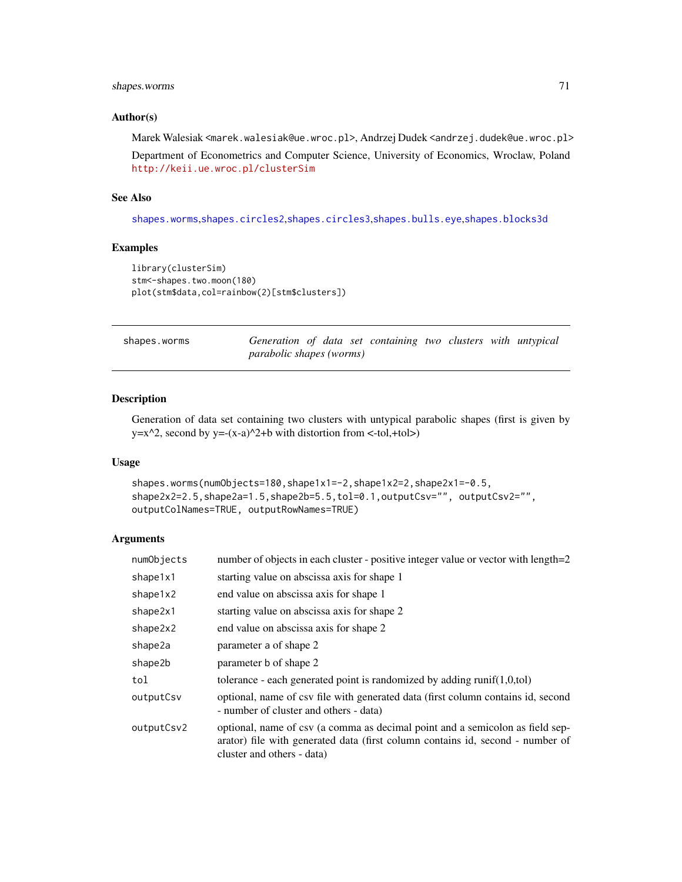### Author(s)

Marek Walesiak <marek.walesiak@ue.wroc.pl>, Andrzej Dudek <andrzej.dudek@ue.wroc.pl>

Department of Econometrics and Computer Science, University of Economics, Wroclaw, Poland http://keii.ue.wroc.pl/clusterSim

### See Also

shapes.worms,shapes.circles2,shapes.circles3,shapes.bulls.eye,shapes.blocks3d

### Examples

```
library(clusterSim)
stm<-shapes.two.moon(180)
plot(stm$data,col=rainbow(2)[stm$clusters])
```

---

## shapes.worms — *Generation of data set containing two clusters with untypical parabolic shapes (worms)*

### Description

Generation of data set containing two clusters with untypical parabolic shapes (first is given by y=x^2, second by y=-(x-a)^2+b with distortion from <-tol,+tol>)

### Usage

```
shapes.worms(numObjects=180,shape1x1=-2,shape1x2=2,shape2x1=-0.5,
shape2x2=2.5,shape2a=1.5,shape2b=5.5,tol=0.1,outputCsv="", outputCsv2="",
outputColNames=TRUE, outputRowNames=TRUE)
```

### Arguments

| | |
|---|---|
| numObjects | number of objects in each cluster - positive integer value or vector with length=2 |
| shape1x1 | starting value on abscissa axis for shape 1 |
| shape1x2 | end value on abscissa axis for shape 1 |
| shape2x1 | starting value on abscissa axis for shape 2 |
| shape2x2 | end value on abscissa axis for shape 2 |
| shape2a | parameter a of shape 2 |
| shape2b | parameter b of shape 2 |
| tol | tolerance - each generated point is randomized by adding runif(1,0,tol) |
| outputCsv | optional, name of csv file with generated data (first column contains id, second - number of cluster and others - data) |
| outputCsv2 | optional, name of csv (a comma as decimal point and a semicolon as field separator) file with generated data (first column contains id, second - number of cluster and others - data) |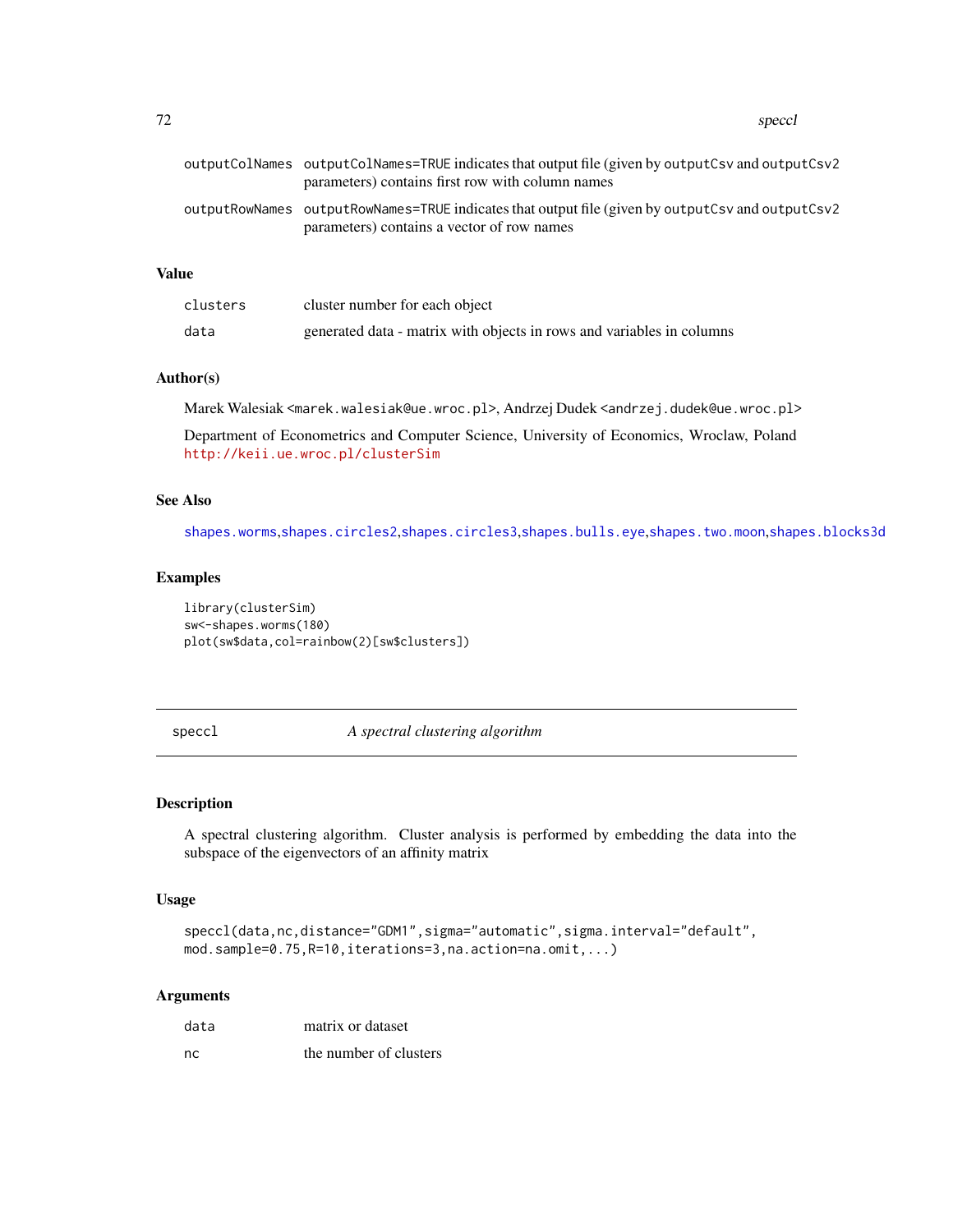| | |
|---|---|
| outputColNames | outputColNames=TRUE indicates that output file (given by outputCsv and outputCsv2 parameters) contains first row with column names |
| outputRowNames | outputRowNames=TRUE indicates that output file (given by outputCsv and outputCsv2 parameters) contains a vector of row names |

### Value

| | |
|---|---|
| clusters | cluster number for each object |
| data | generated data - matrix with objects in rows and variables in columns |

### Author(s)

Marek Walesiak <marek.walesiak@ue.wroc.pl>, Andrzej Dudek <andrzej.dudek@ue.wroc.pl>

Department of Econometrics and Computer Science, University of Economics, Wroclaw, Poland http://keii.ue.wroc.pl/clusterSim

### See Also

shapes.worms, shapes.circles2, shapes.circles3, shapes.bulls.eye, shapes.two.moon, shapes.blocks3d

### Examples

```
library(clusterSim)
sw<-shapes.worms(180)
plot(sw$data,col=rainbow(2)[sw$clusters])
```

---

## speccl — *A spectral clustering algorithm*

---

### Description

A spectral clustering algorithm. Cluster analysis is performed by embedding the data into the subspace of the eigenvectors of an affinity matrix

### Usage

```
speccl(data,nc,distance="GDM1",sigma="automatic",sigma.interval="default",
mod.sample=0.75,R=10,iterations=3,na.action=na.omit,...)
```

### Arguments

| | |
|---|---|
| data | matrix or dataset |
| nc | the number of clusters |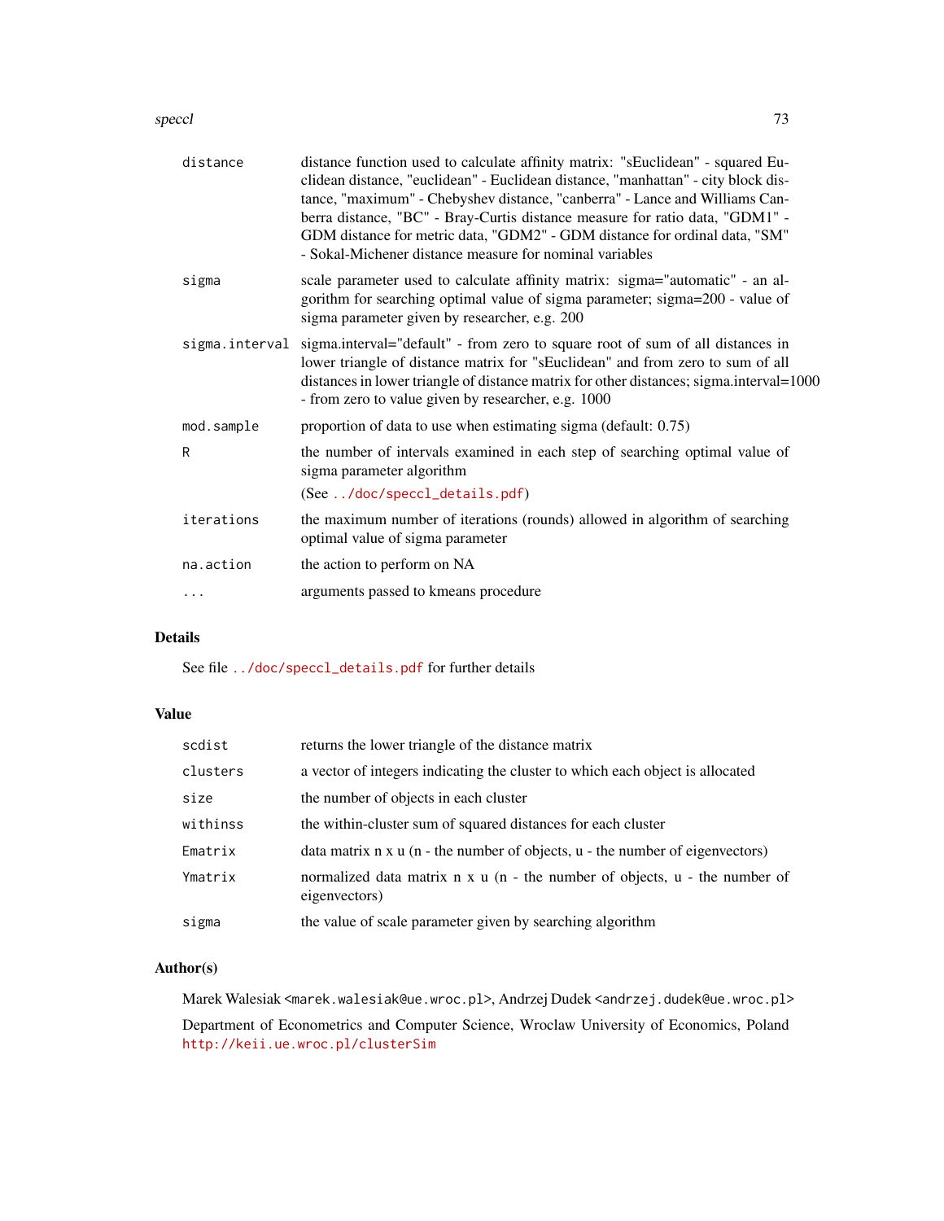| | |
|---|---|
| `distance` | distance function used to calculate affinity matrix: "sEuclidean" - squared Euclidean distance, "euclidean" - Euclidean distance, "manhattan" - city block distance, "maximum" - Chebyshev distance, "canberra" - Lance and Williams Canberra distance, "BC" - Bray-Curtis distance measure for ratio data, "GDM1" - GDM distance for metric data, "GDM2" - GDM distance for ordinal data, "SM" - Sokal-Michener distance measure for nominal variables |
| `sigma` | scale parameter used to calculate affinity matrix: sigma="automatic" - an algorithm for searching optimal value of sigma parameter; sigma=200 - value of sigma parameter given by researcher, e.g. 200 |
| `sigma.interval` | sigma.interval="default" - from zero to square root of sum of all distances in lower triangle of distance matrix for "sEuclidean" and from zero to sum of all distances in lower triangle of distance matrix for other distances; sigma.interval=1000 - from zero to value given by researcher, e.g. 1000 |
| `mod.sample` | proportion of data to use when estimating sigma (default: 0.75) |
| `R` | the number of intervals examined in each step of searching optimal value of sigma parameter algorithm (See `../doc/speccl_details.pdf`) |
| `iterations` | the maximum number of iterations (rounds) allowed in algorithm of searching optimal value of sigma parameter |
| `na.action` | the action to perform on NA |
| `...` | arguments passed to kmeans procedure |

## Details

See file `../doc/speccl_details.pdf` for further details

## Value

| | |
|---|---|
| `scdist` | returns the lower triangle of the distance matrix |
| `clusters` | a vector of integers indicating the cluster to which each object is allocated |
| `size` | the number of objects in each cluster |
| `withinss` | the within-cluster sum of squared distances for each cluster |
| `Ematrix` | data matrix n x u (n - the number of objects, u - the number of eigenvectors) |
| `Ymatrix` | normalized data matrix n x u (n - the number of objects, u - the number of eigenvectors) |
| `sigma` | the value of scale parameter given by searching algorithm |

## Author(s)

Marek Walesiak <marek.walesiak@ue.wroc.pl>, Andrzej Dudek <andrzej.dudek@ue.wroc.pl>

Department of Econometrics and Computer Science, Wroclaw University of Economics, Poland http://keii.ue.wroc.pl/clusterSim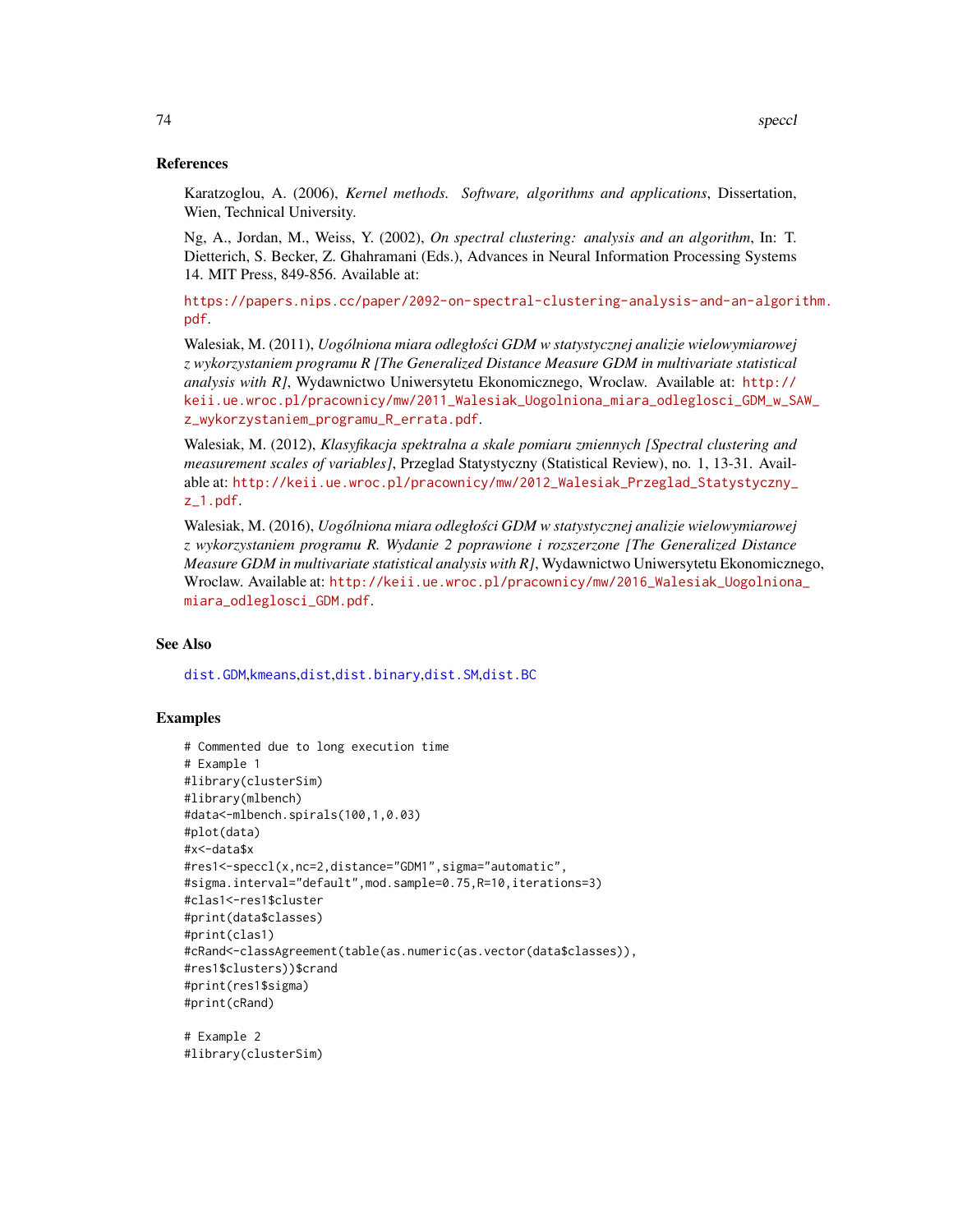### References

Karatzoglou, A. (2006), *Kernel methods. Software, algorithms and applications*, Dissertation, Wien, Technical University.

Ng, A., Jordan, M., Weiss, Y. (2002), *On spectral clustering: analysis and an algorithm*, In: T. Dietterich, S. Becker, Z. Ghahramani (Eds.), Advances in Neural Information Processing Systems 14. MIT Press, 849-856. Available at:

https://papers.nips.cc/paper/2092-on-spectral-clustering-analysis-and-an-algorithm.pdf.

Walesiak, M. (2011), *Uogólniona miara odległości GDM w statystycznej analizie wielowymiarowej z wykorzystaniem programu R [The Generalized Distance Measure GDM in multivariate statistical analysis with R]*, Wydawnictwo Uniwersytetu Ekonomicznego, Wroclaw. Available at: http://keii.ue.wroc.pl/pracownicy/mw/2011_Walesiak_Uogolniona_miara_odleglosci_GDM_w_SAW_z_wykorzystaniem_programu_R_errata.pdf.

Walesiak, M. (2012), *Klasyfikacja spektralna a skale pomiaru zmiennych [Spectral clustering and measurement scales of variables]*, Przeglad Statystyczny (Statistical Review), no. 1, 13-31. Available at: http://keii.ue.wroc.pl/pracownicy/mw/2012_Walesiak_Przeglad_Statystyczny_z_1.pdf.

Walesiak, M. (2016), *Uogólniona miara odległości GDM w statystycznej analizie wielowymiarowej z wykorzystaniem programu R. Wydanie 2 poprawione i rozszerzone [The Generalized Distance Measure GDM in multivariate statistical analysis with R]*, Wydawnictwo Uniwersytetu Ekonomicznego, Wroclaw. Available at: http://keii.ue.wroc.pl/pracownicy/mw/2016_Walesiak_Uogolniona_miara_odleglosci_GDM.pdf.

### See Also

dist.GDM,kmeans,dist,dist.binary,dist.SM,dist.BC

### Examples

```
# Commented due to long execution time
# Example 1
#library(clusterSim)
#library(mlbench)
#data<-mlbench.spirals(100,1,0.03)
#plot(data)
#x<-data$x
#res1<-speccl(x,nc=2,distance="GDM1",sigma="automatic",
#sigma.interval="default",mod.sample=0.75,R=10,iterations=3)
#clas1<-res1$cluster
#print(data$classes)
#print(clas1)
#cRand<-classAgreement(table(as.numeric(as.vector(data$classes)),
#res1$clusters))$crand
#print(res1$sigma)
#print(cRand)

# Example 2
#library(clusterSim)
```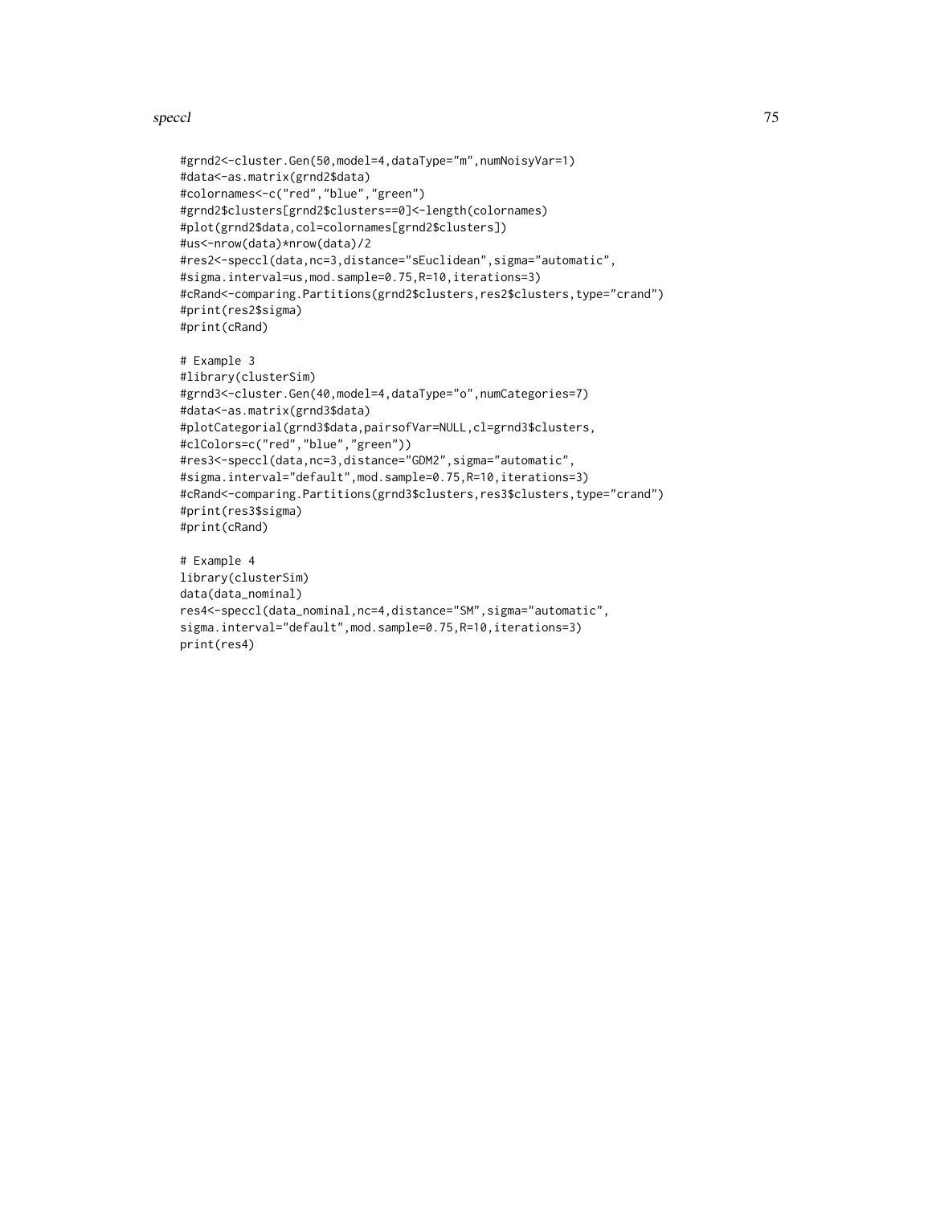```
#grnd2<-cluster.Gen(50,model=4,dataType="m",numNoisyVar=1)
#data<-as.matrix(grnd2$data)
#colornames<-c("red","blue","green")
#grnd2$clusters[grnd2$clusters==0]<-length(colornames)
#plot(grnd2$data,col=colornames[grnd2$clusters])
#us<-nrow(data)*nrow(data)/2
#res2<-speccl(data,nc=3,distance="sEuclidean",sigma="automatic",
#sigma.interval=us,mod.sample=0.75,R=10,iterations=3)
#cRand<-comparing.Partitions(grnd2$clusters,res2$clusters,type="crand")
#print(res2$sigma)
#print(cRand)

# Example 3
#library(clusterSim)
#grnd3<-cluster.Gen(40,model=4,dataType="o",numCategories=7)
#data<-as.matrix(grnd3$data)
#plotCategorial(grnd3$data,pairsofVar=NULL,cl=grnd3$clusters,
#clColors=c("red","blue","green"))
#res3<-speccl(data,nc=3,distance="GDM2",sigma="automatic",
#sigma.interval="default",mod.sample=0.75,R=10,iterations=3)
#cRand<-comparing.Partitions(grnd3$clusters,res3$clusters,type="crand")
#print(res3$sigma)
#print(cRand)

# Example 4
library(clusterSim)
data(data_nominal)
res4<-speccl(data_nominal,nc=4,distance="SM",sigma="automatic",
sigma.interval="default",mod.sample=0.75,R=10,iterations=3)
print(res4)
```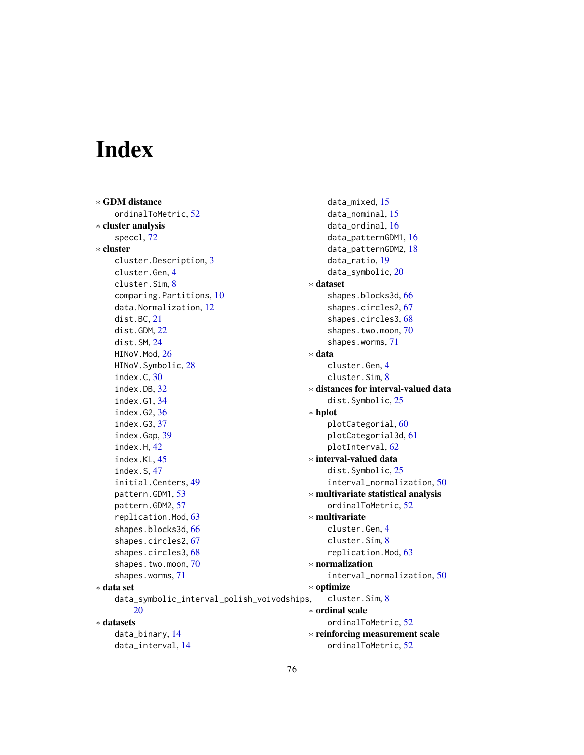# Index

* **GDM distance**
  ordinalToMetric, 52
* **cluster analysis**
  speccl, 72
* **cluster**
  cluster.Description, 3
  cluster.Gen, 4
  cluster.Sim, 8
  comparing.Partitions, 10
  data.Normalization, 12
  dist.BC, 21
  dist.GDM, 22
  dist.SM, 24
  HINoV.Mod, 26
  HINoV.Symbolic, 28
  index.C, 30
  index.DB, 32
  index.G1, 34
  index.G2, 36
  index.G3, 37
  index.Gap, 39
  index.H, 42
  index.KL, 45
  index.S, 47
  initial.Centers, 49
  pattern.GDM1, 53
  pattern.GDM2, 57
  replication.Mod, 63
  shapes.blocks3d, 66
  shapes.circles2, 67
  shapes.circles3, 68
  shapes.two.moon, 70
  shapes.worms, 71
* **data set**
  data_symbolic_interval_polish_voivodships, 20
* **datasets**
  data_binary, 14
  data_interval, 14
  data_mixed, 15
  data_nominal, 15
  data_ordinal, 16
  data_patternGDM1, 16
  data_patternGDM2, 18
  data_ratio, 19
  data_symbolic, 20
* **dataset**
  shapes.blocks3d, 66
  shapes.circles2, 67
  shapes.circles3, 68
  shapes.two.moon, 70
  shapes.worms, 71
* **data**
  cluster.Gen, 4
  cluster.Sim, 8
* **distances for interval-valued data**
  dist.Symbolic, 25
* **hplot**
  plotCategorial, 60
  plotCategorial3d, 61
  plotInterval, 62
* **interval-valued data**
  dist.Symbolic, 25
  interval_normalization, 50
* **multivariate statistical analysis**
  ordinalToMetric, 52
* **multivariate**
  cluster.Gen, 4
  cluster.Sim, 8
  replication.Mod, 63
* **normalization**
  interval_normalization, 50
* **optimize**
  cluster.Sim, 8
* **ordinal scale**
  ordinalToMetric, 52
* **reinforcing measurement scale**
  ordinalToMetric, 52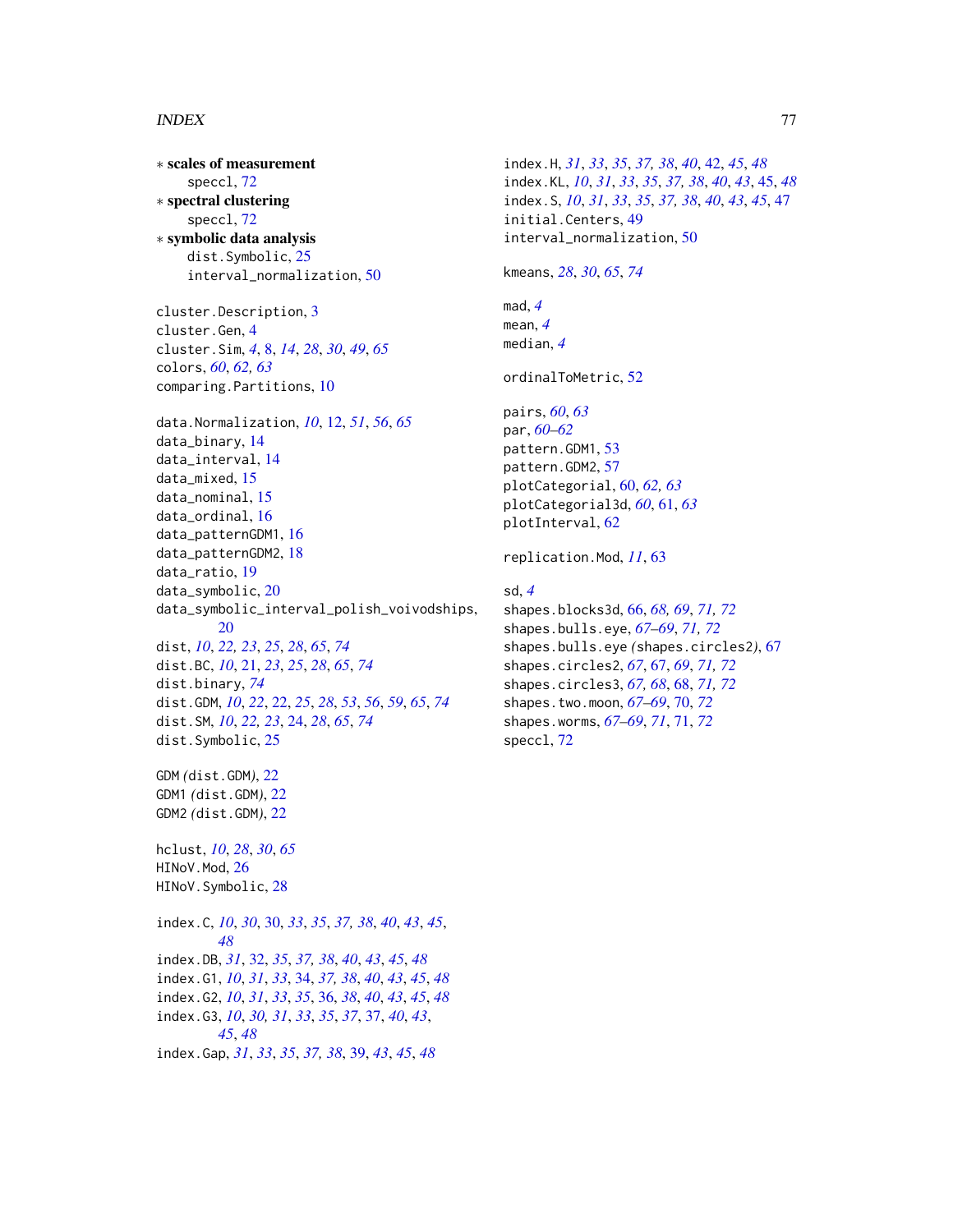∗ **scales of measurement**
    speccl, 72

∗ **spectral clustering**
    speccl, 72

∗ **symbolic data analysis**
    dist.Symbolic, 25
    interval_normalization, 50

cluster.Description, 3
cluster.Gen, 4
cluster.Sim, *4*, 8, *14*, *28*, *30*, *49*, *65*
colors, *60*, *62, 63*
comparing.Partitions, 10

data.Normalization, *10*, 12, *51*, *56*, *65*
data_binary, 14
data_interval, 14
data_mixed, 15
data_nominal, 15
data_ordinal, 16
data_patternGDM1, 16
data_patternGDM2, 18
data_ratio, 19
data_symbolic, 20
data_symbolic_interval_polish_voivodships, 20
dist, *10*, *22, 23*, *25*, *28*, *65*, *74*
dist.BC, *10*, 21, *23*, *25*, *28*, *65*, *74*
dist.binary, *74*
dist.GDM, *10*, *22*, 22, *25*, *28*, *53*, *56*, *59*, *65*, *74*
dist.SM, *10*, *22, 23*, 24, *28*, *65*, *74*
dist.Symbolic, 25

GDM *(*dist.GDM*)*, 22
GDM1 *(*dist.GDM*)*, 22
GDM2 *(*dist.GDM*)*, 22

hclust, *10*, *28*, *30*, *65*
HINoV.Mod, 26
HINoV.Symbolic, 28

index.C, *10*, *30*, 30, *33*, *35*, *37, 38*, *40*, *43*, *45*, *48*
index.DB, *31*, 32, *35*, *37, 38*, *40*, *43*, *45*, *48*
index.G1, *10*, *31*, *33*, 34, *37, 38*, *40*, *43*, *45*, *48*
index.G2, *10*, *31*, *33*, *35*, 36, *38*, *40*, *43*, *45*, *48*
index.G3, *10*, *30, 31*, *33*, *35*, *37*, 37, *40*, *43*, *45*, *48*
index.Gap, *31*, *33*, *35*, *37, 38*, 39, *43*, *45*, *48*
index.H, *31*, *33*, *35*, *37, 38*, *40*, 42, *45*, *48*
index.KL, *10*, *31*, *33*, *35*, *37, 38*, *40*, *43*, 45, *48*
index.S, *10*, *31*, *33*, *35*, *37, 38*, *40*, *43*, *45*, 47
initial.Centers, 49
interval_normalization, 50

kmeans, *28*, *30*, *65*, *74*

mad, *4*
mean, *4*
median, *4*

ordinalToMetric, 52

pairs, *60*, *63*
par, *60–62*
pattern.GDM1, 53
pattern.GDM2, 57
plotCategorial, 60, *62, 63*
plotCategorial3d, *60*, 61, *63*
plotInterval, 62

replication.Mod, *11*, 63

sd, *4*
shapes.blocks3d, 66, *68, 69*, *71, 72*
shapes.bulls.eye, *67–69*, *71, 72*
shapes.bulls.eye *(*shapes.circles2*)*, 67
shapes.circles2, *67*, 67, *69*, *71, 72*
shapes.circles3, *67, 68*, 68, *71, 72*
shapes.two.moon, *67–69*, 70, *72*
shapes.worms, *67–69*, *71*, 71, *72*
speccl, 72